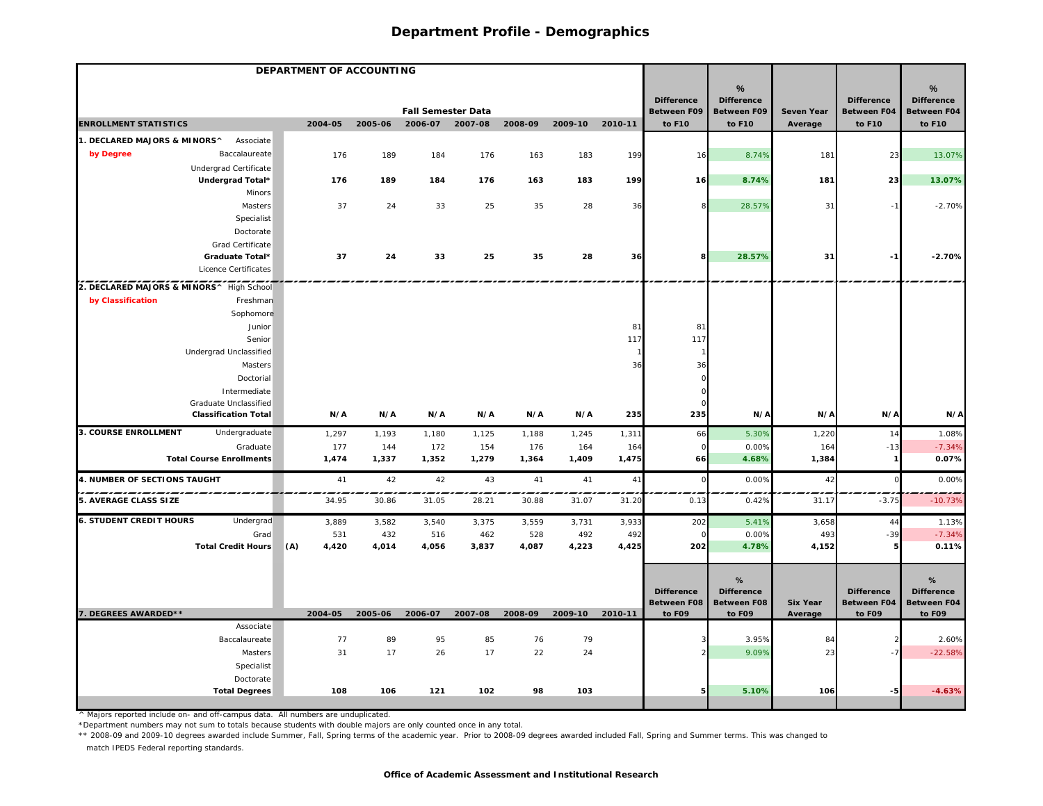# Department Profile - Demographics

| DEPARTMENT OF ACCOUNTING | | | | | | | | | | | | | | |
|---|---|---|---|---|---|---|---|---|---|---|---|---|---|---|
| | | Fall Semester Data | | | | | | | Difference Between F09 to F10 | % Difference Between F09 to F10 | Seven Year Average | Difference Between F04 to F10 | % Difference Between F04 to F10 |
| **ENROLLMENT STATISTICS** | | 2004-05 | 2005-06 | 2006-07 | 2007-08 | 2008-09 | 2009-10 | 2010-11 | | | | | |
| **1. DECLARED MAJORS & MINORS^** | Associate | | | | | | | | | | | | |
| **by Degree** | Baccalaureate | 176 | 189 | 184 | 176 | 163 | 183 | 199 | 16 | 8.74% | 181 | 23 | 13.07% |
| | Undergrad Certificate | | | | | | | | | | | | |
| | **Undergrad Total*** | **176** | **189** | **184** | **176** | **163** | **183** | **199** | **16** | **8.74%** | **181** | **23** | **13.07%** |
| | Minors | | | | | | | | | | | | |
| | Masters | 37 | 24 | 33 | 25 | 35 | 28 | 36 | 8 | 28.57% | 31 | -1 | -2.70% |
| | Specialist | | | | | | | | | | | | |
| | Doctorate | | | | | | | | | | | | |
| | Grad Certificate | | | | | | | | | | | | |
| | **Graduate Total*** | **37** | **24** | **33** | **25** | **35** | **28** | **36** | **8** | **28.57%** | **31** | **-1** | **-2.70%** |
| | Licence Certificates | | | | | | | | | | | | |
| **2. DECLARED MAJORS & MINORS^** | High School | | | | | | | | | | | | |
| **by Classification** | Freshman | | | | | | | | | | | | |
| | Sophomore | | | | | | | | | | | | |
| | Junior | | | | | | | 81 | 81 | | | | |
| | Senior | | | | | | | 117 | 117 | | | | |
| | Undergrad Unclassified | | | | | | | 1 | 1 | | | | |
| | Masters | | | | | | | 36 | 36 | | | | |
| | Doctorial | | | | | | | | 0 | | | | |
| | Intermediate | | | | | | | | 0 | | | | |
| | Graduate Unclassified | | | | | | | | 0 | | | | |
| | **Classification Total** | **N/A** | **N/A** | **N/A** | **N/A** | **N/A** | **N/A** | **235** | **235** | **N/A** | **N/A** | **N/A** | **N/A** |
| **3. COURSE ENROLLMENT** | Undergraduate | 1,297 | 1,193 | 1,180 | 1,125 | 1,188 | 1,245 | 1,311 | 66 | 5.30% | 1,220 | 14 | 1.08% |
| | Graduate | 177 | 144 | 172 | 154 | 176 | 164 | 164 | 0 | 0.00% | 164 | -13 | -7.34% |
| | **Total Course Enrollments** | **1,474** | **1,337** | **1,352** | **1,279** | **1,364** | **1,409** | **1,475** | **66** | **4.68%** | **1,384** | **1** | **0.07%** |
| **4. NUMBER OF SECTIONS TAUGHT** | | 41 | 42 | 42 | 43 | 41 | 41 | 41 | 0 | 0.00% | 42 | 0 | 0.00% |
| **5. AVERAGE CLASS SIZE** | | 34.95 | 30.86 | 31.05 | 28.21 | 30.88 | 31.07 | 31.20 | 0.13 | 0.42% | 31.17 | -3.75 | -10.73% |
| **6. STUDENT CREDIT HOURS** | Undergrad | 3,889 | 3,582 | 3,540 | 3,375 | 3,559 | 3,731 | 3,933 | 202 | 5.41% | 3,658 | 44 | 1.13% |
| | Grad | 531 | 432 | 516 | 462 | 528 | 492 | 492 | 0 | 0.00% | 493 | -39 | -7.34% |
| | **Total Credit Hours (A)** | **4,420** | **4,014** | **4,056** | **3,837** | **4,087** | **4,223** | **4,425** | **202** | **4.78%** | **4,152** | **5** | **0.11%** |

| | | | | | | | | | Difference Between F08 to F09 | % Difference Between F08 to F09 | Six Year Average | Difference Between F04 to F09 | % Difference Between F04 to F09 |
|---|---|---|---|---|---|---|---|---|---|---|---|---|---|
| **7. DEGREES AWARDED**** | | 2004-05 | 2005-06 | 2006-07 | 2007-08 | 2008-09 | 2009-10 | 2010-11 | | | | | |
| | Associate | | | | | | | | | | | | |
| | Baccalaureate | 77 | 89 | 95 | 85 | 76 | 79 | | 3 | 3.95% | 84 | 2 | 2.60% |
| | Masters | 31 | 17 | 26 | 17 | 22 | 24 | | 2 | 9.09% | 23 | -7 | -22.58% |
| | Specialist | | | | | | | | | | | | |
| | Doctorate | | | | | | | | | | | | |
| | **Total Degrees** | **108** | **106** | **121** | **102** | **98** | **103** | | **5** | **5.10%** | **106** | **-5** | **-4.63%** |

^ Majors reported include on- and off-campus data. All numbers are unduplicated.

*Department numbers may not sum to totals because students with double majors are only counted once in any total.

** 2008-09 and 2009-10 degrees awarded include Summer, Fall, Spring terms of the academic year. Prior to 2008-09 degrees awarded included Fall, Spring and Summer terms. This was changed to match IPEDS Federal reporting standards.

**Office of Academic Assessment and Institutional Research**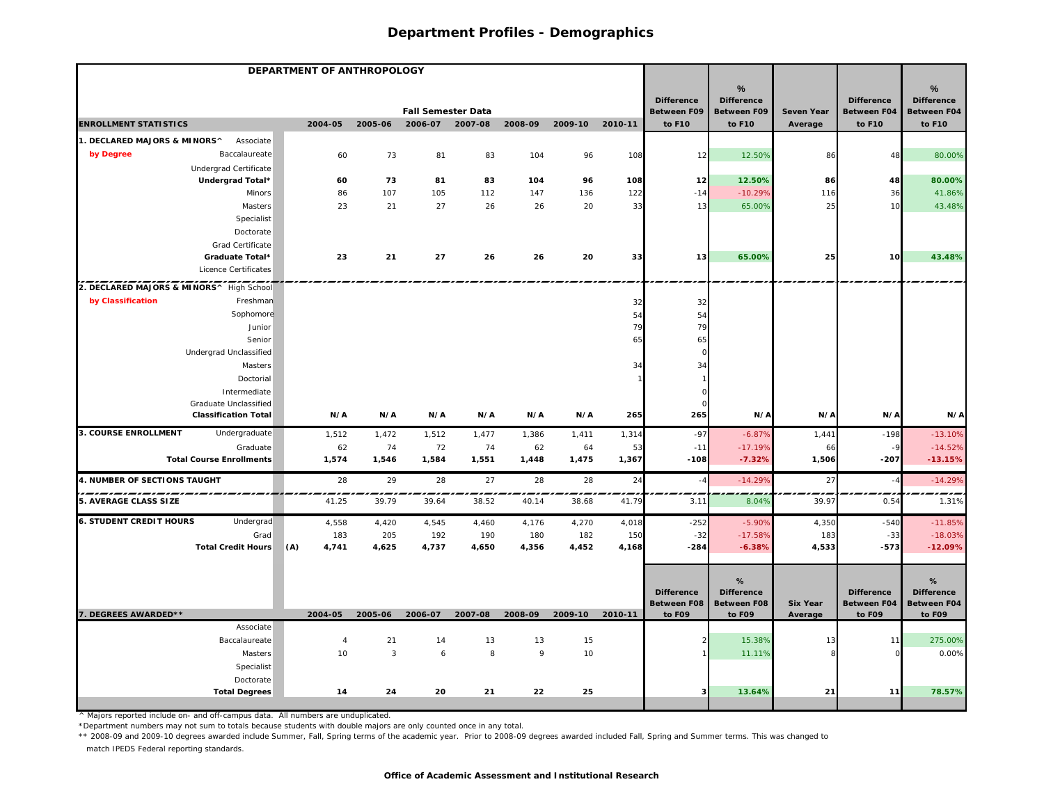# Department Profiles - Demographics

## DEPARTMENT OF ANTHROPOLOGY

| ENROLLMENT STATISTICS | | 2004-05 | 2005-06 | 2006-07 | 2007-08 | 2008-09 | 2009-10 | 2010-11 | Difference Between F09 to F10 | % Difference Between F09 to F10 | Seven Year Average | Difference Between F04 to F10 | % Difference Between F04 to F10 |
|---|---|---|---|---|---|---|---|---|---|---|---|---|---|
| | | Fall Semester Data | | | | | | | | | | | |
| **1. DECLARED MAJORS & MINORS^** | Associate | | | | | | | | | | | | |
| **by Degree** | Baccalaureate | 60 | 73 | 81 | 83 | 104 | 96 | 108 | 12 | 12.50% | 86 | 48 | 80.00% |
| | Undergrad Certificate | | | | | | | | | | | | |
| | **Undergrad Total*** | **60** | **73** | **81** | **83** | **104** | **96** | **108** | **12** | **12.50%** | **86** | **48** | **80.00%** |
| | Minors | 86 | 107 | 105 | 112 | 147 | 136 | 122 | -14 | -10.29% | 116 | 36 | 41.86% |
| | Masters | 23 | 21 | 27 | 26 | 26 | 20 | 33 | 13 | 65.00% | 25 | 10 | 43.48% |
| | Specialist | | | | | | | | | | | | |
| | Doctorate | | | | | | | | | | | | |
| | Grad Certificate | | | | | | | | | | | | |
| | **Graduate Total*** | **23** | **21** | **27** | **26** | **26** | **20** | **33** | **13** | **65.00%** | **25** | **10** | **43.48%** |
| | Licence Certificates | | | | | | | | | | | | |
| **2. DECLARED MAJORS & MINORS^** | High School | | | | | | | | | | | | |
| **by Classification** | Freshman | | | | | | | 32 | 32 | | | | |
| | Sophomore | | | | | | | 54 | 54 | | | | |
| | Junior | | | | | | | 79 | 79 | | | | |
| | Senior | | | | | | | 65 | 65 | | | | |
| | Undergrad Unclassified | | | | | | | | 0 | | | | |
| | Masters | | | | | | | 34 | 34 | | | | |
| | Doctorial | | | | | | | 1 | 1 | | | | |
| | Intermediate | | | | | | | | 0 | | | | |
| | Graduate Unclassified | | | | | | | | 0 | | | | |
| | **Classification Total** | **N/A** | **N/A** | **N/A** | **N/A** | **N/A** | **N/A** | **265** | **265** | **N/A** | **N/A** | **N/A** | **N/A** |
| **3. COURSE ENROLLMENT** | Undergraduate | 1,512 | 1,472 | 1,512 | 1,477 | 1,386 | 1,411 | 1,314 | -97 | -6.87% | 1,441 | -198 | -13.10% |
| | Graduate | 62 | 74 | 72 | 74 | 62 | 64 | 53 | -11 | -17.19% | 66 | -9 | -14.52% |
| | **Total Course Enrollments** | **1,574** | **1,546** | **1,584** | **1,551** | **1,448** | **1,475** | **1,367** | **-108** | **-7.32%** | **1,506** | **-207** | **-13.15%** |
| **4. NUMBER OF SECTIONS TAUGHT** | | 28 | 29 | 28 | 27 | 28 | 28 | 24 | -4 | -14.29% | 27 | -4 | -14.29% |
| **5. AVERAGE CLASS SIZE** | | 41.25 | 39.79 | 39.64 | 38.52 | 40.14 | 38.68 | 41.79 | 3.11 | 8.04% | 39.97 | 0.54 | 1.31% |
| **6. STUDENT CREDIT HOURS** | Undergrad | 4,558 | 4,420 | 4,545 | 4,460 | 4,176 | 4,270 | 4,018 | -252 | -5.90% | 4,350 | -540 | -11.85% |
| | Grad | 183 | 205 | 192 | 190 | 180 | 182 | 150 | -32 | -17.58% | 183 | -33 | -18.03% |
| | **Total Credit Hours** (A) | **4,741** | **4,625** | **4,737** | **4,650** | **4,356** | **4,452** | **4,168** | **-284** | **-6.38%** | **4,533** | **-573** | **-12.09%** |

| 7. DEGREES AWARDED** | | 2004-05 | 2005-06 | 2006-07 | 2007-08 | 2008-09 | 2009-10 | 2010-11 | Difference Between F08 to F09 | % Difference Between F08 to F09 | Six Year Average | Difference Between F04 to F09 | % Difference Between F04 to F09 |
|---|---|---|---|---|---|---|---|---|---|---|---|---|---|
| | Associate | | | | | | | | | | | | |
| | Baccalaureate | 4 | 21 | 14 | 13 | 13 | 15 | | 2 | 15.38% | 13 | 11 | 275.00% |
| | Masters | 10 | 3 | 6 | 8 | 9 | 10 | | 1 | 11.11% | 8 | 0 | 0.00% |
| | Specialist | | | | | | | | | | | | |
| | Doctorate | | | | | | | | | | | | |
| | **Total Degrees** | **14** | **24** | **20** | **21** | **22** | **25** | | **3** | **13.64%** | **21** | **11** | **78.57%** |

^ Majors reported include on- and off-campus data. All numbers are unduplicated.

*Department numbers may not sum to totals because students with double majors are only counted once in any total.

** 2008-09 and 2009-10 degrees awarded include Summer, Fall, Spring terms of the academic year. Prior to 2008-09 degrees awarded included Fall, Spring and Summer terms. This was changed to match IPEDS Federal reporting standards.

**Office of Academic Assessment and Institutional Research**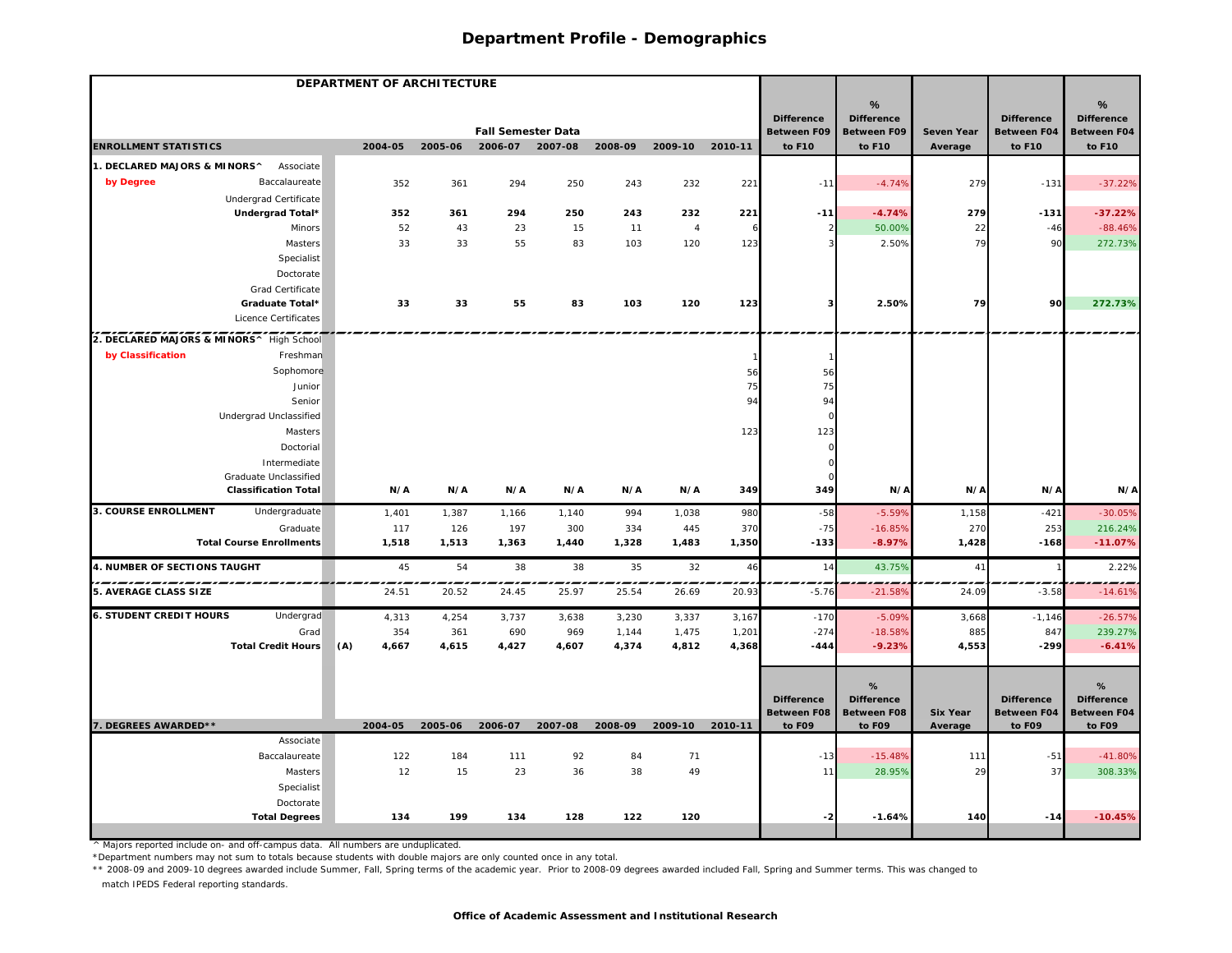# Department Profile - Demographics

| DEPARTMENT OF ARCHITECTURE | | | | | | | | | | | | | | |
|---|---|---|---|---|---|---|---|---|---|---|---|---|---|---|
| ENROLLMENT STATISTICS | | | Fall Semester Data 2004-05 | 2005-06 | 2006-07 | 2007-08 | 2008-09 | 2009-10 | 2010-11 | Difference Between F09 to F10 | % Difference Between F09 to F10 | Seven Year Average | Difference Between F04 to F10 | % Difference Between F04 to F10 |
| 1. DECLARED MAJORS & MINORS^ | Associate | | | | | | | | | | | | | |
| by Degree | Baccalaureate | | 352 | 361 | 294 | 250 | 243 | 232 | 221 | -11 | -4.74% | 279 | -131 | -37.22% |
| | Undergrad Certificate | | | | | | | | | | | | | |
| | **Undergrad Total*** | | **352** | **361** | **294** | **250** | **243** | **232** | **221** | **-11** | **-4.74%** | **279** | **-131** | **-37.22%** |
| | Minors | | 52 | 43 | 23 | 15 | 11 | 4 | 6 | 2 | 50.00% | 22 | -46 | -88.46% |
| | Masters | | 33 | 33 | 55 | 83 | 103 | 120 | 123 | 3 | 2.50% | 79 | 90 | 272.73% |
| | Specialist | | | | | | | | | | | | | |
| | Doctorate | | | | | | | | | | | | | |
| | Grad Certificate | | | | | | | | | | | | | |
| | **Graduate Total*** | | **33** | **33** | **55** | **83** | **103** | **120** | **123** | **3** | **2.50%** | **79** | **90** | **272.73%** |
| | Licence Certificates | | | | | | | | | | | | | |
| 2. DECLARED MAJORS & MINORS^ | High School | | | | | | | | | | | | | |
| by Classification | Freshman | | | | | | | | 1 | 1 | | | | |
| | Sophomore | | | | | | | | 56 | 56 | | | | |
| | Junior | | | | | | | | 75 | 75 | | | | |
| | Senior | | | | | | | | 94 | 94 | | | | |
| | Undergrad Unclassified | | | | | | | | | 0 | | | | |
| | Masters | | | | | | | | 123 | 123 | | | | |
| | Doctorial | | | | | | | | | 0 | | | | |
| | Intermediate | | | | | | | | | 0 | | | | |
| | Graduate Unclassified | | | | | | | | | 0 | | | | |
| | **Classification Total** | | **N/A** | **N/A** | **N/A** | **N/A** | **N/A** | **N/A** | **349** | **349** | **N/A** | **N/A** | **N/A** | **N/A** |
| 3. COURSE ENROLLMENT | Undergraduate | | 1,401 | 1,387 | 1,166 | 1,140 | 994 | 1,038 | 980 | -58 | -5.59% | 1,158 | -421 | -30.05% |
| | Graduate | | 117 | 126 | 197 | 300 | 334 | 445 | 370 | -75 | -16.85% | 270 | 253 | 216.24% |
| | **Total Course Enrollments** | | **1,518** | **1,513** | **1,363** | **1,440** | **1,328** | **1,483** | **1,350** | **-133** | **-8.97%** | **1,428** | **-168** | **-11.07%** |
| 4. NUMBER OF SECTIONS TAUGHT | | | 45 | 54 | 38 | 38 | 35 | 32 | 46 | 14 | 43.75% | 41 | 1 | 2.22% |
| 5. AVERAGE CLASS SIZE | | | 24.51 | 20.52 | 24.45 | 25.97 | 25.54 | 26.69 | 20.93 | -5.76 | -21.58% | 24.09 | -3.58 | -14.61% |
| 6. STUDENT CREDIT HOURS | Undergrad | | 4,313 | 4,254 | 3,737 | 3,638 | 3,230 | 3,337 | 3,167 | -170 | -5.09% | 3,668 | -1,146 | -26.57% |
| | Grad | | 354 | 361 | 690 | 969 | 1,144 | 1,475 | 1,201 | -274 | -18.58% | 885 | 847 | 239.27% |
| | **Total Credit Hours** | (A) | **4,667** | **4,615** | **4,427** | **4,607** | **4,374** | **4,812** | **4,368** | **-444** | **-9.23%** | **4,553** | **-299** | **-6.41%** |
| 7. DEGREES AWARDED** | | | 2004-05 | 2005-06 | 2006-07 | 2007-08 | 2008-09 | 2009-10 | 2010-11 | Difference Between F08 to F09 | % Difference Between F08 to F09 | Six Year Average | Difference Between F04 to F09 | % Difference Between F04 to F09 |
| | Associate | | | | | | | | | | | | | |
| | Baccalaureate | | 122 | 184 | 111 | 92 | 84 | 71 | | -13 | -15.48% | 111 | -51 | -41.80% |
| | Masters | | 12 | 15 | 23 | 36 | 38 | 49 | | 11 | 28.95% | 29 | 37 | 308.33% |
| | Specialist | | | | | | | | | | | | | |
| | Doctorate | | | | | | | | | | | | | |
| | **Total Degrees** | | **134** | **199** | **134** | **128** | **122** | **120** | | **-2** | **-1.64%** | **140** | **-14** | **-10.45%** |

^ Majors reported include on- and off-campus data. All numbers are unduplicated.

*Department numbers may not sum to totals because students with double majors are only counted once in any total.

** 2008-09 and 2009-10 degrees awarded include Summer, Fall, Spring terms of the academic year. Prior to 2008-09 degrees awarded included Fall, Spring and Summer terms. This was changed to match IPEDS Federal reporting standards.

**Office of Academic Assessment and Institutional Research**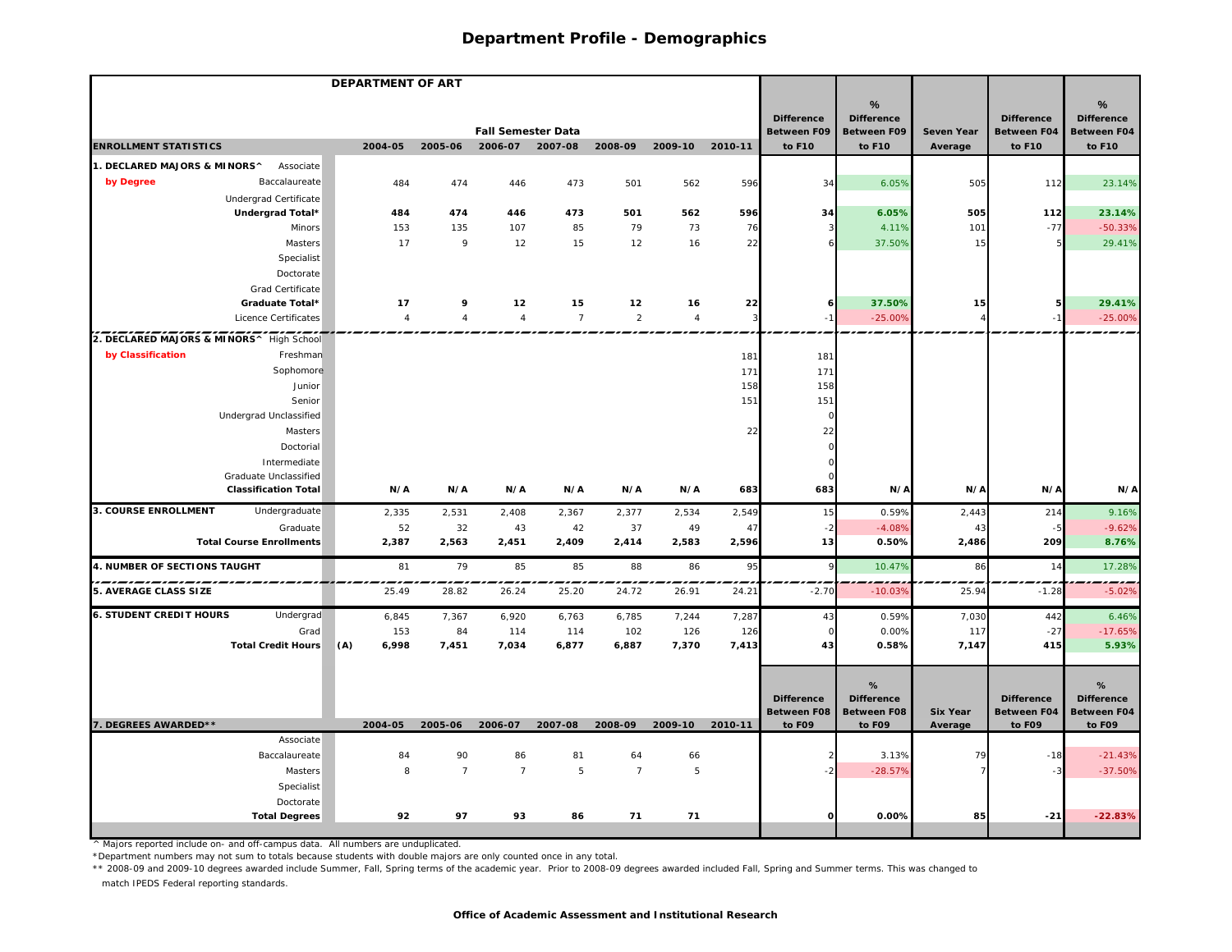# Department Profile - Demographics

| DEPARTMENT OF ART | | | | | | | | | | | | | | |
|---|---|---|---|---|---|---|---|---|---|---|---|---|---|---|
| | | | | Fall Semester Data | | | | | Difference Between F09 to F10 | % Difference Between F09 to F10 | Seven Year Average | Difference Between F04 to F10 | % Difference Between F04 to F10 |
| **ENROLLMENT STATISTICS** | | | 2004-05 | 2005-06 | 2006-07 | 2007-08 | 2008-09 | 2009-10 | 2010-11 | | | | | |
| **1. DECLARED MAJORS & MINORS^** | Associate | | | | | | | | | | | | | |
| **by Degree** | Baccalaureate | | 484 | 474 | 446 | 473 | 501 | 562 | 596 | 34 | 6.05% | 505 | 112 | 23.14% |
| | Undergrad Certificate | | | | | | | | | | | | | |
| | **Undergrad Total*** | | **484** | **474** | **446** | **473** | **501** | **562** | **596** | **34** | **6.05%** | **505** | **112** | **23.14%** |
| | Minors | | 153 | 135 | 107 | 85 | 79 | 73 | 76 | 3 | 4.11% | 101 | -77 | -50.33% |
| | Masters | | 17 | 9 | 12 | 15 | 12 | 16 | 22 | 6 | 37.50% | 15 | 5 | 29.41% |
| | Specialist | | | | | | | | | | | | | |
| | Doctorate | | | | | | | | | | | | | |
| | Grad Certificate | | | | | | | | | | | | | |
| | **Graduate Total*** | | **17** | **9** | **12** | **15** | **12** | **16** | **22** | **6** | **37.50%** | **15** | **5** | **29.41%** |
| | Licence Certificates | | 4 | 4 | 4 | 7 | 2 | 4 | 3 | -1 | -25.00% | 4 | -1 | -25.00% |
| **2. DECLARED MAJORS & MINORS^** | High School | | | | | | | | | | | | | |
| **by Classification** | Freshman | | | | | | | | 181 | 181 | | | | |
| | Sophomore | | | | | | | | 171 | 171 | | | | |
| | Junior | | | | | | | | 158 | 158 | | | | |
| | Senior | | | | | | | | 151 | 151 | | | | |
| | Undergrad Unclassified | | | | | | | | | 0 | | | | |
| | Masters | | | | | | | | 22 | 22 | | | | |
| | Doctorial | | | | | | | | | 0 | | | | |
| | Intermediate | | | | | | | | | 0 | | | | |
| | Graduate Unclassified | | | | | | | | | 0 | | | | |
| | **Classification Total** | | **N/A** | **N/A** | **N/A** | **N/A** | **N/A** | **N/A** | **683** | **683** | **N/A** | **N/A** | **N/A** | **N/A** |
| **3. COURSE ENROLLMENT** | Undergraduate | | 2,335 | 2,531 | 2,408 | 2,367 | 2,377 | 2,534 | 2,549 | 15 | 0.59% | 2,443 | 214 | 9.16% |
| | Graduate | | 52 | 32 | 43 | 42 | 37 | 49 | 47 | -2 | -4.08% | 43 | -5 | -9.62% |
| | **Total Course Enrollments** | | **2,387** | **2,563** | **2,451** | **2,409** | **2,414** | **2,583** | **2,596** | **13** | **0.50%** | **2,486** | **209** | **8.76%** |
| **4. NUMBER OF SECTIONS TAUGHT** | | | 81 | 79 | 85 | 85 | 88 | 86 | 95 | 9 | 10.47% | 86 | 14 | 17.28% |
| **5. AVERAGE CLASS SIZE** | | | 25.49 | 28.82 | 26.24 | 25.20 | 24.72 | 26.91 | 24.21 | -2.70 | -10.03% | 25.94 | -1.28 | -5.02% |
| **6. STUDENT CREDIT HOURS** | Undergrad | | 6,845 | 7,367 | 6,920 | 6,763 | 6,785 | 7,244 | 7,287 | 43 | 0.59% | 7,030 | 442 | 6.46% |
| | Grad | | 153 | 84 | 114 | 114 | 102 | 126 | 126 | 0 | 0.00% | 117 | -27 | -17.65% |
| | **Total Credit Hours** | **(A)** | **6,998** | **7,451** | **7,034** | **6,877** | **6,887** | **7,370** | **7,413** | **43** | **0.58%** | **7,147** | **415** | **5.93%** |

| **7. DEGREES AWARDED**** | | 2004-05 | 2005-06 | 2006-07 | 2007-08 | 2008-09 | 2009-10 | 2010-11 | Difference Between F08 to F09 | % Difference Between F08 to F09 | Six Year Average | Difference Between F04 to F09 | % Difference Between F04 to F09 |
|---|---|---|---|---|---|---|---|---|---|---|---|---|---|
| | Associate | | | | | | | | | | | | |
| | Baccalaureate | 84 | 90 | 86 | 81 | 64 | 66 | | 2 | 3.13% | 79 | -18 | -21.43% |
| | Masters | 8 | 7 | 7 | 5 | 7 | 5 | | -2 | -28.57% | 7 | -3 | -37.50% |
| | Specialist | | | | | | | | | | | | |
| | Doctorate | | | | | | | | | | | | |
| | **Total Degrees** | **92** | **97** | **93** | **86** | **71** | **71** | | **0** | **0.00%** | **85** | **-21** | **-22.83%** |

^ Majors reported include on- and off-campus data. All numbers are unduplicated.

*Department numbers may not sum to totals because students with double majors are only counted once in any total.

** 2008-09 and 2009-10 degrees awarded include Summer, Fall, Spring terms of the academic year. Prior to 2008-09 degrees awarded included Fall, Spring and Summer terms. This was changed to match IPEDS Federal reporting standards.

**Office of Academic Assessment and Institutional Research**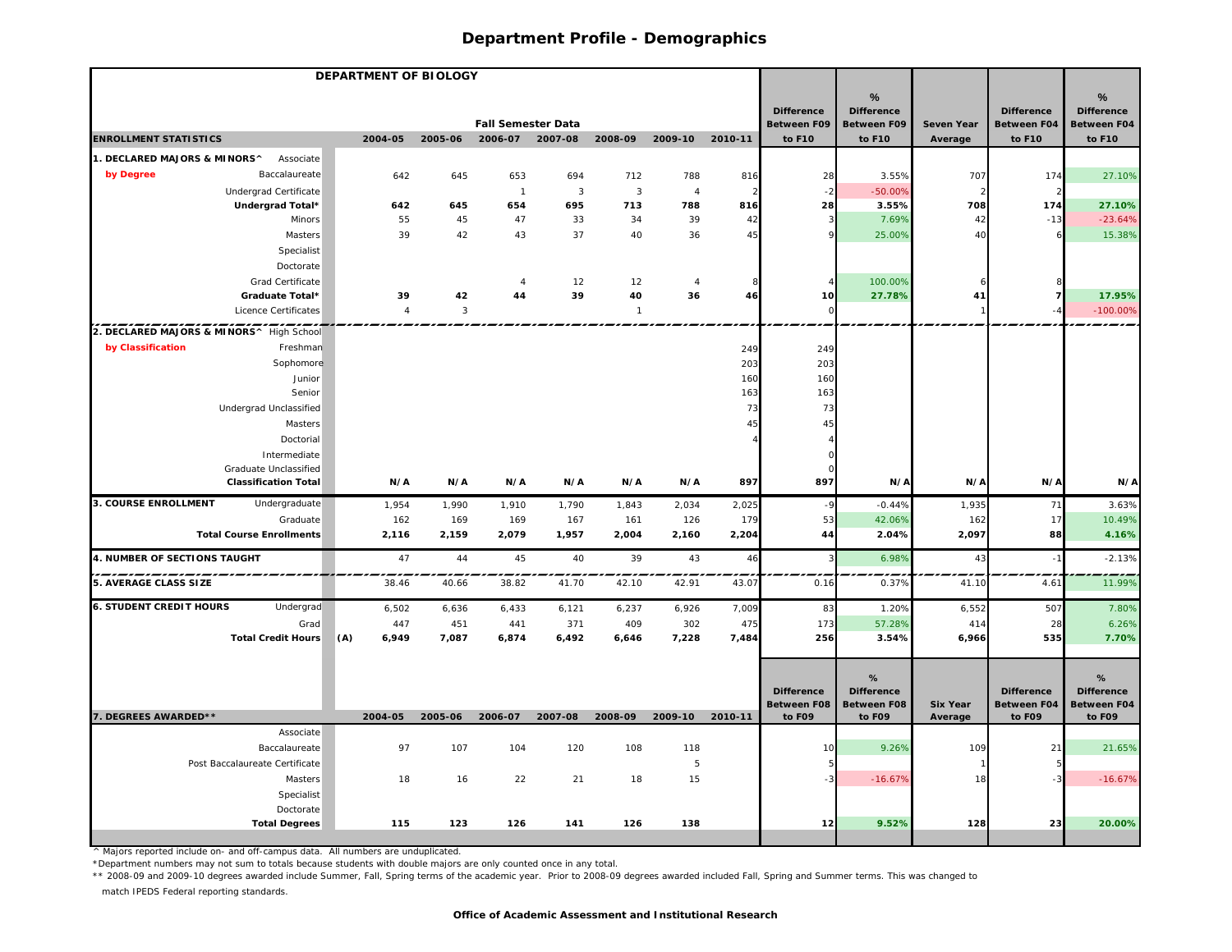# Department Profile - Demographics

| DEPARTMENT OF BIOLOGY | | | | | | | | | | | | | |
|---|---|---|---|---|---|---|---|---|---|---|---|---|---|
| | | | | Fall Semester Data | | | | | | | | | |
| ENROLLMENT STATISTICS | | 2004-05 | 2005-06 | 2006-07 | 2007-08 | 2008-09 | 2009-10 | 2010-11 | Difference Between F09 to F10 | % Difference Between F09 to F10 | Seven Year Average | Difference Between F04 to F10 | % Difference Between F04 to F10 |
| 1. DECLARED MAJORS & MINORS^ | Associate | | | | | | | | | | | | |
| by Degree | Baccalaureate | 642 | 645 | 653 | 694 | 712 | 788 | 816 | 28 | 3.55% | 707 | 174 | 27.10% |
| | Undergrad Certificate | | | 1 | 3 | 3 | 4 | 2 | -2 | -50.00% | 2 | 2 | |
| | **Undergrad Total*** | **642** | **645** | **654** | **695** | **713** | **788** | **816** | **28** | **3.55%** | **708** | **174** | **27.10%** |
| | Minors | 55 | 45 | 47 | 33 | 34 | 39 | 42 | 3 | 7.69% | 42 | -13 | -23.64% |
| | Masters | 39 | 42 | 43 | 37 | 40 | 36 | 45 | 9 | 25.00% | 40 | 6 | 15.38% |
| | Specialist | | | | | | | | | | | | |
| | Doctorate | | | | | | | | | | | | |
| | Grad Certificate | | | 4 | 12 | 12 | 4 | 8 | 4 | 100.00% | 6 | 8 | |
| | **Graduate Total*** | **39** | **42** | **44** | **39** | **40** | **36** | **46** | **10** | **27.78%** | **41** | **7** | **17.95%** |
| | Licence Certificates | 4 | 3 | | | 1 | | | 0 | | 1 | -4 | -100.00% |
| 2. DECLARED MAJORS & MINORS^ | High School | | | | | | | | | | | | |
| by Classification | Freshman | | | | | | | 249 | 249 | | | | |
| | Sophomore | | | | | | | 203 | 203 | | | | |
| | Junior | | | | | | | 160 | 160 | | | | |
| | Senior | | | | | | | 163 | 163 | | | | |
| | Undergrad Unclassified | | | | | | | 73 | 73 | | | | |
| | Masters | | | | | | | 45 | 45 | | | | |
| | Doctorial | | | | | | | 4 | 4 | | | | |
| | Intermediate | | | | | | | | 0 | | | | |
| | Graduate Unclassified | | | | | | | | 0 | | | | |
| | **Classification Total** | **N/A** | **N/A** | **N/A** | **N/A** | **N/A** | **N/A** | **897** | **897** | **N/A** | **N/A** | **N/A** | **N/A** |
| 3. COURSE ENROLLMENT | Undergraduate | 1,954 | 1,990 | 1,910 | 1,790 | 1,843 | 2,034 | 2,025 | -9 | -0.44% | 1,935 | 71 | 3.63% |
| | Graduate | 162 | 169 | 169 | 167 | 161 | 126 | 179 | 53 | 42.06% | 162 | 17 | 10.49% |
| | **Total Course Enrollments** | **2,116** | **2,159** | **2,079** | **1,957** | **2,004** | **2,160** | **2,204** | **44** | **2.04%** | **2,097** | **88** | **4.16%** |
| 4. NUMBER OF SECTIONS TAUGHT | | 47 | 44 | 45 | 40 | 39 | 43 | 46 | 3 | 6.98% | 43 | -1 | -2.13% |
| 5. AVERAGE CLASS SIZE | | 38.46 | 40.66 | 38.82 | 41.70 | 42.10 | 42.91 | 43.07 | 0.16 | 0.37% | 41.10 | 4.61 | 11.99% |
| 6. STUDENT CREDIT HOURS | Undergrad | 6,502 | 6,636 | 6,433 | 6,121 | 6,237 | 6,926 | 7,009 | 83 | 1.20% | 6,552 | 507 | 7.80% |
| | Grad | 447 | 451 | 441 | 371 | 409 | 302 | 475 | 173 | 57.28% | 414 | 28 | 6.26% |
| | **Total Credit Hours (A)** | **6,949** | **7,087** | **6,874** | **6,492** | **6,646** | **7,228** | **7,484** | **256** | **3.54%** | **6,966** | **535** | **7.70%** |

| 7. DEGREES AWARDED** | | 2004-05 | 2005-06 | 2006-07 | 2007-08 | 2008-09 | 2009-10 | 2010-11 | Difference Between F08 to F09 | % Difference Between F08 to F09 | Six Year Average | Difference Between F04 to F09 | % Difference Between F04 to F09 |
|---|---|---|---|---|---|---|---|---|---|---|---|---|---|
| | Associate | | | | | | | | | | | | |
| | Baccalaureate | 97 | 107 | 104 | 120 | 108 | 118 | | 10 | 9.26% | 109 | 21 | 21.65% |
| | Post Baccalaureate Certificate | | | | | | 5 | | 5 | | 1 | 5 | |
| | Masters | 18 | 16 | 22 | 21 | 18 | 15 | | -3 | -16.67% | 18 | -3 | -16.67% |
| | Specialist | | | | | | | | | | | | |
| | Doctorate | | | | | | | | | | | | |
| | **Total Degrees** | **115** | **123** | **126** | **141** | **126** | **138** | | **12** | **9.52%** | **128** | **23** | **20.00%** |

^ Majors reported include on- and off-campus data. All numbers are unduplicated.

*Department numbers may not sum to totals because students with double majors are only counted once in any total.

** 2008-09 and 2009-10 degrees awarded include Summer, Fall, Spring terms of the academic year. Prior to 2008-09 degrees awarded included Fall, Spring and Summer terms. This was changed to match IPEDS Federal reporting standards.

**Office of Academic Assessment and Institutional Research**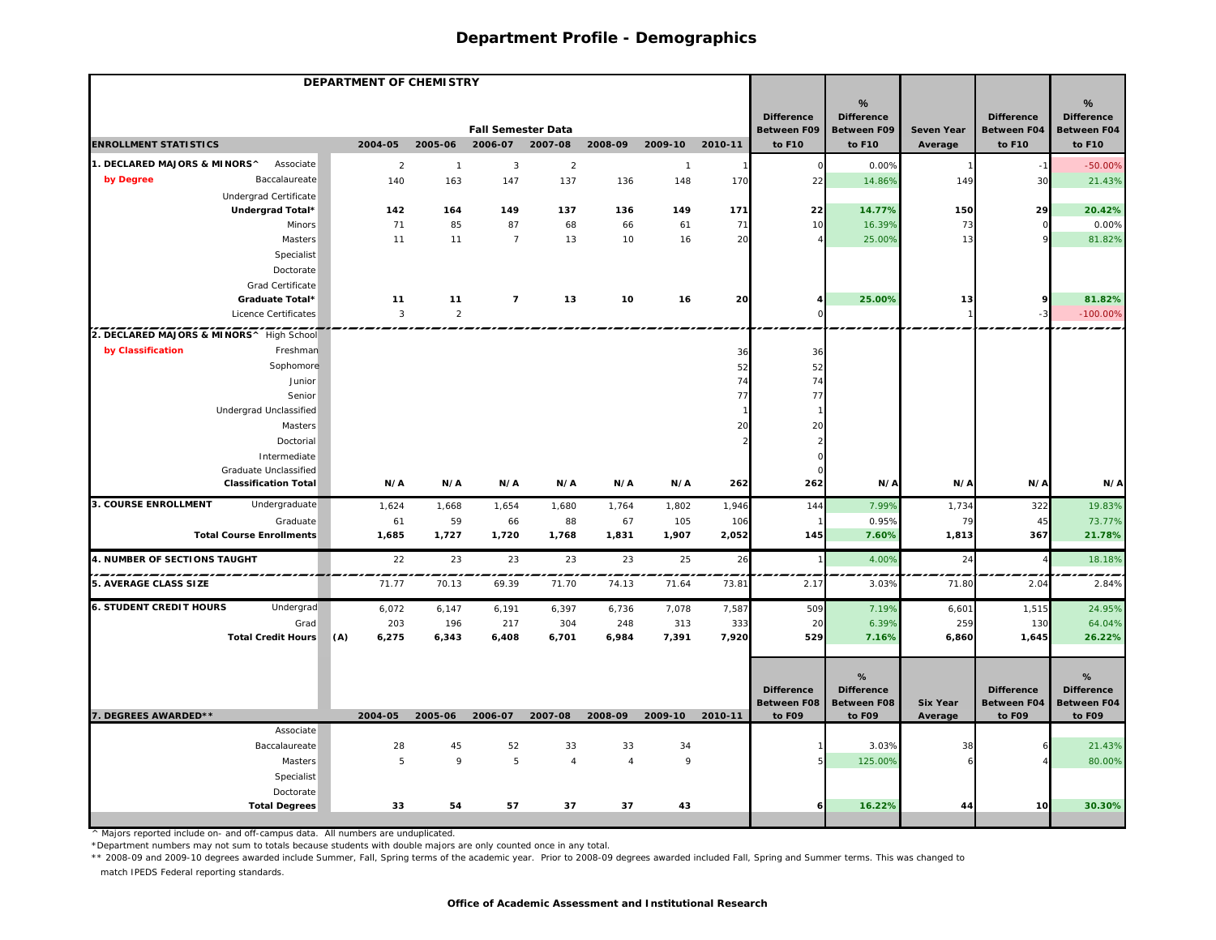# Department Profile - Demographics

| DEPARTMENT OF CHEMISTRY | | | Fall Semester Data | | | | | | Difference Between F09 to F10 | % Difference Between F09 to F10 | Seven Year Average | Difference Between F04 to F10 | % Difference Between F04 to F10 |
|---|---|---|---|---|---|---|---|---|---|---|---|---|---|
| **ENROLLMENT STATISTICS** | | 2004-05 | 2005-06 | 2006-07 | 2007-08 | 2008-09 | 2009-10 | 2010-11 | | | | | |
| **1. DECLARED MAJORS & MINORS^** | Associate | 2 | 1 | 3 | 2 | | 1 | 1 | 0 | 0.00% | 1 | -1 | -50.00% |
| **by Degree** | Baccalaureate | 140 | 163 | 147 | 137 | 136 | 148 | 170 | 22 | 14.86% | 149 | 30 | 21.43% |
| | Undergrad Certificate | | | | | | | | | | | | |
| | **Undergrad Total*** | **142** | **164** | **149** | **137** | **136** | **149** | **171** | **22** | **14.77%** | **150** | **29** | **20.42%** |
| | Minors | 71 | 85 | 87 | 68 | 66 | 61 | 71 | 10 | 16.39% | 73 | 0 | 0.00% |
| | Masters | 11 | 11 | 7 | 13 | 10 | 16 | 20 | 4 | 25.00% | 13 | 9 | 81.82% |
| | Specialist | | | | | | | | | | | | |
| | Doctorate | | | | | | | | | | | | |
| | Grad Certificate | | | | | | | | | | | | |
| | **Graduate Total*** | **11** | **11** | **7** | **13** | **10** | **16** | **20** | **4** | **25.00%** | **13** | **9** | **81.82%** |
| | Licence Certificates | 3 | 2 | | | | | | 0 | | 1 | -3 | -100.00% |
| **2. DECLARED MAJORS & MINORS^** | High School | | | | | | | | | | | | |
| **by Classification** | Freshman | | | | | | | 36 | 36 | | | | |
| | Sophomore | | | | | | | 52 | 52 | | | | |
| | Junior | | | | | | | 74 | 74 | | | | |
| | Senior | | | | | | | 77 | 77 | | | | |
| | Undergrad Unclassified | | | | | | | 1 | 1 | | | | |
| | Masters | | | | | | | 20 | 20 | | | | |
| | Doctorial | | | | | | | 2 | 2 | | | | |
| | Intermediate | | | | | | | | 0 | | | | |
| | Graduate Unclassified | | | | | | | | 0 | | | | |
| | **Classification Total** | **N/A** | **N/A** | **N/A** | **N/A** | **N/A** | **N/A** | **262** | **262** | **N/A** | **N/A** | **N/A** | **N/A** |
| **3. COURSE ENROLLMENT** | Undergraduate | 1,624 | 1,668 | 1,654 | 1,680 | 1,764 | 1,802 | 1,946 | 144 | 7.99% | 1,734 | 322 | 19.83% |
| | Graduate | 61 | 59 | 66 | 88 | 67 | 105 | 106 | 1 | 0.95% | 79 | 45 | 73.77% |
| | **Total Course Enrollments** | **1,685** | **1,727** | **1,720** | **1,768** | **1,831** | **1,907** | **2,052** | **145** | **7.60%** | **1,813** | **367** | **21.78%** |
| **4. NUMBER OF SECTIONS TAUGHT** | | 22 | 23 | 23 | 23 | 23 | 25 | 26 | 1 | 4.00% | 24 | 4 | 18.18% |
| **5. AVERAGE CLASS SIZE** | | 71.77 | 70.13 | 69.39 | 71.70 | 74.13 | 71.64 | 73.81 | 2.17 | 3.03% | 71.80 | 2.04 | 2.84% |
| **6. STUDENT CREDIT HOURS** | Undergrad | 6,072 | 6,147 | 6,191 | 6,397 | 6,736 | 7,078 | 7,587 | 509 | 7.19% | 6,601 | 1,515 | 24.95% |
| | Grad | 203 | 196 | 217 | 304 | 248 | 313 | 333 | 20 | 6.39% | 259 | 130 | 64.04% |
| | **Total Credit Hours** (A) | **6,275** | **6,343** | **6,408** | **6,701** | **6,984** | **7,391** | **7,920** | **529** | **7.16%** | **6,860** | **1,645** | **26.22%** |

| **7. DEGREES AWARDED**** | | 2004-05 | 2005-06 | 2006-07 | 2007-08 | 2008-09 | 2009-10 | 2010-11 | Difference Between F08 to F09 | % Difference Between F08 to F09 | Six Year Average | Difference Between F04 to F09 | % Difference Between F04 to F09 |
|---|---|---|---|---|---|---|---|---|---|---|---|---|---|
| | Associate | | | | | | | | | | | | |
| | Baccalaureate | 28 | 45 | 52 | 33 | 33 | 34 | | 1 | 3.03% | 38 | 6 | 21.43% |
| | Masters | 5 | 9 | 5 | 4 | 4 | 9 | | 5 | 125.00% | 6 | 4 | 80.00% |
| | Specialist | | | | | | | | | | | | |
| | Doctorate | | | | | | | | | | | | |
| | **Total Degrees** | **33** | **54** | **57** | **37** | **37** | **43** | | **6** | **16.22%** | **44** | **10** | **30.30%** |

^ Majors reported include on- and off-campus data. All numbers are unduplicated.

*Department numbers may not sum to totals because students with double majors are only counted once in any total.

** 2008-09 and 2009-10 degrees awarded include Summer, Fall, Spring terms of the academic year. Prior to 2008-09 degrees awarded included Fall, Spring and Summer terms. This was changed to match IPEDS Federal reporting standards.

**Office of Academic Assessment and Institutional Research**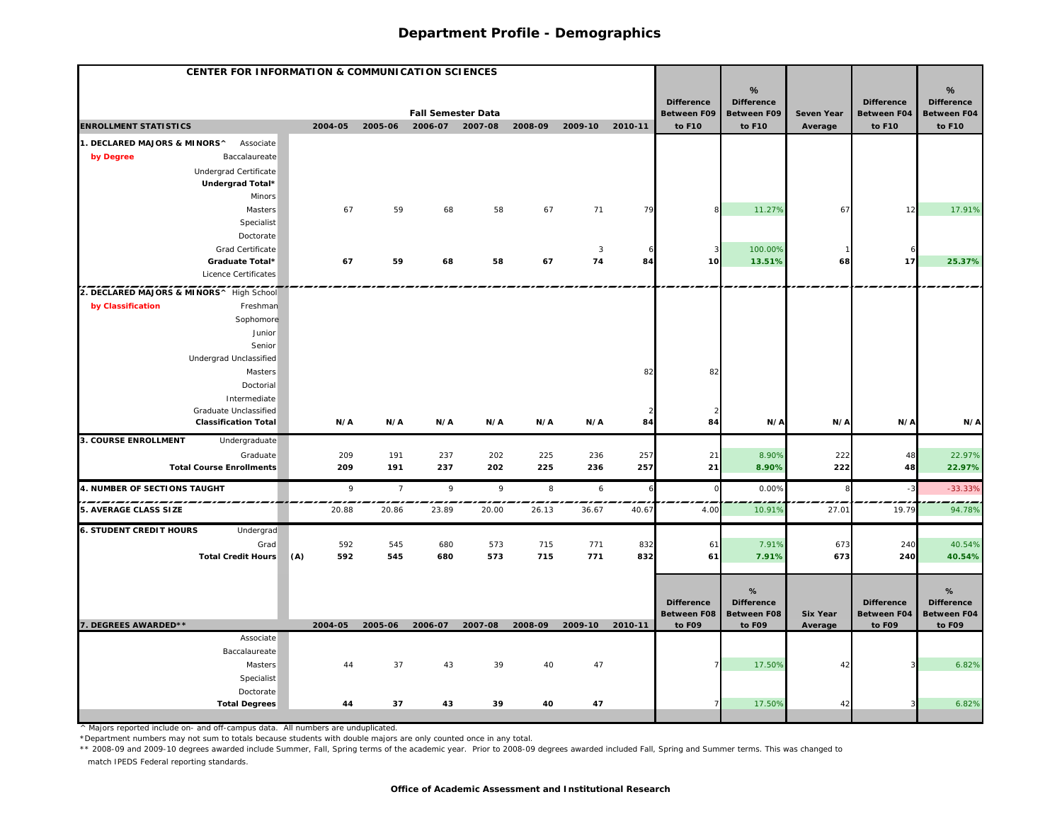# Department Profile - Demographics

| CENTER FOR INFORMATION & COMMUNICATION SCIENCES | | | | Fall Semester Data | | | | | | | | | |
|---|---|---|---|---|---|---|---|---|---|---|---|---|---|
| ENROLLMENT STATISTICS | | 2004-05 | 2005-06 | 2006-07 | 2007-08 | 2008-09 | 2009-10 | 2010-11 | Difference Between F09 to F10 | % Difference Between F09 to F10 | Seven Year Average | Difference Between F04 to F10 | % Difference Between F04 to F10 |
| 1. DECLARED MAJORS & MINORS^ by Degree | Associate | | | | | | | | | | | | |
| | Baccalaureate | | | | | | | | | | | | |
| | Undergrad Certificate | | | | | | | | | | | | |
| | **Undergrad Total*** | | | | | | | | | | | | |
| | Minors | | | | | | | | | | | | |
| | Masters | 67 | 59 | 68 | 58 | 67 | 71 | 79 | 8 | 11.27% | 67 | 12 | 17.91% |
| | Specialist | | | | | | | | | | | | |
| | Doctorate | | | | | | | | | | | | |
| | Grad Certificate | | | | | | 3 | 6 | 3 | 100.00% | 1 | 6 | |
| | **Graduate Total*** | **67** | **59** | **68** | **58** | **67** | **74** | **84** | **10** | **13.51%** | **68** | **17** | **25.37%** |
| | Licence Certificates | | | | | | | | | | | | |
| 2. DECLARED MAJORS & MINORS^ by Classification | High School | | | | | | | | | | | | |
| | Freshman | | | | | | | | | | | | |
| | Sophomore | | | | | | | | | | | | |
| | Junior | | | | | | | | | | | | |
| | Senior | | | | | | | | | | | | |
| | Undergrad Unclassified | | | | | | | | | | | | |
| | Masters | | | | | | | 82 | 82 | | | | |
| | Doctorial | | | | | | | | | | | | |
| | Intermediate | | | | | | | | | | | | |
| | Graduate Unclassified | | | | | | | 2 | 2 | | | | |
| | **Classification Total** | **N/A** | **N/A** | **N/A** | **N/A** | **N/A** | **N/A** | **84** | **84** | **N/A** | **N/A** | **N/A** | **N/A** |
| 3. COURSE ENROLLMENT | Undergraduate | | | | | | | | | | | | |
| | Graduate | 209 | 191 | 237 | 202 | 225 | 236 | 257 | 21 | 8.90% | 222 | 48 | 22.97% |
| | **Total Course Enrollments** | **209** | **191** | **237** | **202** | **225** | **236** | **257** | **21** | **8.90%** | **222** | **48** | **22.97%** |
| 4. NUMBER OF SECTIONS TAUGHT | | 9 | 7 | 9 | 9 | 8 | 6 | 6 | 0 | 0.00% | 8 | -3 | -33.33% |
| 5. AVERAGE CLASS SIZE | | 20.88 | 20.86 | 23.89 | 20.00 | 26.13 | 36.67 | 40.67 | 4.00 | 10.91% | 27.01 | 19.79 | 94.78% |
| 6. STUDENT CREDIT HOURS | Undergrad | | | | | | | | | | | | |
| | Grad | 592 | 545 | 680 | 573 | 715 | 771 | 832 | 61 | 7.91% | 673 | 240 | 40.54% |
| | **Total Credit Hours (A)** | **592** | **545** | **680** | **573** | **715** | **771** | **832** | **61** | **7.91%** | **673** | **240** | **40.54%** |

| 7. DEGREES AWARDED** | | 2004-05 | 2005-06 | 2006-07 | 2007-08 | 2008-09 | 2009-10 | 2010-11 | Difference Between F08 to F09 | % Difference Between F08 to F09 | Six Year Average | Difference Between F04 to F09 | % Difference Between F04 to F09 |
|---|---|---|---|---|---|---|---|---|---|---|---|---|---|
| | Associate | | | | | | | | | | | | |
| | Baccalaureate | | | | | | | | | | | | |
| | Masters | 44 | 37 | 43 | 39 | 40 | 47 | | 7 | 17.50% | 42 | 3 | 6.82% |
| | Specialist | | | | | | | | | | | | |
| | Doctorate | | | | | | | | | | | | |
| | **Total Degrees** | **44** | **37** | **43** | **39** | **40** | **47** | | 7 | 17.50% | 42 | 3 | 6.82% |

^ Majors reported include on- and off-campus data. All numbers are unduplicated.

*Department numbers may not sum to totals because students with double majors are only counted once in any total.

** 2008-09 and 2009-10 degrees awarded include Summer, Fall, Spring terms of the academic year. Prior to 2008-09 degrees awarded included Fall, Spring and Summer terms. This was changed to match IPEDS Federal reporting standards.

**Office of Academic Assessment and Institutional Research**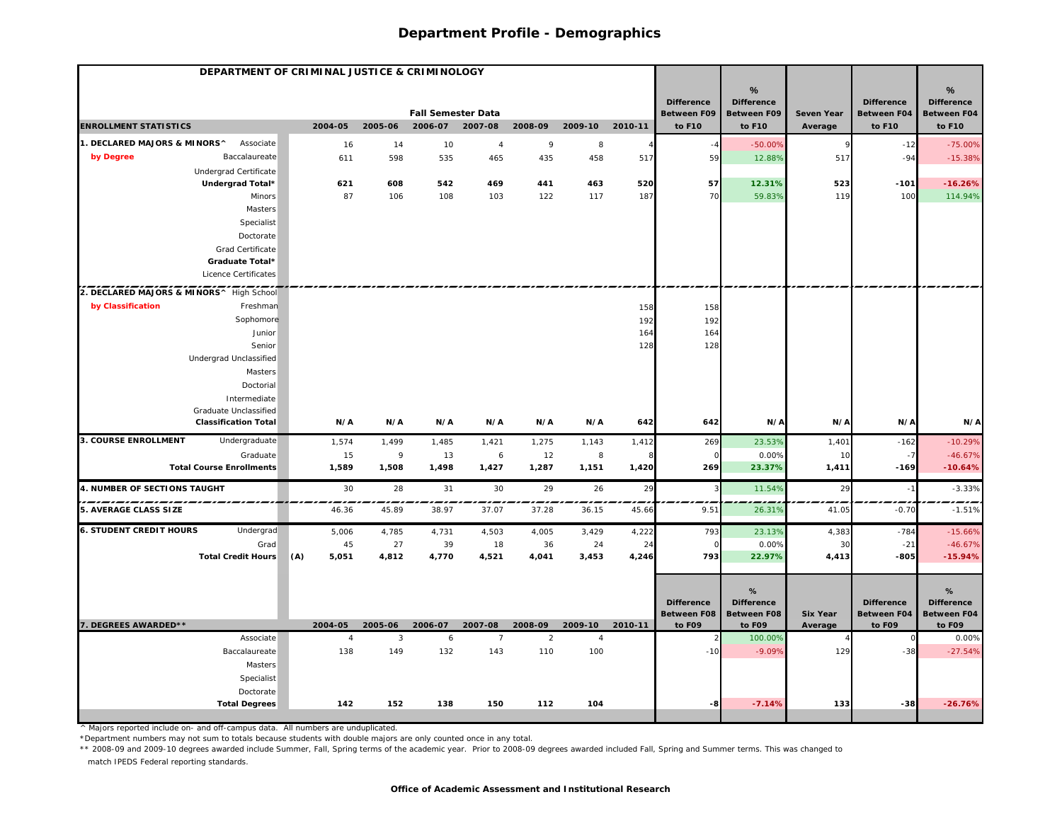# Department Profile - Demographics

| DEPARTMENT OF CRIMINAL JUSTICE & CRIMINOLOGY | | | | | | | | | | | Difference Between F09 to F10 | % Difference Between F09 to F10 | Seven Year Average | Difference Between F04 to F10 | % Difference Between F04 to F10 |
|---|---|---|---|---|---|---|---|---|---|---|---|---|---|---|---|
| ENROLLMENT STATISTICS | | | 2004-05 | 2005-06 | 2006-07 | 2007-08 | 2008-09 | 2009-10 | 2010-11 | | | | | | |
| **1. DECLARED MAJORS & MINORS^** | Associate | | 16 | 14 | 10 | 4 | 9 | 8 | 4 | | -4 | -50.00% | 9 | -12 | -75.00% |
| **by Degree** | Baccalaureate | | 611 | 598 | 535 | 465 | 435 | 458 | 517 | | 59 | 12.88% | 517 | -94 | -15.38% |
| | Undergrad Certificate | | | | | | | | | | | | | | |
| | **Undergrad Total*** | | **621** | **608** | **542** | **469** | **441** | **463** | **520** | | **57** | **12.31%** | **523** | **-101** | **-16.26%** |
| | Minors | | 87 | 106 | 108 | 103 | 122 | 117 | 187 | | 70 | 59.83% | 119 | 100 | 114.94% |
| | Masters | | | | | | | | | | | | | | |
| | Specialist | | | | | | | | | | | | | | |
| | Doctorate | | | | | | | | | | | | | | |
| | Grad Certificate | | | | | | | | | | | | | | |
| | **Graduate Total*** | | | | | | | | | | | | | | |
| | Licence Certificates | | | | | | | | | | | | | | |
| **2. DECLARED MAJORS & MINORS^** | High School | | | | | | | | | | | | | | |
| **by Classification** | Freshman | | | | | | | | 158 | | 158 | | | | |
| | Sophomore | | | | | | | | 192 | | 192 | | | | |
| | Junior | | | | | | | | 164 | | 164 | | | | |
| | Senior | | | | | | | | 128 | | 128 | | | | |
| | Undergrad Unclassified | | | | | | | | | | | | | | |
| | Masters | | | | | | | | | | | | | | |
| | Doctorial | | | | | | | | | | | | | | |
| | Intermediate | | | | | | | | | | | | | | |
| | Graduate Unclassified | | | | | | | | | | | | | | |
| | **Classification Total** | | **N/A** | **N/A** | **N/A** | **N/A** | **N/A** | **N/A** | **642** | | **642** | **N/A** | **N/A** | **N/A** | **N/A** |
| **3. COURSE ENROLLMENT** | Undergraduate | | 1,574 | 1,499 | 1,485 | 1,421 | 1,275 | 1,143 | 1,412 | | 269 | 23.53% | 1,401 | -162 | -10.29% |
| | Graduate | | 15 | 9 | 13 | 6 | 12 | 8 | 8 | | 0 | 0.00% | 10 | -7 | -46.67% |
| | **Total Course Enrollments** | | **1,589** | **1,508** | **1,498** | **1,427** | **1,287** | **1,151** | **1,420** | | **269** | **23.37%** | **1,411** | **-169** | **-10.64%** |
| **4. NUMBER OF SECTIONS TAUGHT** | | | 30 | 28 | 31 | 30 | 29 | 26 | 29 | | 3 | 11.54% | 29 | -1 | -3.33% |
| **5. AVERAGE CLASS SIZE** | | | 46.36 | 45.89 | 38.97 | 37.07 | 37.28 | 36.15 | 45.66 | | 9.51 | 26.31% | 41.05 | -0.70 | -1.51% |
| **6. STUDENT CREDIT HOURS** | Undergrad | | 5,006 | 4,785 | 4,731 | 4,503 | 4,005 | 3,429 | 4,222 | | 793 | 23.13% | 4,383 | -784 | -15.66% |
| | Grad | | 45 | 27 | 39 | 18 | 36 | 24 | 24 | | 0 | 0.00% | 30 | -21 | -46.67% |
| | **Total Credit Hours** | (A) | **5,051** | **4,812** | **4,770** | **4,521** | **4,041** | **3,453** | **4,246** | | **793** | **22.97%** | **4,413** | **-805** | **-15.94%** |

Fall Semester Data

| 7. DEGREES AWARDED** | | 2004-05 | 2005-06 | 2006-07 | 2007-08 | 2008-09 | 2009-10 | 2010-11 | Difference Between F08 to F09 | % Difference Between F08 to F09 | Six Year Average | Difference Between F04 to F09 | % Difference Between F04 to F09 |
|---|---|---|---|---|---|---|---|---|---|---|---|---|---|
| | Associate | 4 | 3 | 6 | 7 | 2 | 4 | | 2 | 100.00% | 4 | 0 | 0.00% |
| | Baccalaureate | 138 | 149 | 132 | 143 | 110 | 100 | | -10 | -9.09% | 129 | -38 | -27.54% |
| | Masters | | | | | | | | | | | | |
| | Specialist | | | | | | | | | | | | |
| | Doctorate | | | | | | | | | | | | |
| | **Total Degrees** | **142** | **152** | **138** | **150** | **112** | **104** | | **-8** | **-7.14%** | **133** | **-38** | **-26.76%** |

^ Majors reported include on- and off-campus data. All numbers are unduplicated.

*Department numbers may not sum to totals because students with double majors are only counted once in any total.

** 2008-09 and 2009-10 degrees awarded include Summer, Fall, Spring terms of the academic year. Prior to 2008-09 degrees awarded included Fall, Spring and Summer terms. This was changed to match IPEDS Federal reporting standards.

**Office of Academic Assessment and Institutional Research**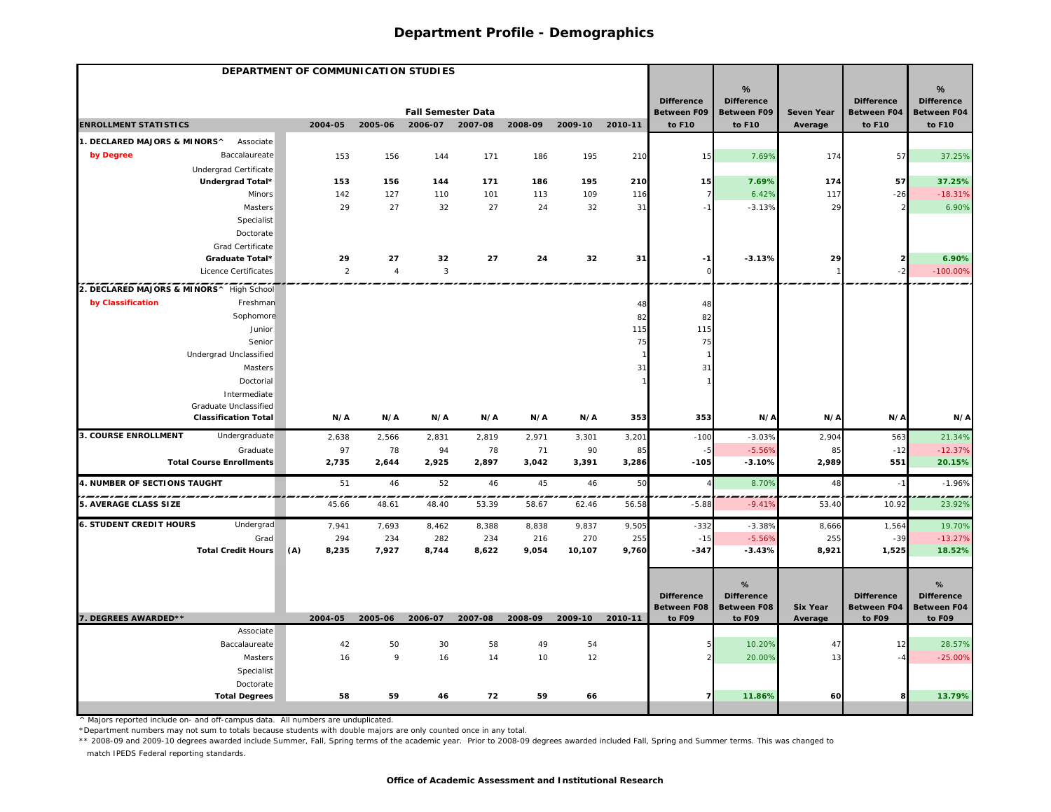# Department Profile - Demographics

| DEPARTMENT OF COMMUNICATION STUDIES | | | | | | | | | | | | | |
|---|---|---|---|---|---|---|---|---|---|---|---|---|---|
| ENROLLMENT STATISTICS | | Fall Semester Data 2004-05 | 2005-06 | 2006-07 | 2007-08 | 2008-09 | 2009-10 | 2010-11 | Difference Between F09 to F10 | % Difference Between F09 to F10 | Seven Year Average | Difference Between F04 to F10 | % Difference Between F04 to F10 |
| **1. DECLARED MAJORS & MINORS^** | Associate | | | | | | | | | | | | |
| **by Degree** | Baccalaureate | 153 | 156 | 144 | 171 | 186 | 195 | 210 | 15 | 7.69% | 174 | 57 | 37.25% |
| | Undergrad Certificate | | | | | | | | | | | | |
| | **Undergrad Total*** | **153** | **156** | **144** | **171** | **186** | **195** | **210** | **15** | **7.69%** | **174** | **57** | **37.25%** |
| | Minors | 142 | 127 | 110 | 101 | 113 | 109 | 116 | 7 | 6.42% | 117 | -26 | -18.31% |
| | Masters | 29 | 27 | 32 | 27 | 24 | 32 | 31 | -1 | -3.13% | 29 | 2 | 6.90% |
| | Specialist | | | | | | | | | | | | |
| | Doctorate | | | | | | | | | | | | |
| | Grad Certificate | | | | | | | | | | | | |
| | **Graduate Total*** | **29** | **27** | **32** | **27** | **24** | **32** | **31** | **-1** | **-3.13%** | **29** | **2** | **6.90%** |
| | Licence Certificates | 2 | 4 | 3 | | | | | 0 | | 1 | -2 | -100.00% |
| **2. DECLARED MAJORS & MINORS^** | High School | | | | | | | | | | | | |
| **by Classification** | Freshman | | | | | | | 48 | 48 | | | | |
| | Sophomore | | | | | | | 82 | 82 | | | | |
| | Junior | | | | | | | 115 | 115 | | | | |
| | Senior | | | | | | | 75 | 75 | | | | |
| | Undergrad Unclassified | | | | | | | 1 | 1 | | | | |
| | Masters | | | | | | | 31 | 31 | | | | |
| | Doctorial | | | | | | | 1 | 1 | | | | |
| | Intermediate | | | | | | | | | | | | |
| | Graduate Unclassified | | | | | | | | | | | | |
| | **Classification Total** | **N/A** | **N/A** | **N/A** | **N/A** | **N/A** | **N/A** | **353** | **353** | **N/A** | **N/A** | **N/A** | **N/A** |
| **3. COURSE ENROLLMENT** | Undergraduate | 2,638 | 2,566 | 2,831 | 2,819 | 2,971 | 3,301 | 3,201 | -100 | -3.03% | 2,904 | 563 | 21.34% |
| | Graduate | 97 | 78 | 94 | 78 | 71 | 90 | 85 | -5 | -5.56% | 85 | -12 | -12.37% |
| | **Total Course Enrollments** | **2,735** | **2,644** | **2,925** | **2,897** | **3,042** | **3,391** | **3,286** | **-105** | **-3.10%** | **2,989** | **551** | **20.15%** |
| **4. NUMBER OF SECTIONS TAUGHT** | | 51 | 46 | 52 | 46 | 45 | 46 | 50 | 4 | 8.70% | 48 | -1 | -1.96% |
| **5. AVERAGE CLASS SIZE** | | 45.66 | 48.61 | 48.40 | 53.39 | 58.67 | 62.46 | 56.58 | -5.88 | -9.41% | 53.40 | 10.92 | 23.92% |
| **6. STUDENT CREDIT HOURS** | Undergrad | 7,941 | 7,693 | 8,462 | 8,388 | 8,838 | 9,837 | 9,505 | -332 | -3.38% | 8,666 | 1,564 | 19.70% |
| | Grad | 294 | 234 | 282 | 234 | 216 | 270 | 255 | -15 | -5.56% | 255 | -39 | -13.27% |
| | **Total Credit Hours (A)** | **8,235** | **7,927** | **8,744** | **8,622** | **9,054** | **10,107** | **9,760** | **-347** | **-3.43%** | **8,921** | **1,525** | **18.52%** |

| 7. DEGREES AWARDED** | | 2004-05 | 2005-06 | 2006-07 | 2007-08 | 2008-09 | 2009-10 | 2010-11 | Difference Between F08 to F09 | % Difference Between F08 to F09 | Six Year Average | Difference Between F04 to F09 | % Difference Between F04 to F09 |
|---|---|---|---|---|---|---|---|---|---|---|---|---|---|
| | Associate | | | | | | | | | | | | |
| | Baccalaureate | 42 | 50 | 30 | 58 | 49 | 54 | | 5 | 10.20% | 47 | 12 | 28.57% |
| | Masters | 16 | 9 | 16 | 14 | 10 | 12 | | 2 | 20.00% | 13 | -4 | -25.00% |
| | Specialist | | | | | | | | | | | | |
| | Doctorate | | | | | | | | | | | | |
| | **Total Degrees** | **58** | **59** | **46** | **72** | **59** | **66** | | **7** | **11.86%** | **60** | **8** | **13.79%** |

^ Majors reported include on- and off-campus data. All numbers are unduplicated.

*Department numbers may not sum to totals because students with double majors are only counted once in any total.

** 2008-09 and 2009-10 degrees awarded include Summer, Fall, Spring terms of the academic year. Prior to 2008-09 degrees awarded included Fall, Spring and Summer terms. This was changed to match IPEDS Federal reporting standards.

**Office of Academic Assessment and Institutional Research**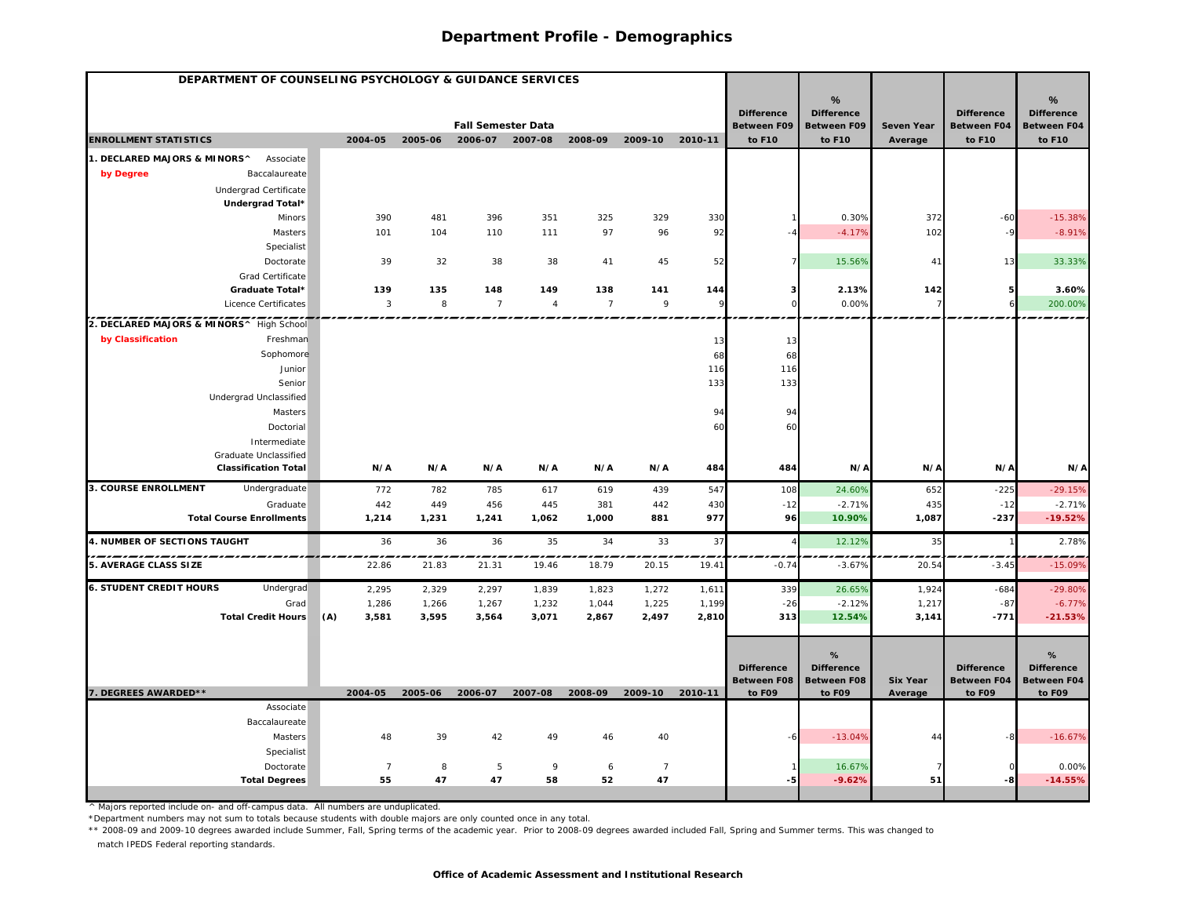# Department Profile - Demographics

| DEPARTMENT OF COUNSELING PSYCHOLOGY & GUIDANCE SERVICES | | | Fall Semester Data | | | | | | | | | | | | |
|---|---|---|---|---|---|---|---|---|---|---|---|---|---|---|---|
| ENROLLMENT STATISTICS | | | 2004-05 | 2005-06 | 2006-07 | 2007-08 | 2008-09 | 2009-10 | 2010-11 | Difference Between F09 to F10 | % Difference Between F09 to F10 | Seven Year Average | Difference Between F04 to F10 | % Difference Between F04 to F10 |
| 1. DECLARED MAJORS & MINORS^ by Degree | Associate | | | | | | | | | | | | | |
| | Baccalaureate | | | | | | | | | | | | | |
| | Undergrad Certificate | | | | | | | | | | | | | |
| | **Undergrad Total*** | | | | | | | | | | | | | |
| | Minors | | 390 | 481 | 396 | 351 | 325 | 329 | 330 | 1 | 0.30% | 372 | -60 | -15.38% |
| | Masters | | 101 | 104 | 110 | 111 | 97 | 96 | 92 | -4 | -4.17% | 102 | -9 | -8.91% |
| | Specialist | | | | | | | | | | | | | |
| | Doctorate | | 39 | 32 | 38 | 38 | 41 | 45 | 52 | 7 | 15.56% | 41 | 13 | 33.33% |
| | Grad Certificate | | | | | | | | | | | | | |
| | **Graduate Total*** | | **139** | **135** | **148** | **149** | **138** | **141** | **144** | **3** | **2.13%** | **142** | **5** | **3.60%** |
| | Licence Certificates | | 3 | 8 | 7 | 4 | 7 | 9 | 9 | 0 | 0.00% | 7 | 6 | 200.00% |
| 2. DECLARED MAJORS & MINORS^ by Classification | High School | | | | | | | | | | | | | |
| | Freshman | | | | | | | | 13 | 13 | | | | |
| | Sophomore | | | | | | | | 68 | 68 | | | | |
| | Junior | | | | | | | | 116 | 116 | | | | |
| | Senior | | | | | | | | 133 | 133 | | | | |
| | Undergrad Unclassified | | | | | | | | | | | | | |
| | Masters | | | | | | | | 94 | 94 | | | | |
| | Doctorial | | | | | | | | 60 | 60 | | | | |
| | Intermediate | | | | | | | | | | | | | |
| | Graduate Unclassified | | | | | | | | | | | | | |
| | **Classification Total** | | **N/A** | **N/A** | **N/A** | **N/A** | **N/A** | **N/A** | **484** | **484** | **N/A** | **N/A** | **N/A** | **N/A** |
| 3. COURSE ENROLLMENT | Undergraduate | | 772 | 782 | 785 | 617 | 619 | 439 | 547 | 108 | 24.60% | 652 | -225 | -29.15% |
| | Graduate | | 442 | 449 | 456 | 445 | 381 | 442 | 430 | -12 | -2.71% | 435 | -12 | -2.71% |
| | **Total Course Enrollments** | | **1,214** | **1,231** | **1,241** | **1,062** | **1,000** | **881** | **977** | **96** | **10.90%** | **1,087** | **-237** | **-19.52%** |
| 4. NUMBER OF SECTIONS TAUGHT | | | 36 | 36 | 36 | 35 | 34 | 33 | 37 | 4 | 12.12% | 35 | 1 | 2.78% |
| 5. AVERAGE CLASS SIZE | | | 22.86 | 21.83 | 21.31 | 19.46 | 18.79 | 20.15 | 19.41 | -0.74 | -3.67% | 20.54 | -3.45 | -15.09% |
| 6. STUDENT CREDIT HOURS | Undergrad | | 2,295 | 2,329 | 2,297 | 1,839 | 1,823 | 1,272 | 1,611 | 339 | 26.65% | 1,924 | -684 | -29.80% |
| | Grad | | 1,286 | 1,266 | 1,267 | 1,232 | 1,044 | 1,225 | 1,199 | -26 | -2.12% | 1,217 | -87 | -6.77% |
| | **Total Credit Hours** | (A) | **3,581** | **3,595** | **3,564** | **3,071** | **2,867** | **2,497** | **2,810** | **313** | **12.54%** | **3,141** | **-771** | **-21.53%** |

| 7. DEGREES AWARDED** | | 2004-05 | 2005-06 | 2006-07 | 2007-08 | 2008-09 | 2009-10 | 2010-11 | Difference Between F08 to F09 | % Difference Between F08 to F09 | Six Year Average | Difference Between F04 to F09 | % Difference Between F04 to F09 |
|---|---|---|---|---|---|---|---|---|---|---|---|---|---|
| | Associate | | | | | | | | | | | | |
| | Baccalaureate | | | | | | | | | | | | |
| | Masters | 48 | 39 | 42 | 49 | 46 | 40 | | -6 | -13.04% | 44 | -8 | -16.67% |
| | Specialist | | | | | | | | | | | | |
| | Doctorate | 7 | 8 | 5 | 9 | 6 | 7 | | 1 | 16.67% | 7 | 0 | 0.00% |
| | **Total Degrees** | **55** | **47** | **47** | **58** | **52** | **47** | | **-5** | **-9.62%** | **51** | **-8** | **-14.55%** |

^ Majors reported include on- and off-campus data. All numbers are unduplicated.

*Department numbers may not sum to totals because students with double majors are only counted once in any total.

** 2008-09 and 2009-10 degrees awarded include Summer, Fall, Spring terms of the academic year. Prior to 2008-09 degrees awarded included Fall, Spring and Summer terms. This was changed to match IPEDS Federal reporting standards.

**Office of Academic Assessment and Institutional Research**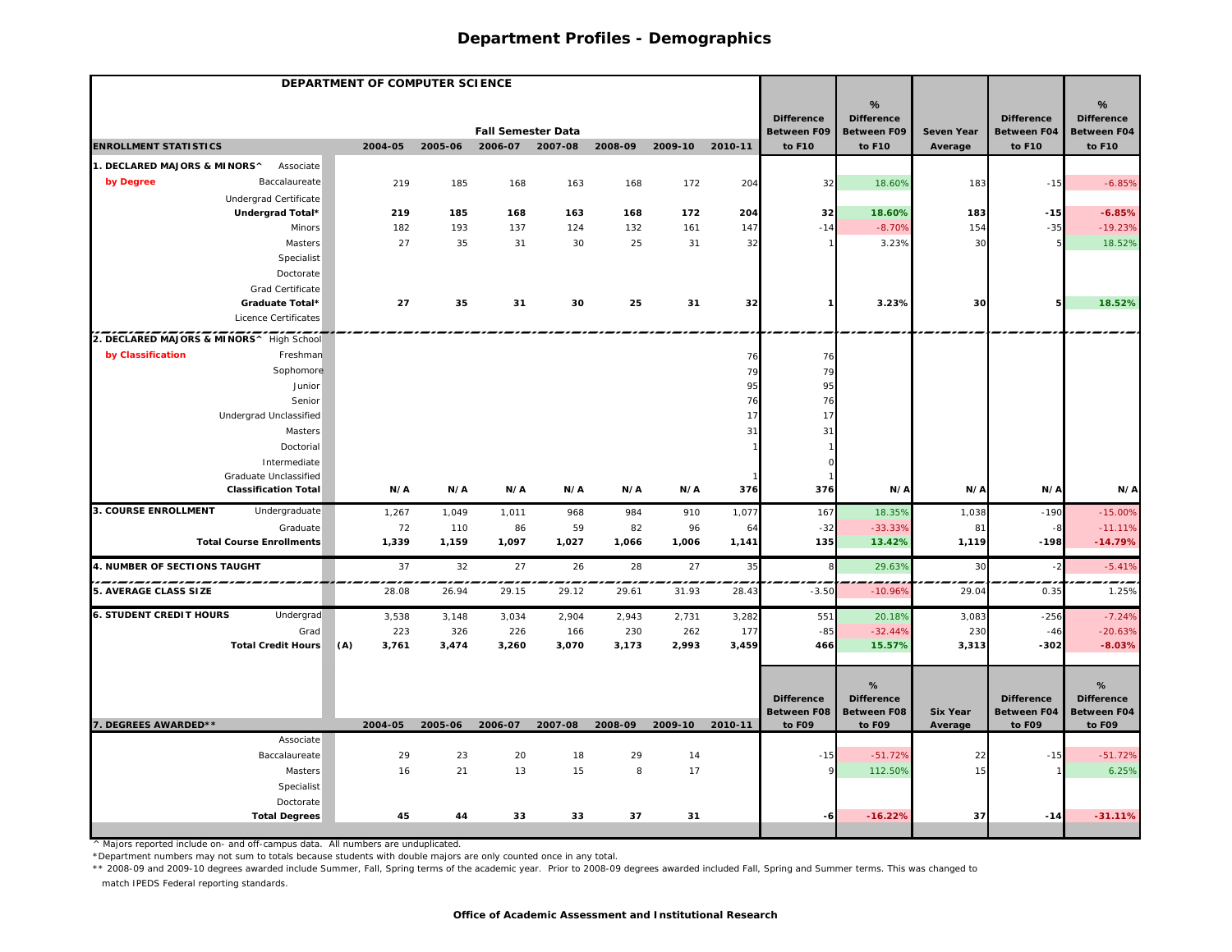# Department Profiles - Demographics

## DEPARTMENT OF COMPUTER SCIENCE

| ENROLLMENT STATISTICS | | 2004-05 | 2005-06 | 2006-07 | 2007-08 | 2008-09 | 2009-10 | 2010-11 | Difference Between F09 to F10 | % Difference Between F09 to F10 | Seven Year Average | Difference Between F04 to F10 | % Difference Between F04 to F10 |
|---|---|---|---|---|---|---|---|---|---|---|---|---|---|
| | | Fall Semester Data | | | | | | | | | | | |
| **1. DECLARED MAJORS & MINORS^** | Associate | | | | | | | | | | | | |
| **by Degree** | Baccalaureate | 219 | 185 | 168 | 163 | 168 | 172 | 204 | 32 | 18.60% | 183 | -15 | -6.85% |
| | Undergrad Certificate | | | | | | | | | | | | |
| | **Undergrad Total*** | **219** | **185** | **168** | **163** | **168** | **172** | **204** | **32** | **18.60%** | **183** | **-15** | **-6.85%** |
| | Minors | 182 | 193 | 137 | 124 | 132 | 161 | 147 | -14 | -8.70% | 154 | -35 | -19.23% |
| | Masters | 27 | 35 | 31 | 30 | 25 | 31 | 32 | 1 | 3.23% | 30 | 5 | 18.52% |
| | Specialist | | | | | | | | | | | | |
| | Doctorate | | | | | | | | | | | | |
| | Grad Certificate | | | | | | | | | | | | |
| | **Graduate Total*** | **27** | **35** | **31** | **30** | **25** | **31** | **32** | **1** | **3.23%** | **30** | **5** | **18.52%** |
| | Licence Certificates | | | | | | | | | | | | |
| **2. DECLARED MAJORS & MINORS^** | High School | | | | | | | | | | | | |
| **by Classification** | Freshman | | | | | | | 76 | 76 | | | | |
| | Sophomore | | | | | | | 79 | 79 | | | | |
| | Junior | | | | | | | 95 | 95 | | | | |
| | Senior | | | | | | | 76 | 76 | | | | |
| | Undergrad Unclassified | | | | | | | 17 | 17 | | | | |
| | Masters | | | | | | | 31 | 31 | | | | |
| | Doctorial | | | | | | | 1 | 1 | | | | |
| | Intermediate | | | | | | | | 0 | | | | |
| | Graduate Unclassified | | | | | | | 1 | 1 | | | | |
| | **Classification Total** | **N/A** | **N/A** | **N/A** | **N/A** | **N/A** | **N/A** | **376** | **376** | **N/A** | **N/A** | **N/A** | **N/A** |
| **3. COURSE ENROLLMENT** | Undergraduate | 1,267 | 1,049 | 1,011 | 968 | 984 | 910 | 1,077 | 167 | 18.35% | 1,038 | -190 | -15.00% |
| | Graduate | 72 | 110 | 86 | 59 | 82 | 96 | 64 | -32 | -33.33% | 81 | -8 | -11.11% |
| | **Total Course Enrollments** | **1,339** | **1,159** | **1,097** | **1,027** | **1,066** | **1,006** | **1,141** | **135** | **13.42%** | **1,119** | **-198** | **-14.79%** |
| **4. NUMBER OF SECTIONS TAUGHT** | | 37 | 32 | 27 | 26 | 28 | 27 | 35 | 8 | 29.63% | 30 | -2 | -5.41% |
| **5. AVERAGE CLASS SIZE** | | 28.08 | 26.94 | 29.15 | 29.12 | 29.61 | 31.93 | 28.43 | -3.50 | -10.96% | 29.04 | 0.35 | 1.25% |
| **6. STUDENT CREDIT HOURS** | Undergrad | 3,538 | 3,148 | 3,034 | 2,904 | 2,943 | 2,731 | 3,282 | 551 | 20.18% | 3,083 | -256 | -7.24% |
| | Grad | 223 | 326 | 226 | 166 | 230 | 262 | 177 | -85 | -32.44% | 230 | -46 | -20.63% |
| | **Total Credit Hours (A)** | **3,761** | **3,474** | **3,260** | **3,070** | **3,173** | **2,993** | **3,459** | **466** | **15.57%** | **3,313** | **-302** | **-8.03%** |

| 7. DEGREES AWARDED** | 2004-05 | 2005-06 | 2006-07 | 2007-08 | 2008-09 | 2009-10 | 2010-11 | Difference Between F08 to F09 | % Difference Between F08 to F09 | Six Year Average | Difference Between F04 to F09 | % Difference Between F04 to F09 |
|---|---|---|---|---|---|---|---|---|---|---|---|---|
| Associate | | | | | | | | | | | | |
| Baccalaureate | 29 | 23 | 20 | 18 | 29 | 14 | | -15 | -51.72% | 22 | -15 | -51.72% |
| Masters | 16 | 21 | 13 | 15 | 8 | 17 | | 9 | 112.50% | 15 | 1 | 6.25% |
| Specialist | | | | | | | | | | | | |
| Doctorate | | | | | | | | | | | | |
| **Total Degrees** | **45** | **44** | **33** | **33** | **37** | **31** | | **-6** | **-16.22%** | **37** | **-14** | **-31.11%** |

^ Majors reported include on- and off-campus data. All numbers are unduplicated.

*Department numbers may not sum to totals because students with double majors are only counted once in any total.

** 2008-09 and 2009-10 degrees awarded include Summer, Fall, Spring terms of the academic year. Prior to 2008-09 degrees awarded included Fall, Spring and Summer terms. This was changed to match IPEDS Federal reporting standards.

**Office of Academic Assessment and Institutional Research**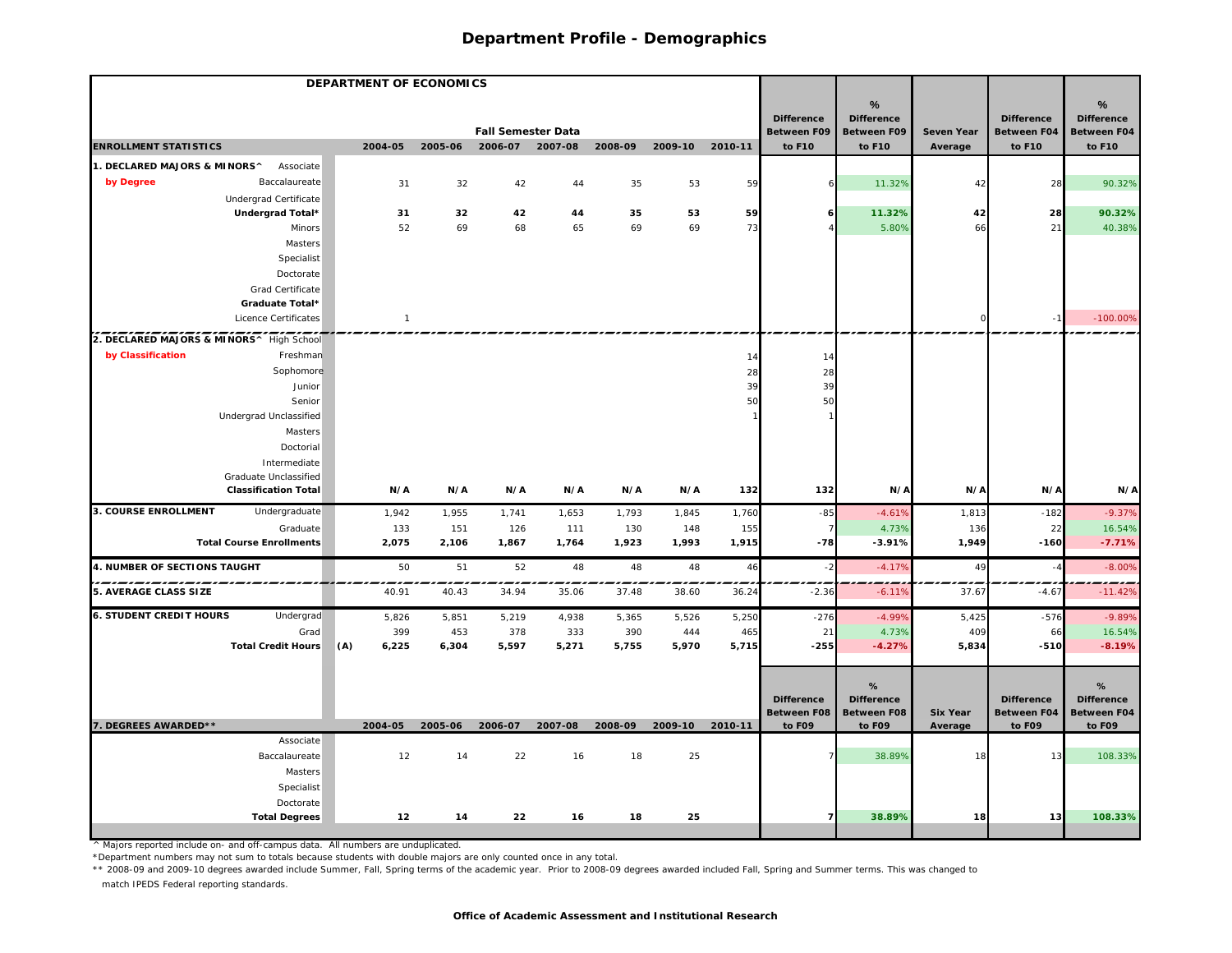# Department Profile - Demographics

| DEPARTMENT OF ECONOMICS | | | | Fall Semester Data | | | | | Difference Between F09 to F10 | % Difference Between F09 to F10 | Seven Year Average | Difference Between F04 to F10 | % Difference Between F04 to F10 |
|---|---|---|---|---|---|---|---|---|---|---|---|---|---|
| **ENROLLMENT STATISTICS** | | 2004-05 | 2005-06 | 2006-07 | 2007-08 | 2008-09 | 2009-10 | 2010-11 | | | | | |
| **1. DECLARED MAJORS & MINORS^** | Associate | | | | | | | | | | | | |
| **by Degree** | Baccalaureate | 31 | 32 | 42 | 44 | 35 | 53 | 59 | 6 | 11.32% | 42 | 28 | 90.32% |
| | Undergrad Certificate | | | | | | | | | | | | |
| | **Undergrad Total*** | **31** | **32** | **42** | **44** | **35** | **53** | **59** | **6** | **11.32%** | **42** | **28** | **90.32%** |
| | Minors | 52 | 69 | 68 | 65 | 69 | 69 | 73 | 4 | 5.80% | 66 | 21 | 40.38% |
| | Masters | | | | | | | | | | | | |
| | Specialist | | | | | | | | | | | | |
| | Doctorate | | | | | | | | | | | | |
| | Grad Certificate | | | | | | | | | | | | |
| | **Graduate Total*** | | | | | | | | | | | | |
| | Licence Certificates | 1 | | | | | | | | | 0 | -1 | -100.00% |
| **2. DECLARED MAJORS & MINORS^** | High School | | | | | | | | | | | | |
| **by Classification** | Freshman | | | | | | | 14 | 14 | | | | |
| | Sophomore | | | | | | | 28 | 28 | | | | |
| | Junior | | | | | | | 39 | 39 | | | | |
| | Senior | | | | | | | 50 | 50 | | | | |
| | Undergrad Unclassified | | | | | | | 1 | 1 | | | | |
| | Masters | | | | | | | | | | | | |
| | Doctorial | | | | | | | | | | | | |
| | Intermediate | | | | | | | | | | | | |
| | Graduate Unclassified | | | | | | | | | | | | |
| | **Classification Total** | **N/A** | **N/A** | **N/A** | **N/A** | **N/A** | **N/A** | **132** | **132** | **N/A** | **N/A** | **N/A** | **N/A** |
| **3. COURSE ENROLLMENT** | Undergraduate | 1,942 | 1,955 | 1,741 | 1,653 | 1,793 | 1,845 | 1,760 | -85 | -4.61% | 1,813 | -182 | -9.37% |
| | Graduate | 133 | 151 | 126 | 111 | 130 | 148 | 155 | 7 | 4.73% | 136 | 22 | 16.54% |
| | **Total Course Enrollments** | **2,075** | **2,106** | **1,867** | **1,764** | **1,923** | **1,993** | **1,915** | **-78** | **-3.91%** | **1,949** | **-160** | **-7.71%** |
| **4. NUMBER OF SECTIONS TAUGHT** | | 50 | 51 | 52 | 48 | 48 | 48 | 46 | -2 | -4.17% | 49 | -4 | -8.00% |
| **5. AVERAGE CLASS SIZE** | | 40.91 | 40.43 | 34.94 | 35.06 | 37.48 | 38.60 | 36.24 | -2.36 | -6.11% | 37.67 | -4.67 | -11.42% |
| **6. STUDENT CREDIT HOURS** | Undergrad | 5,826 | 5,851 | 5,219 | 4,938 | 5,365 | 5,526 | 5,250 | -276 | -4.99% | 5,425 | -576 | -9.89% |
| | Grad | 399 | 453 | 378 | 333 | 390 | 444 | 465 | 21 | 4.73% | 409 | 66 | 16.54% |
| | **Total Credit Hours (A)** | **6,225** | **6,304** | **5,597** | **5,271** | **5,755** | **5,970** | **5,715** | **-255** | **-4.27%** | **5,834** | **-510** | **-8.19%** |

| **7. DEGREES AWARDED**** | | 2004-05 | 2005-06 | 2006-07 | 2007-08 | 2008-09 | 2009-10 | 2010-11 | Difference Between F08 to F09 | % Difference Between F08 to F09 | Six Year Average | Difference Between F04 to F09 | % Difference Between F04 to F09 |
|---|---|---|---|---|---|---|---|---|---|---|---|---|---|
| | Associate | | | | | | | | | | | | |
| | Baccalaureate | 12 | 14 | 22 | 16 | 18 | 25 | | 7 | 38.89% | 18 | 13 | 108.33% |
| | Masters | | | | | | | | | | | | |
| | Specialist | | | | | | | | | | | | |
| | Doctorate | | | | | | | | | | | | |
| | **Total Degrees** | **12** | **14** | **22** | **16** | **18** | **25** | | **7** | **38.89%** | **18** | **13** | **108.33%** |

^ Majors reported include on- and off-campus data. All numbers are unduplicated.

*Department numbers may not sum to totals because students with double majors are only counted once in any total.

** 2008-09 and 2009-10 degrees awarded include Summer, Fall, Spring terms of the academic year. Prior to 2008-09 degrees awarded included Fall, Spring and Summer terms. This was changed to match IPEDS Federal reporting standards.

**Office of Academic Assessment and Institutional Research**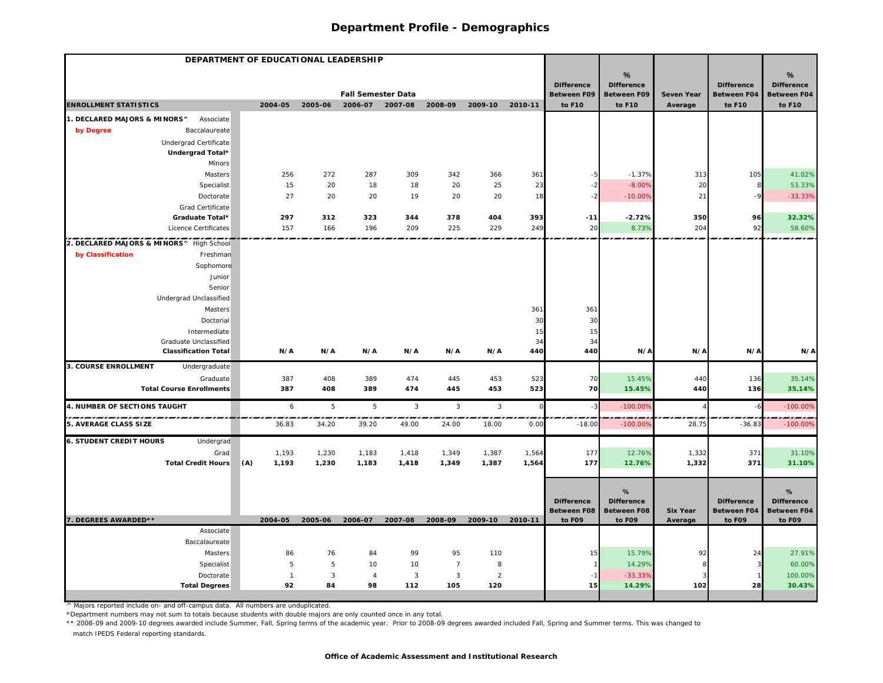# Department Profile - Demographics

| DEPARTMENT OF EDUCATIONAL LEADERSHIP | | | | Fall Semester Data | | | | | | Difference Between F09 to F10 | % Difference Between F09 to F10 | Seven Year Average | Difference Between F04 to F10 | % Difference Between F04 to F10 |
|---|---|---|---|---|---|---|---|---|---|---|---|---|---|---|
| **ENROLLMENT STATISTICS** | | | 2004-05 | 2005-06 | 2006-07 | 2007-08 | 2008-09 | 2009-10 | 2010-11 | | | | | |
| **1. DECLARED MAJORS & MINORS^** | Associate | | | | | | | | | | | | | |
| **by Degree** | Baccalaureate | | | | | | | | | | | | | |
| | Undergrad Certificate | | | | | | | | | | | | | |
| | **Undergrad Total*** | | | | | | | | | | | | | |
| | Minors | | | | | | | | | | | | | |
| | Masters | | 256 | 272 | 287 | 309 | 342 | 366 | 361 | -5 | -1.37% | 313 | 105 | 41.02% |
| | Specialist | | 15 | 20 | 18 | 18 | 20 | 25 | 23 | -2 | -8.00% | 20 | 8 | 53.33% |
| | Doctorate | | 27 | 20 | 20 | 19 | 20 | 20 | 18 | -2 | -10.00% | 21 | -9 | -33.33% |
| | Grad Certificate | | | | | | | | | | | | | |
| | **Graduate Total*** | | **297** | **312** | **323** | **344** | **378** | **404** | **393** | **-11** | **-2.72%** | **350** | **96** | **32.32%** |
| | Licence Certificates | | 157 | 166 | 196 | 209 | 225 | 229 | 249 | 20 | 8.73% | 204 | 92 | 58.60% |
| **2. DECLARED MAJORS & MINORS^** | High School | | | | | | | | | | | | | |
| **by Classification** | Freshman | | | | | | | | | | | | | |
| | Sophomore | | | | | | | | | | | | | |
| | Junior | | | | | | | | | | | | | |
| | Senior | | | | | | | | | | | | | |
| | Undergrad Unclassified | | | | | | | | | | | | | |
| | Masters | | | | | | | | 361 | 361 | | | | |
| | Doctorial | | | | | | | | 30 | 30 | | | | |
| | Intermediate | | | | | | | | 15 | 15 | | | | |
| | Graduate Unclassified | | | | | | | | 34 | 34 | | | | |
| | **Classification Total** | | **N/A** | **N/A** | **N/A** | **N/A** | **N/A** | **N/A** | **440** | **440** | **N/A** | **N/A** | **N/A** | **N/A** |
| **3. COURSE ENROLLMENT** | Undergraduate | | | | | | | | | | | | | |
| | Graduate | | 387 | 408 | 389 | 474 | 445 | 453 | 523 | 70 | 15.45% | 440 | 136 | 35.14% |
| | **Total Course Enrollments** | | **387** | **408** | **389** | **474** | **445** | **453** | **523** | **70** | **15.45%** | **440** | **136** | **35.14%** |
| **4. NUMBER OF SECTIONS TAUGHT** | | | 6 | 5 | 5 | 3 | 3 | 3 | 0 | -3 | -100.00% | 4 | -6 | -100.00% |
| **5. AVERAGE CLASS SIZE** | | | 36.83 | 34.20 | 39.20 | 49.00 | 24.00 | 18.00 | 0.00 | -18.00 | -100.00% | 28.75 | -36.83 | -100.00% |
| **6. STUDENT CREDIT HOURS** | Undergrad | | | | | | | | | | | | | |
| | Grad | | 1,193 | 1,230 | 1,183 | 1,418 | 1,349 | 1,387 | 1,564 | 177 | 12.76% | 1,332 | 371 | 31.10% |
| | **Total Credit Hours** | **(A)** | **1,193** | **1,230** | **1,183** | **1,418** | **1,349** | **1,387** | **1,564** | **177** | **12.76%** | **1,332** | **371** | **31.10%** |

| **7. DEGREES AWARDED**** | 2004-05 | 2005-06 | 2006-07 | 2007-08 | 2008-09 | 2009-10 | 2010-11 | Difference Between F08 to F09 | % Difference Between F08 to F09 | Six Year Average | Difference Between F04 to F09 | % Difference Between F04 to F09 |
|---|---|---|---|---|---|---|---|---|---|---|---|---|
| Associate | | | | | | | | | | | | |
| Baccalaureate | | | | | | | | | | | | |
| Masters | 86 | 76 | 84 | 99 | 95 | 110 | | 15 | 15.79% | 92 | 24 | 27.91% |
| Specialist | 5 | 5 | 10 | 10 | 7 | 8 | | 1 | 14.29% | 8 | 3 | 60.00% |
| Doctorate | 1 | 3 | 4 | 3 | 3 | 2 | | -1 | -33.33% | 3 | 1 | 100.00% |
| **Total Degrees** | **92** | **84** | **98** | **112** | **105** | **120** | | **15** | **14.29%** | **102** | **28** | **30.43%** |

^ Majors reported include on- and off-campus data. All numbers are unduplicated.

*Department numbers may not sum to totals because students with double majors are only counted once in any total.

** 2008-09 and 2009-10 degrees awarded include Summer, Fall, Spring terms of the academic year. Prior to 2008-09 degrees awarded included Fall, Spring and Summer terms. This was changed to match IPEDS Federal reporting standards.

**Office of Academic Assessment and Institutional Research**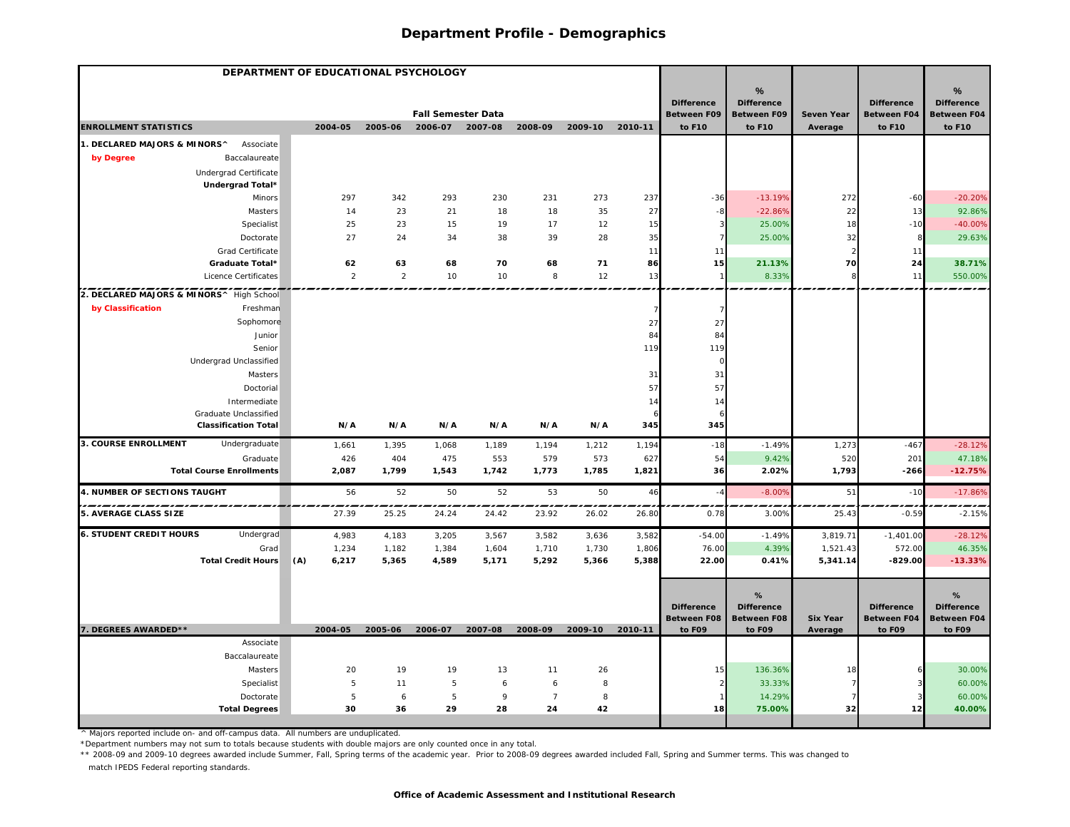# Department Profile - Demographics

| DEPARTMENT OF EDUCATIONAL PSYCHOLOGY | | | | | | | | | | | | | | |
|---|---|---|---|---|---|---|---|---|---|---|---|---|---|---|
| ENROLLMENT STATISTICS | | | 2004-05 | 2005-06 | 2006-07 | 2007-08 | 2008-09 | 2009-10 | 2010-11 | Difference Between F09 to F10 | % Difference Between F09 to F10 | Seven Year Average | Difference Between F04 to F10 | % Difference Between F04 to F10 |
| **1. DECLARED MAJORS & MINORS^** **by Degree** | Associate | | | | | | | | | | | | | |
| | Baccalaureate | | | | | | | | | | | | | |
| | Undergrad Certificate | | | | | | | | | | | | | |
| | **Undergrad Total*** | | | | | | | | | | | | | |
| | Minors | | 297 | 342 | 293 | 230 | 231 | 273 | 237 | -36 | -13.19% | 272 | -60 | -20.20% |
| | Masters | | 14 | 23 | 21 | 18 | 18 | 35 | 27 | -8 | -22.86% | 22 | 13 | 92.86% |
| | Specialist | | 25 | 23 | 15 | 19 | 17 | 12 | 15 | 3 | 25.00% | 18 | -10 | -40.00% |
| | Doctorate | | 27 | 24 | 34 | 38 | 39 | 28 | 35 | 7 | 25.00% | 32 | 8 | 29.63% |
| | Grad Certificate | | | | | | | | 11 | 11 | | 2 | 11 | |
| | **Graduate Total*** | | **62** | **63** | **68** | **70** | **68** | **71** | **86** | **15** | **21.13%** | **70** | **24** | **38.71%** |
| | Licence Certificates | | 2 | 2 | 10 | 10 | 8 | 12 | 13 | 1 | 8.33% | 8 | 11 | 550.00% |
| **2. DECLARED MAJORS & MINORS^** **by Classification** | High School | | | | | | | | | | | | | |
| | Freshman | | | | | | | | 7 | 7 | | | | |
| | Sophomore | | | | | | | | 27 | 27 | | | | |
| | Junior | | | | | | | | 84 | 84 | | | | |
| | Senior | | | | | | | | 119 | 119 | | | | |
| | Undergrad Unclassified | | | | | | | | | 0 | | | | |
| | Masters | | | | | | | | 31 | 31 | | | | |
| | Doctorial | | | | | | | | 57 | 57 | | | | |
| | Intermediate | | | | | | | | 14 | 14 | | | | |
| | Graduate Unclassified | | | | | | | | 6 | 6 | | | | |
| | **Classification Total** | | **N/A** | **N/A** | **N/A** | **N/A** | **N/A** | **N/A** | **345** | **345** | | | | |
| **3. COURSE ENROLLMENT** | Undergraduate | | 1,661 | 1,395 | 1,068 | 1,189 | 1,194 | 1,212 | 1,194 | -18 | -1.49% | 1,273 | -467 | -28.12% |
| | Graduate | | 426 | 404 | 475 | 553 | 579 | 573 | 627 | 54 | 9.42% | 520 | 201 | 47.18% |
| | **Total Course Enrollments** | | **2,087** | **1,799** | **1,543** | **1,742** | **1,773** | **1,785** | **1,821** | **36** | **2.02%** | **1,793** | **-266** | **-12.75%** |
| **4. NUMBER OF SECTIONS TAUGHT** | | | 56 | 52 | 50 | 52 | 53 | 50 | 46 | -4 | -8.00% | 51 | -10 | -17.86% |
| **5. AVERAGE CLASS SIZE** | | | 27.39 | 25.25 | 24.24 | 24.42 | 23.92 | 26.02 | 26.80 | 0.78 | 3.00% | 25.43 | -0.59 | -2.15% |
| **6. STUDENT CREDIT HOURS** | Undergrad | | 4,983 | 4,183 | 3,205 | 3,567 | 3,582 | 3,636 | 3,582 | -54.00 | -1.49% | 3,819.71 | -1,401.00 | -28.12% |
| | Grad | | 1,234 | 1,182 | 1,384 | 1,604 | 1,710 | 1,730 | 1,806 | 76.00 | 4.39% | 1,521.43 | 572.00 | 46.35% |
| | **Total Credit Hours** | **(A)** | **6,217** | **5,365** | **4,589** | **5,171** | **5,292** | **5,366** | **5,388** | **22.00** | **0.41%** | **5,341.14** | **-829.00** | **-13.33%** |

| 7. DEGREES AWARDED** | 2004-05 | 2005-06 | 2006-07 | 2007-08 | 2008-09 | 2009-10 | 2010-11 | Difference Between F08 to F09 | % Difference Between F08 to F09 | Six Year Average | Difference Between F04 to F09 | % Difference Between F04 to F09 |
|---|---|---|---|---|---|---|---|---|---|---|---|---|
| Associate | | | | | | | | | | | | |
| Baccalaureate | | | | | | | | | | | | |
| Masters | 20 | 19 | 19 | 13 | 11 | 26 | | 15 | 136.36% | 18 | 6 | 30.00% |
| Specialist | 5 | 11 | 5 | 6 | 6 | 8 | | 2 | 33.33% | 7 | 3 | 60.00% |
| Doctorate | 5 | 6 | 5 | 9 | 7 | 8 | | 1 | 14.29% | 7 | 3 | 60.00% |
| **Total Degrees** | **30** | **36** | **29** | **28** | **24** | **42** | | **18** | **75.00%** | **32** | **12** | **40.00%** |

^ Majors reported include on- and off-campus data. All numbers are unduplicated.

*Department numbers may not sum to totals because students with double majors are only counted once in any total.

** 2008-09 and 2009-10 degrees awarded include Summer, Fall, Spring terms of the academic year. Prior to 2008-09 degrees awarded included Fall, Spring and Summer terms. This was changed to match IPEDS Federal reporting standards.

**Office of Academic Assessment and Institutional Research**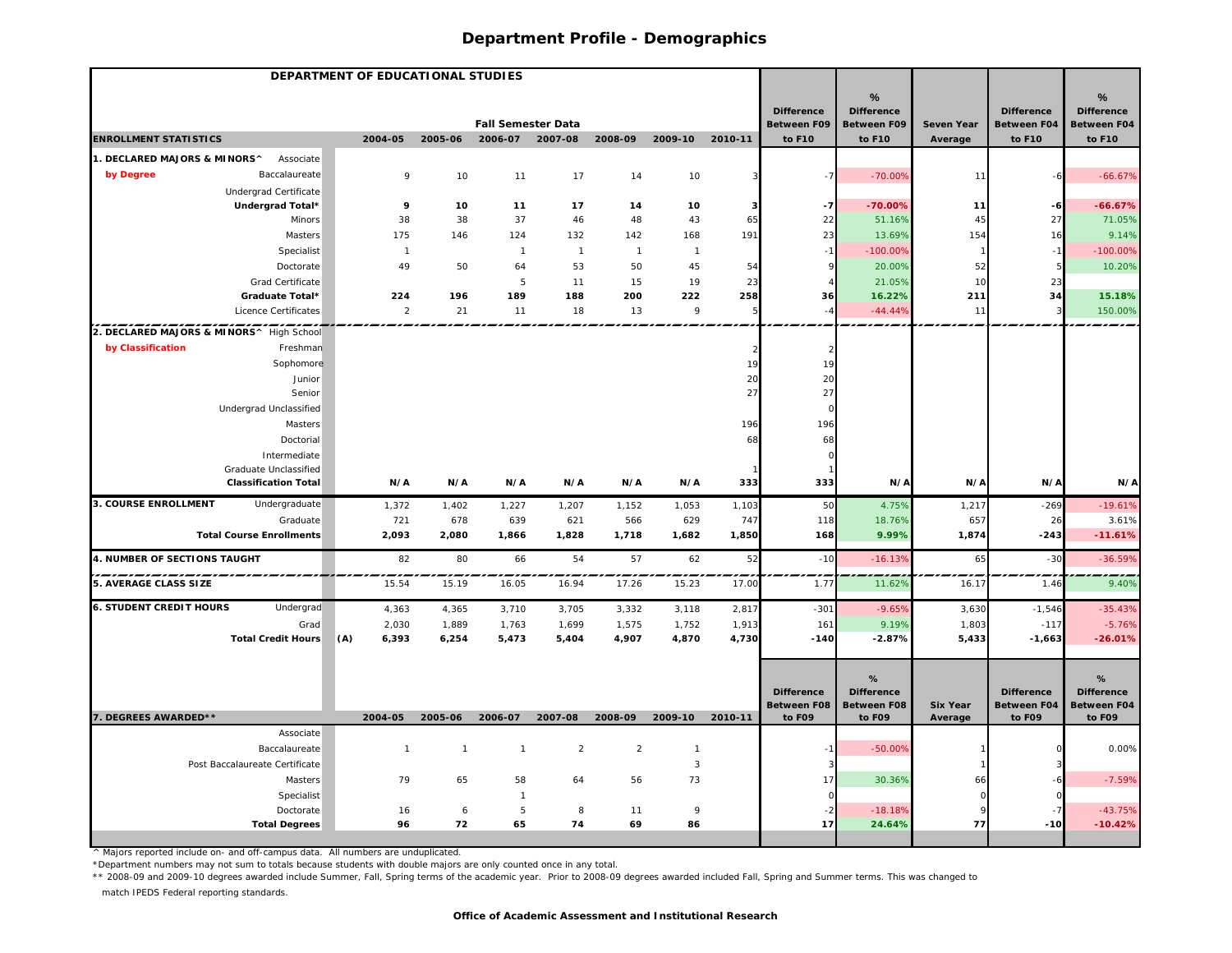# Department Profile - Demographics

## DEPARTMENT OF EDUCATIONAL STUDIES

| ENROLLMENT STATISTICS | | | Fall Semester Data | | | | | | | Difference Between F09 to F10 | % Difference Between F09 to F10 | Seven Year Average | Difference Between F04 to F10 | % Difference Between F04 to F10 |
|---|---|---|---|---|---|---|---|---|---|---|---|---|---|---|
| | | | 2004-05 | 2005-06 | 2006-07 | 2007-08 | 2008-09 | 2009-10 | 2010-11 | | | | | |
| **1. DECLARED MAJORS & MINORS^** | Associate | | | | | | | | | | | | | |
| **by Degree** | Baccalaureate | | 9 | 10 | 11 | 17 | 14 | 10 | 3 | -7 | -70.00% | 11 | -6 | -66.67% |
| | Undergrad Certificate | | | | | | | | | | | | | |
| | **Undergrad Total*** | | **9** | **10** | **11** | **17** | **14** | **10** | **3** | **-7** | **-70.00%** | **11** | **-6** | **-66.67%** |
| | Minors | | 38 | 38 | 37 | 46 | 48 | 43 | 65 | 22 | 51.16% | 45 | 27 | 71.05% |
| | Masters | | 175 | 146 | 124 | 132 | 142 | 168 | 191 | 23 | 13.69% | 154 | 16 | 9.14% |
| | Specialist | | 1 | | 1 | 1 | 1 | 1 | | -1 | -100.00% | 1 | -1 | -100.00% |
| | Doctorate | | 49 | 50 | 64 | 53 | 50 | 45 | 54 | 9 | 20.00% | 52 | 5 | 10.20% |
| | Grad Certificate | | | | 5 | 11 | 15 | 19 | 23 | 4 | 21.05% | 10 | 23 | |
| | **Graduate Total*** | | **224** | **196** | **189** | **188** | **200** | **222** | **258** | **36** | **16.22%** | **211** | **34** | **15.18%** |
| | Licence Certificates | | 2 | 21 | 11 | 18 | 13 | 9 | 5 | -4 | -44.44% | 11 | 3 | 150.00% |
| **2. DECLARED MAJORS & MINORS^** | High School | | | | | | | | | | | | | |
| **by Classification** | Freshman | | | | | | | | 2 | 2 | | | | |
| | Sophomore | | | | | | | | 19 | 19 | | | | |
| | Junior | | | | | | | | 20 | 20 | | | | |
| | Senior | | | | | | | | 27 | 27 | | | | |
| | Undergrad Unclassified | | | | | | | | | 0 | | | | |
| | Masters | | | | | | | | 196 | 196 | | | | |
| | Doctorial | | | | | | | | 68 | 68 | | | | |
| | Intermediate | | | | | | | | | 0 | | | | |
| | Graduate Unclassified | | | | | | | | 1 | 1 | | | | |
| | **Classification Total** | | **N/A** | **N/A** | **N/A** | **N/A** | **N/A** | **N/A** | **333** | **333** | **N/A** | **N/A** | **N/A** | **N/A** |
| **3. COURSE ENROLLMENT** | Undergraduate | | 1,372 | 1,402 | 1,227 | 1,207 | 1,152 | 1,053 | 1,103 | 50 | 4.75% | 1,217 | -269 | -19.61% |
| | Graduate | | 721 | 678 | 639 | 621 | 566 | 629 | 747 | 118 | 18.76% | 657 | 26 | 3.61% |
| | **Total Course Enrollments** | | **2,093** | **2,080** | **1,866** | **1,828** | **1,718** | **1,682** | **1,850** | **168** | **9.99%** | **1,874** | **-243** | **-11.61%** |
| **4. NUMBER OF SECTIONS TAUGHT** | | | 82 | 80 | 66 | 54 | 57 | 62 | 52 | -10 | -16.13% | 65 | -30 | -36.59% |
| **5. AVERAGE CLASS SIZE** | | | 15.54 | 15.19 | 16.05 | 16.94 | 17.26 | 15.23 | 17.00 | 1.77 | 11.62% | 16.17 | 1.46 | 9.40% |
| **6. STUDENT CREDIT HOURS** | Undergrad | | 4,363 | 4,365 | 3,710 | 3,705 | 3,332 | 3,118 | 2,817 | -301 | -9.65% | 3,630 | -1,546 | -35.43% |
| | Grad | | 2,030 | 1,889 | 1,763 | 1,699 | 1,575 | 1,752 | 1,913 | 161 | 9.19% | 1,803 | -117 | -5.76% |
| | **Total Credit Hours** | **(A)** | **6,393** | **6,254** | **5,473** | **5,404** | **4,907** | **4,870** | **4,730** | **-140** | **-2.87%** | **5,433** | **-1,663** | **-26.01%** |

| 7. DEGREES AWARDED** | | 2004-05 | 2005-06 | 2006-07 | 2007-08 | 2008-09 | 2009-10 | 2010-11 | Difference Between F08 to F09 | % Difference Between F08 to F09 | Six Year Average | Difference Between F04 to F09 | % Difference Between F04 to F09 |
|---|---|---|---|---|---|---|---|---|---|---|---|---|---|
| | Associate | | | | | | | | | | | | |
| | Baccalaureate | 1 | 1 | 1 | 2 | 2 | 1 | | -1 | -50.00% | 1 | 0 | 0.00% |
| | Post Baccalaureate Certificate | | | | | | 3 | | 3 | | 1 | 3 | |
| | Masters | 79 | 65 | 58 | 64 | 56 | 73 | | 17 | 30.36% | 66 | -6 | -7.59% |
| | Specialist | | | 1 | | | | | 0 | | 0 | 0 | |
| | Doctorate | 16 | 6 | 5 | 8 | 11 | 9 | | -2 | -18.18% | 9 | -7 | -43.75% |
| | **Total Degrees** | **96** | **72** | **65** | **74** | **69** | **86** | | **17** | **24.64%** | **77** | **-10** | **-10.42%** |

^ Majors reported include on- and off-campus data. All numbers are unduplicated.

*Department numbers may not sum to totals because students with double majors are only counted once in any total.

** 2008-09 and 2009-10 degrees awarded include Summer, Fall, Spring terms of the academic year. Prior to 2008-09 degrees awarded included Fall, Spring and Summer terms. This was changed to match IPEDS Federal reporting standards.

**Office of Academic Assessment and Institutional Research**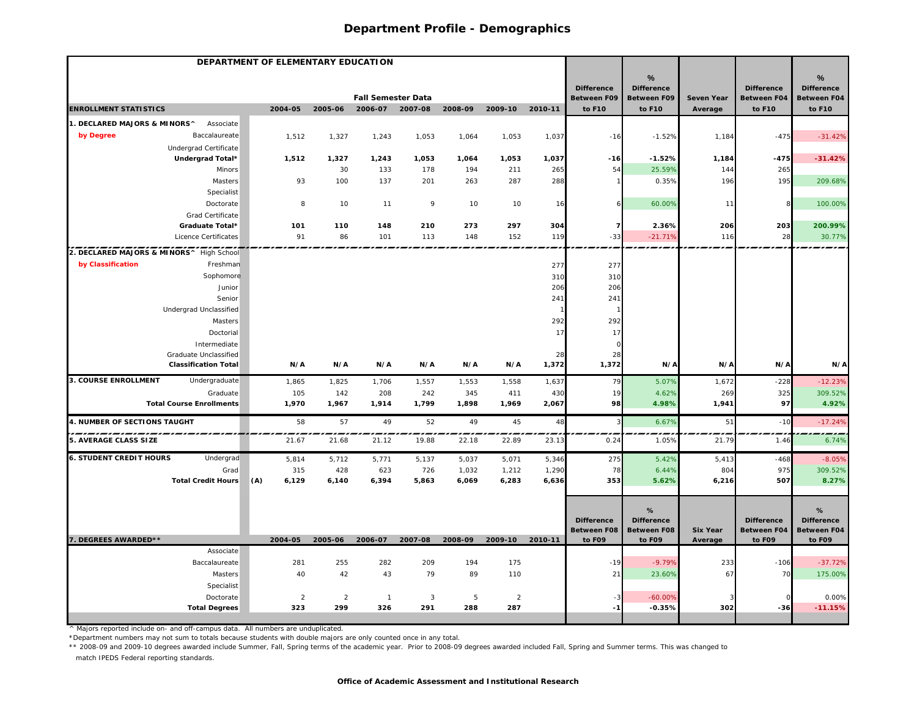# Department Profile - Demographics

| DEPARTMENT OF ELEMENTARY EDUCATION | | | | | | | | | | | | | | |
|---|---|---|---|---|---|---|---|---|---|---|---|---|---|---|
| | | | Fall Semester Data | | | | | | Difference Between F09 to F10 | % Difference Between F09 to F10 | Seven Year Average | Difference Between F04 to F10 | % Difference Between F04 to F10 |
| **ENROLLMENT STATISTICS** | | | 2004-05 | 2005-06 | 2006-07 | 2007-08 | 2008-09 | 2009-10 | 2010-11 | | | | | |
| **1. DECLARED MAJORS & MINORS^** | Associate | | | | | | | | | | | | | |
| **by Degree** | Baccalaureate | | 1,512 | 1,327 | 1,243 | 1,053 | 1,064 | 1,053 | 1,037 | -16 | -1.52% | 1,184 | -475 | -31.42% |
| | Undergrad Certificate | | | | | | | | | | | | | |
| | **Undergrad Total*** | | **1,512** | **1,327** | **1,243** | **1,053** | **1,064** | **1,053** | **1,037** | **-16** | **-1.52%** | **1,184** | **-475** | **-31.42%** |
| | Minors | | | 30 | 133 | 178 | 194 | 211 | 265 | 54 | 25.59% | 144 | 265 | |
| | Masters | | 93 | 100 | 137 | 201 | 263 | 287 | 288 | 1 | 0.35% | 196 | 195 | 209.68% |
| | Specialist | | | | | | | | | | | | | |
| | Doctorate | | 8 | 10 | 11 | 9 | 10 | 10 | 16 | 6 | 60.00% | 11 | 8 | 100.00% |
| | Grad Certificate | | | | | | | | | | | | | |
| | **Graduate Total*** | | **101** | **110** | **148** | **210** | **273** | **297** | **304** | **7** | **2.36%** | **206** | **203** | **200.99%** |
| | Licence Certificates | | 91 | 86 | 101 | 113 | 148 | 152 | 119 | -33 | -21.71% | 116 | 28 | 30.77% |
| **2. DECLARED MAJORS & MINORS^** | High School | | | | | | | | | | | | | |
| **by Classification** | Freshman | | | | | | | | 277 | 277 | | | | |
| | Sophomore | | | | | | | | 310 | 310 | | | | |
| | Junior | | | | | | | | 206 | 206 | | | | |
| | Senior | | | | | | | | 241 | 241 | | | | |
| | Undergrad Unclassified | | | | | | | | 1 | 1 | | | | |
| | Masters | | | | | | | | 292 | 292 | | | | |
| | Doctorial | | | | | | | | 17 | 17 | | | | |
| | Intermediate | | | | | | | | | 0 | | | | |
| | Graduate Unclassified | | | | | | | | 28 | 28 | | | | |
| | **Classification Total** | | **N/A** | **N/A** | **N/A** | **N/A** | **N/A** | **N/A** | **1,372** | **1,372** | **N/A** | **N/A** | **N/A** | **N/A** |
| **3. COURSE ENROLLMENT** | Undergraduate | | 1,865 | 1,825 | 1,706 | 1,557 | 1,553 | 1,558 | 1,637 | 79 | 5.07% | 1,672 | -228 | -12.23% |
| | Graduate | | 105 | 142 | 208 | 242 | 345 | 411 | 430 | 19 | 4.62% | 269 | 325 | 309.52% |
| | **Total Course Enrollments** | | **1,970** | **1,967** | **1,914** | **1,799** | **1,898** | **1,969** | **2,067** | **98** | **4.98%** | **1,941** | **97** | **4.92%** |
| **4. NUMBER OF SECTIONS TAUGHT** | | | 58 | 57 | 49 | 52 | 49 | 45 | 48 | 3 | 6.67% | 51 | -10 | -17.24% |
| **5. AVERAGE CLASS SIZE** | | | 21.67 | 21.68 | 21.12 | 19.88 | 22.18 | 22.89 | 23.13 | 0.24 | 1.05% | 21.79 | 1.46 | 6.74% |
| **6. STUDENT CREDIT HOURS** | Undergrad | | 5,814 | 5,712 | 5,771 | 5,137 | 5,037 | 5,071 | 5,346 | 275 | 5.42% | 5,413 | -468 | -8.05% |
| | Grad | | 315 | 428 | 623 | 726 | 1,032 | 1,212 | 1,290 | 78 | 6.44% | 804 | 975 | 309.52% |
| | **Total Credit Hours** | **(A)** | **6,129** | **6,140** | **6,394** | **5,863** | **6,069** | **6,283** | **6,636** | **353** | **5.62%** | **6,216** | **507** | **8.27%** |

| **7. DEGREES AWARDED**** | | 2004-05 | 2005-06 | 2006-07 | 2007-08 | 2008-09 | 2009-10 | 2010-11 | Difference Between F08 to F09 | % Difference Between F08 to F09 | Six Year Average | Difference Between F04 to F09 | % Difference Between F04 to F09 |
|---|---|---|---|---|---|---|---|---|---|---|---|---|---|
| | Associate | | | | | | | | | | | | |
| | Baccalaureate | 281 | 255 | 282 | 209 | 194 | 175 | | -19 | -9.79% | 233 | -106 | -37.72% |
| | Masters | 40 | 42 | 43 | 79 | 89 | 110 | | 21 | 23.60% | 67 | 70 | 175.00% |
| | Specialist | | | | | | | | | | | | |
| | Doctorate | 2 | 2 | 1 | 3 | 5 | 2 | | -3 | -60.00% | 3 | 0 | 0.00% |
| | **Total Degrees** | **323** | **299** | **326** | **291** | **288** | **287** | | **-1** | **-0.35%** | **302** | **-36** | **-11.15%** |

^ Majors reported include on- and off-campus data. All numbers are unduplicated.

*Department numbers may not sum to totals because students with double majors are only counted once in any total.

** 2008-09 and 2009-10 degrees awarded include Summer, Fall, Spring terms of the academic year. Prior to 2008-09 degrees awarded included Fall, Spring and Summer terms. This was changed to match IPEDS Federal reporting standards.

**Office of Academic Assessment and Institutional Research**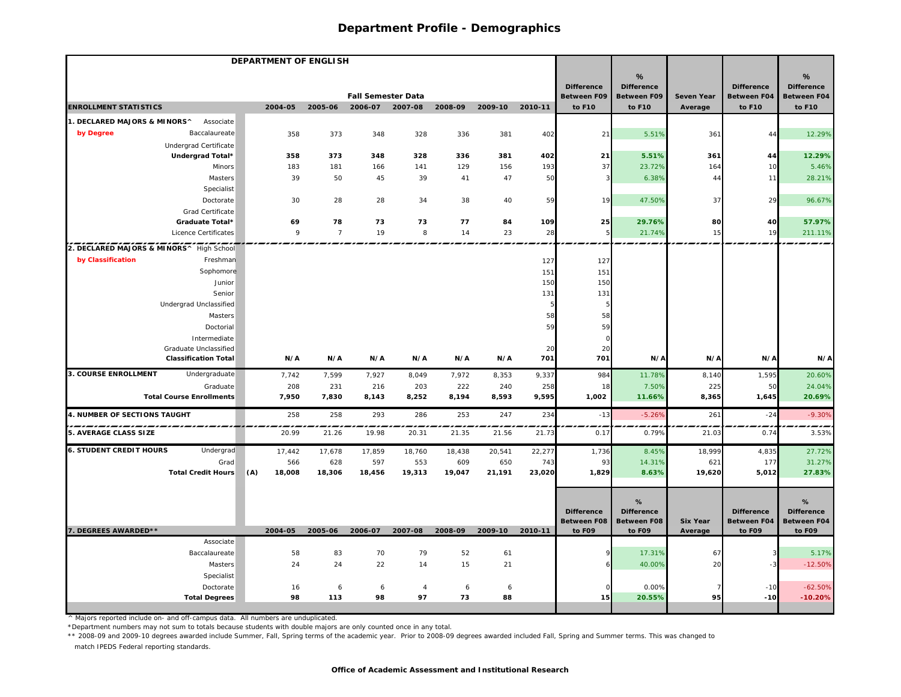# Department Profile - Demographics

| DEPARTMENT OF ENGLISH | | | | | | | | | | | | | | |
|---|---|---|---|---|---|---|---|---|---|---|---|---|---|---|
| | | | Fall Semester Data | | | | | | | | | | | |
| ENROLLMENT STATISTICS | | | 2004-05 | 2005-06 | 2006-07 | 2007-08 | 2008-09 | 2009-10 | 2010-11 | Difference Between F09 to F10 | % Difference Between F09 to F10 | Seven Year Average | Difference Between F04 to F10 | % Difference Between F04 to F10 |
| 1. DECLARED MAJORS & MINORS^ | Associate | | | | | | | | | | | | | |
| by Degree | Baccalaureate | | 358 | 373 | 348 | 328 | 336 | 381 | 402 | 21 | 5.51% | 361 | 44 | 12.29% |
| | Undergrad Certificate | | | | | | | | | | | | | |
| | **Undergrad Total*** | | **358** | **373** | **348** | **328** | **336** | **381** | **402** | **21** | **5.51%** | **361** | **44** | **12.29%** |
| | Minors | | 183 | 181 | 166 | 141 | 129 | 156 | 193 | 37 | 23.72% | 164 | 10 | 5.46% |
| | Masters | | 39 | 50 | 45 | 39 | 41 | 47 | 50 | 3 | 6.38% | 44 | 11 | 28.21% |
| | Specialist | | | | | | | | | | | | | |
| | Doctorate | | 30 | 28 | 28 | 34 | 38 | 40 | 59 | 19 | 47.50% | 37 | 29 | 96.67% |
| | Grad Certificate | | | | | | | | | | | | | |
| | **Graduate Total*** | | **69** | **78** | **73** | **73** | **77** | **84** | **109** | **25** | **29.76%** | **80** | **40** | **57.97%** |
| | Licence Certificates | | 9 | 7 | 19 | 8 | 14 | 23 | 28 | 5 | 21.74% | 15 | 19 | 211.11% |
| 2. DECLARED MAJORS & MINORS^ | High School | | | | | | | | | | | | | |
| by Classification | Freshman | | | | | | | | 127 | 127 | | | | |
| | Sophomore | | | | | | | | 151 | 151 | | | | |
| | Junior | | | | | | | | 150 | 150 | | | | |
| | Senior | | | | | | | | 131 | 131 | | | | |
| | Undergrad Unclassified | | | | | | | | 5 | 5 | | | | |
| | Masters | | | | | | | | 58 | 58 | | | | |
| | Doctorial | | | | | | | | 59 | 59 | | | | |
| | Intermediate | | | | | | | | | 0 | | | | |
| | Graduate Unclassified | | | | | | | | 20 | 20 | | | | |
| | **Classification Total** | | **N/A** | **N/A** | **N/A** | **N/A** | **N/A** | **N/A** | **701** | **701** | **N/A** | **N/A** | **N/A** | **N/A** |
| 3. COURSE ENROLLMENT | Undergraduate | | 7,742 | 7,599 | 7,927 | 8,049 | 7,972 | 8,353 | 9,337 | 984 | 11.78% | 8,140 | 1,595 | 20.60% |
| | Graduate | | 208 | 231 | 216 | 203 | 222 | 240 | 258 | 18 | 7.50% | 225 | 50 | 24.04% |
| | **Total Course Enrollments** | | **7,950** | **7,830** | **8,143** | **8,252** | **8,194** | **8,593** | **9,595** | **1,002** | **11.66%** | **8,365** | **1,645** | **20.69%** |
| 4. NUMBER OF SECTIONS TAUGHT | | | 258 | 258 | 293 | 286 | 253 | 247 | 234 | -13 | -5.26% | 261 | -24 | -9.30% |
| 5. AVERAGE CLASS SIZE | | | 20.99 | 21.26 | 19.98 | 20.31 | 21.35 | 21.56 | 21.73 | 0.17 | 0.79% | 21.03 | 0.74 | 3.53% |
| 6. STUDENT CREDIT HOURS | Undergrad | | 17,442 | 17,678 | 17,859 | 18,760 | 18,438 | 20,541 | 22,277 | 1,736 | 8.45% | 18,999 | 4,835 | 27.72% |
| | Grad | | 566 | 628 | 597 | 553 | 609 | 650 | 743 | 93 | 14.31% | 621 | 177 | 31.27% |
| | **Total Credit Hours** | (A) | **18,008** | **18,306** | **18,456** | **19,313** | **19,047** | **21,191** | **23,020** | **1,829** | **8.63%** | **19,620** | **5,012** | **27.83%** |

| 7. DEGREES AWARDED** | | 2004-05 | 2005-06 | 2006-07 | 2007-08 | 2008-09 | 2009-10 | 2010-11 | Difference Between F08 to F09 | % Difference Between F08 to F09 | Six Year Average | Difference Between F04 to F09 | % Difference Between F04 to F09 |
|---|---|---|---|---|---|---|---|---|---|---|---|---|---|
| | Associate | | | | | | | | | | | | |
| | Baccalaureate | 58 | 83 | 70 | 79 | 52 | 61 | | 9 | 17.31% | 67 | 3 | 5.17% |
| | Masters | 24 | 24 | 22 | 14 | 15 | 21 | | 6 | 40.00% | 20 | -3 | -12.50% |
| | Specialist | | | | | | | | | | | | |
| | Doctorate | 16 | 6 | 6 | 4 | 6 | 6 | | 0 | 0.00% | 7 | -10 | -62.50% |
| | **Total Degrees** | **98** | **113** | **98** | **97** | **73** | **88** | | **15** | **20.55%** | **95** | **-10** | **-10.20%** |

^ Majors reported include on- and off-campus data. All numbers are unduplicated.

*Department numbers may not sum to totals because students with double majors are only counted once in any total.

** 2008-09 and 2009-10 degrees awarded include Summer, Fall, Spring terms of the academic year. Prior to 2008-09 degrees awarded included Fall, Spring and Summer terms. This was changed to match IPEDS Federal reporting standards.

**Office of Academic Assessment and Institutional Research**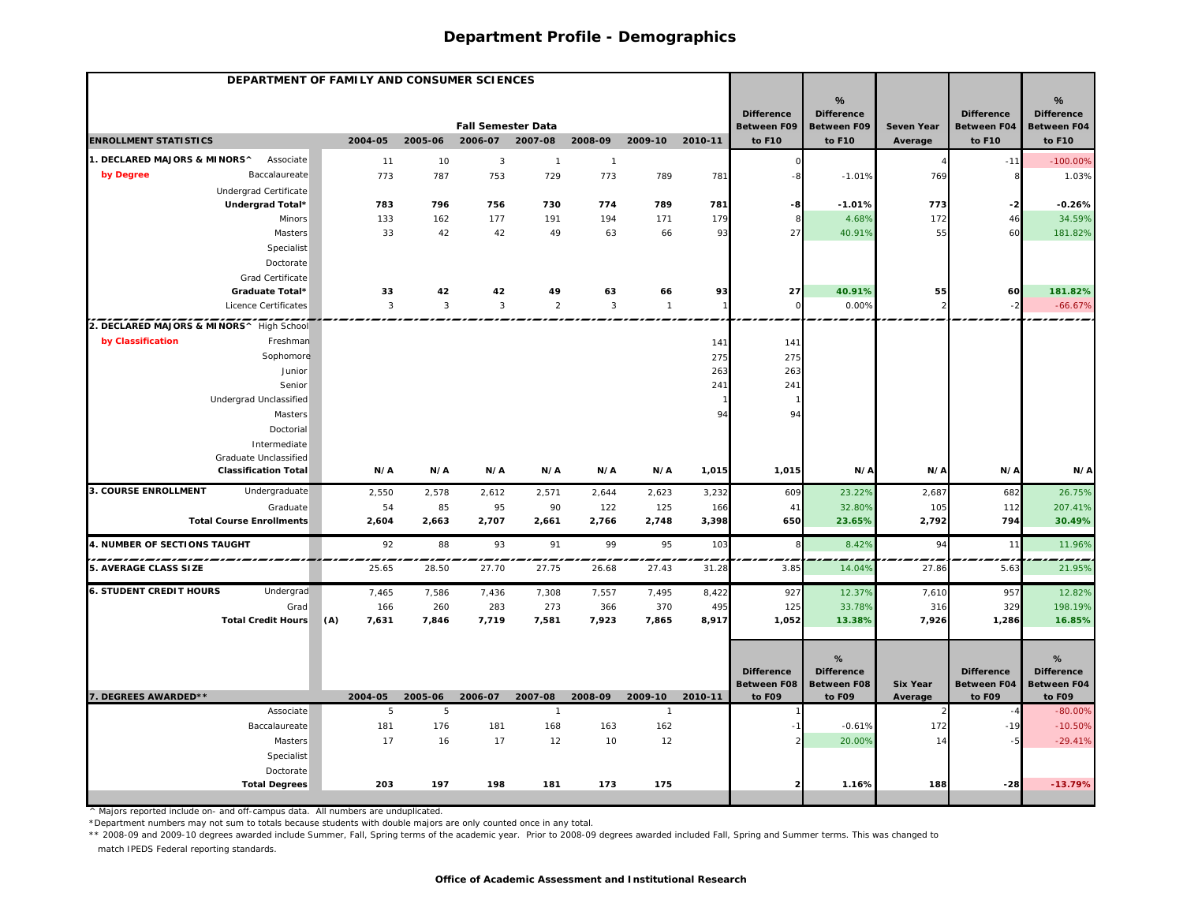# Department Profile - Demographics

| DEPARTMENT OF FAMILY AND CONSUMER SCIENCES | | | | | | | | | | | | | |
|---|---|---|---|---|---|---|---|---|---|---|---|---|---|
| **ENROLLMENT STATISTICS** | | **2004-05** | **2005-06** | **2006-07** | **2007-08** | **2008-09** | **2009-10** | **2010-11** | **Difference Between F09 to F10** | **% Difference Between F09 to F10** | **Seven Year Average** | **Difference Between F04 to F10** | **% Difference Between F04 to F10** |
| **1. DECLARED MAJORS & MINORS^** | Associate | 11 | 10 | 3 | 1 | 1 | | | 0 | | 4 | -11 | -100.00% |
| **by Degree** | Baccalaureate | 773 | 787 | 753 | 729 | 773 | 789 | 781 | -8 | -1.01% | 769 | 8 | 1.03% |
| | Undergrad Certificate | | | | | | | | | | | | |
| | **Undergrad Total*** | **783** | **796** | **756** | **730** | **774** | **789** | **781** | **-8** | **-1.01%** | **773** | **-2** | **-0.26%** |
| | Minors | 133 | 162 | 177 | 191 | 194 | 171 | 179 | 8 | 4.68% | 172 | 46 | 34.59% |
| | Masters | 33 | 42 | 42 | 49 | 63 | 66 | 93 | 27 | 40.91% | 55 | 60 | 181.82% |
| | Specialist | | | | | | | | | | | | |
| | Doctorate | | | | | | | | | | | | |
| | Grad Certificate | | | | | | | | | | | | |
| | **Graduate Total*** | **33** | **42** | **42** | **49** | **63** | **66** | **93** | **27** | **40.91%** | **55** | **60** | **181.82%** |
| | Licence Certificates | 3 | 3 | 3 | 2 | 3 | 1 | 1 | 0 | 0.00% | 2 | -2 | -66.67% |
| **2. DECLARED MAJORS & MINORS^** | High School | | | | | | | | | | | | |
| **by Classification** | Freshman | | | | | | | 141 | 141 | | | | |
| | Sophomore | | | | | | | 275 | 275 | | | | |
| | Junior | | | | | | | 263 | 263 | | | | |
| | Senior | | | | | | | 241 | 241 | | | | |
| | Undergrad Unclassified | | | | | | | 1 | 1 | | | | |
| | Masters | | | | | | | 94 | 94 | | | | |
| | Doctorial | | | | | | | | | | | | |
| | Intermediate | | | | | | | | | | | | |
| | Graduate Unclassified | | | | | | | | | | | | |
| | **Classification Total** | **N/A** | **N/A** | **N/A** | **N/A** | **N/A** | **N/A** | **1,015** | **1,015** | **N/A** | **N/A** | **N/A** | **N/A** |
| **3. COURSE ENROLLMENT** | Undergraduate | 2,550 | 2,578 | 2,612 | 2,571 | 2,644 | 2,623 | 3,232 | 609 | 23.22% | 2,687 | 682 | 26.75% |
| | Graduate | 54 | 85 | 95 | 90 | 122 | 125 | 166 | 41 | 32.80% | 105 | 112 | 207.41% |
| | **Total Course Enrollments** | **2,604** | **2,663** | **2,707** | **2,661** | **2,766** | **2,748** | **3,398** | **650** | **23.65%** | **2,792** | **794** | **30.49%** |
| **4. NUMBER OF SECTIONS TAUGHT** | | 92 | 88 | 93 | 91 | 99 | 95 | 103 | 8 | 8.42% | 94 | 11 | 11.96% |
| **5. AVERAGE CLASS SIZE** | | 25.65 | 28.50 | 27.70 | 27.75 | 26.68 | 27.43 | 31.28 | 3.85 | 14.04% | 27.86 | 5.63 | 21.95% |
| **6. STUDENT CREDIT HOURS** | Undergrad | 7,465 | 7,586 | 7,436 | 7,308 | 7,557 | 7,495 | 8,422 | 927 | 12.37% | 7,610 | 957 | 12.82% |
| | Grad | 166 | 260 | 283 | 273 | 366 | 370 | 495 | 125 | 33.78% | 316 | 329 | 198.19% |
| | **Total Credit Hours (A)** | **7,631** | **7,846** | **7,719** | **7,581** | **7,923** | **7,865** | **8,917** | **1,052** | **13.38%** | **7,926** | **1,286** | **16.85%** |

| **7. DEGREES AWARDED**** | | **2004-05** | **2005-06** | **2006-07** | **2007-08** | **2008-09** | **2009-10** | **2010-11** | **Difference Between F08 to F09** | **% Difference Between F08 to F09** | **Six Year Average** | **Difference Between F04 to F09** | **% Difference Between F04 to F09** |
|---|---|---|---|---|---|---|---|---|---|---|---|---|---|
| | Associate | 5 | 5 | | 1 | | 1 | | 1 | | 2 | -4 | -80.00% |
| | Baccalaureate | 181 | 176 | 181 | 168 | 163 | 162 | | -1 | -0.61% | 172 | -19 | -10.50% |
| | Masters | 17 | 16 | 17 | 12 | 10 | 12 | | 2 | 20.00% | 14 | -5 | -29.41% |
| | Specialist | | | | | | | | | | | | |
| | Doctorate | | | | | | | | | | | | |
| | **Total Degrees** | **203** | **197** | **198** | **181** | **173** | **175** | | **2** | **1.16%** | **188** | **-28** | **-13.79%** |

^ Majors reported include on- and off-campus data. All numbers are unduplicated.

*Department numbers may not sum to totals because students with double majors are only counted once in any total.

** 2008-09 and 2009-10 degrees awarded include Summer, Fall, Spring terms of the academic year. Prior to 2008-09 degrees awarded included Fall, Spring and Summer terms. This was changed to match IPEDS Federal reporting standards.

**Office of Academic Assessment and Institutional Research**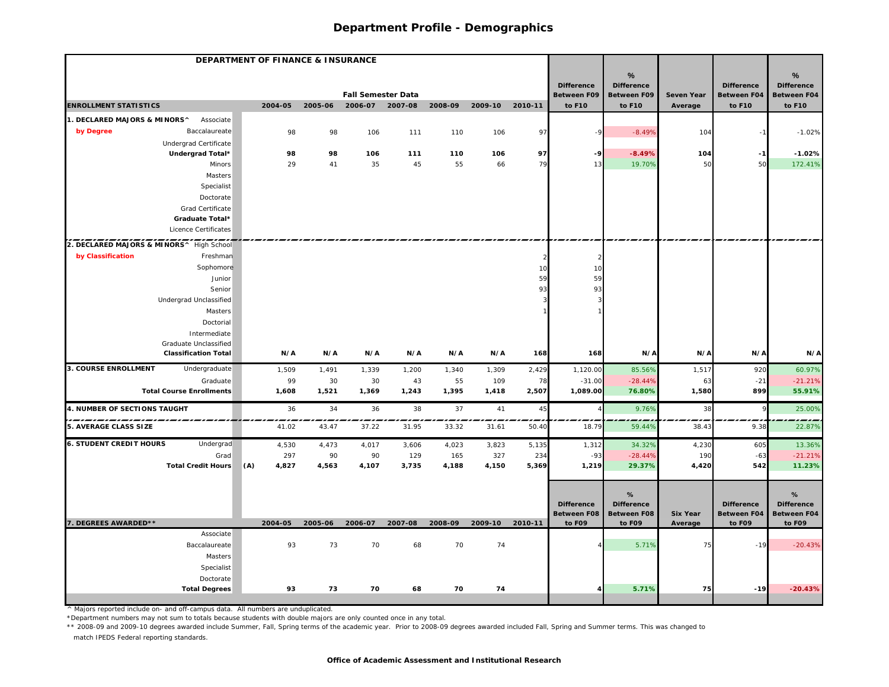# Department Profile - Demographics

| DEPARTMENT OF FINANCE & INSURANCE | | | | | | | | | | | | | | |
|---|---|---|---|---|---|---|---|---|---|---|---|---|---|---|
| **ENROLLMENT STATISTICS** | | | **2004-05** | **2005-06** | **2006-07** (Fall Semester Data) | **2007-08** | **2008-09** | **2009-10** | **2010-11** | **Difference Between F09 to F10** | **% Difference Between F09 to F10** | **Seven Year Average** | **Difference Between F04 to F10** | **% Difference Between F04 to F10** |
| **1. DECLARED MAJORS & MINORS^** | Associate | | | | | | | | | | | | | |
| **by Degree** | Baccalaureate | | 98 | 98 | 106 | 111 | 110 | 106 | 97 | -9 | -8.49% | 104 | -1 | -1.02% |
| | Undergrad Certificate | | | | | | | | | | | | | |
| | **Undergrad Total*** | | **98** | **98** | **106** | **111** | **110** | **106** | **97** | **-9** | **-8.49%** | **104** | **-1** | **-1.02%** |
| | Minors | | 29 | 41 | 35 | 45 | 55 | 66 | 79 | 13 | 19.70% | 50 | 50 | 172.41% |
| | Masters | | | | | | | | | | | | | |
| | Specialist | | | | | | | | | | | | | |
| | Doctorate | | | | | | | | | | | | | |
| | Grad Certificate | | | | | | | | | | | | | |
| | **Graduate Total*** | | | | | | | | | | | | | |
| | Licence Certificates | | | | | | | | | | | | | |
| **2. DECLARED MAJORS & MINORS^** | High School | | | | | | | | | | | | | |
| **by Classification** | Freshman | | | | | | | | 2 | 2 | | | | |
| | Sophomore | | | | | | | | 10 | 10 | | | | |
| | Junior | | | | | | | | 59 | 59 | | | | |
| | Senior | | | | | | | | 93 | 93 | | | | |
| | Undergrad Unclassified | | | | | | | | 3 | 3 | | | | |
| | Masters | | | | | | | | 1 | 1 | | | | |
| | Doctorial | | | | | | | | | | | | | |
| | Intermediate | | | | | | | | | | | | | |
| | Graduate Unclassified | | | | | | | | | | | | | |
| | **Classification Total** | | **N/A** | **N/A** | **N/A** | **N/A** | **N/A** | **N/A** | **168** | **168** | **N/A** | **N/A** | **N/A** | **N/A** |
| **3. COURSE ENROLLMENT** | Undergraduate | | 1,509 | 1,491 | 1,339 | 1,200 | 1,340 | 1,309 | 2,429 | 1,120.00 | 85.56% | 1,517 | 920 | 60.97% |
| | Graduate | | 99 | 30 | 30 | 43 | 55 | 109 | 78 | -31.00 | -28.44% | 63 | -21 | -21.21% |
| | **Total Course Enrollments** | | **1,608** | **1,521** | **1,369** | **1,243** | **1,395** | **1,418** | **2,507** | **1,089.00** | **76.80%** | **1,580** | **899** | **55.91%** |
| **4. NUMBER OF SECTIONS TAUGHT** | | | 36 | 34 | 36 | 38 | 37 | 41 | 45 | 4 | 9.76% | 38 | 9 | 25.00% |
| **5. AVERAGE CLASS SIZE** | | | 41.02 | 43.47 | 37.22 | 31.95 | 33.32 | 31.61 | 50.40 | 18.79 | 59.44% | 38.43 | 9.38 | 22.87% |
| **6. STUDENT CREDIT HOURS** | Undergrad | | 4,530 | 4,473 | 4,017 | 3,606 | 4,023 | 3,823 | 5,135 | 1,312 | 34.32% | 4,230 | 605 | 13.36% |
| | Grad | | 297 | 90 | 90 | 129 | 165 | 327 | 234 | -93 | -28.44% | 190 | -63 | -21.21% |
| | **Total Credit Hours** | **(A)** | **4,827** | **4,563** | **4,107** | **3,735** | **4,188** | **4,150** | **5,369** | **1,219** | **29.37%** | **4,420** | **542** | **11.23%** |

| **7. DEGREES AWARDED**** | | **2004-05** | **2005-06** | **2006-07** | **2007-08** | **2008-09** | **2009-10** | **2010-11** | **Difference Between F08 to F09** | **% Difference Between F08 to F09** | **Six Year Average** | **Difference Between F04 to F09** | **% Difference Between F04 to F09** |
|---|---|---|---|---|---|---|---|---|---|---|---|---|---|
| | Associate | | | | | | | | | | | | |
| | Baccalaureate | 93 | 73 | 70 | 68 | 70 | 74 | | 4 | 5.71% | 75 | -19 | -20.43% |
| | Masters | | | | | | | | | | | | |
| | Specialist | | | | | | | | | | | | |
| | Doctorate | | | | | | | | | | | | |
| | **Total Degrees** | **93** | **73** | **70** | **68** | **70** | **74** | | **4** | **5.71%** | **75** | **-19** | **-20.43%** |

^ Majors reported include on- and off-campus data. All numbers are unduplicated.

*Department numbers may not sum to totals because students with double majors are only counted once in any total.

** 2008-09 and 2009-10 degrees awarded include Summer, Fall, Spring terms of the academic year. Prior to 2008-09 degrees awarded included Fall, Spring and Summer terms. This was changed to match IPEDS Federal reporting standards.

**Office of Academic Assessment and Institutional Research**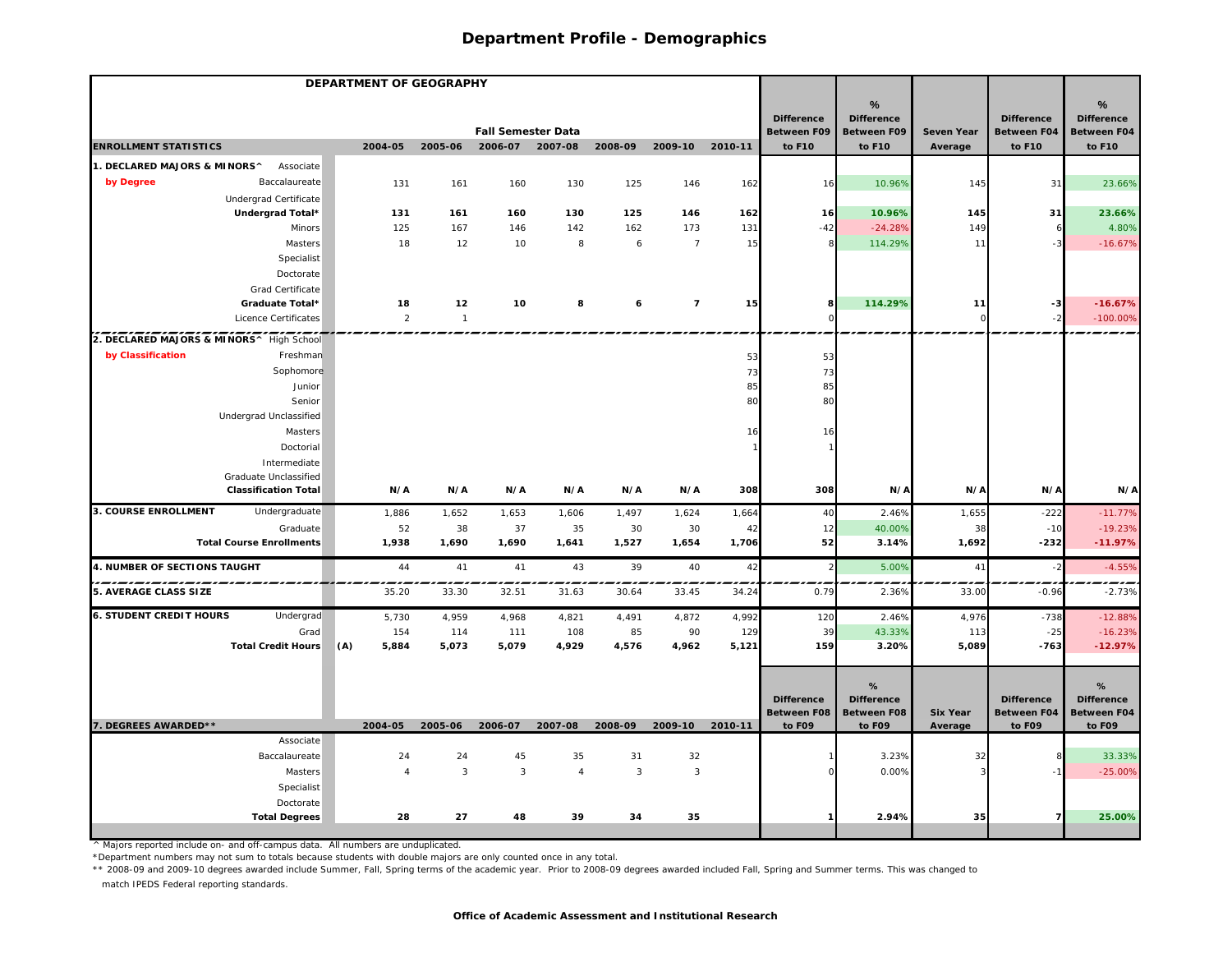# Department Profile - Demographics

| DEPARTMENT OF GEOGRAPHY | | | | | | | | | | | | | |
|---|---|---|---|---|---|---|---|---|---|---|---|---|---|
| | | Fall Semester Data | | | | | | | | | | | |
| ENROLLMENT STATISTICS | | 2004-05 | 2005-06 | 2006-07 | 2007-08 | 2008-09 | 2009-10 | 2010-11 | Difference Between F09 to F10 | % Difference Between F09 to F10 | Seven Year Average | Difference Between F04 to F10 | % Difference Between F04 to F10 |
| **1. DECLARED MAJORS & MINORS^** | Associate | | | | | | | | | | | | |
| **by Degree** | Baccalaureate | 131 | 161 | 160 | 130 | 125 | 146 | 162 | 16 | 10.96% | 145 | 31 | 23.66% |
| | Undergrad Certificate | | | | | | | | | | | | |
| | **Undergrad Total*** | **131** | **161** | **160** | **130** | **125** | **146** | **162** | **16** | **10.96%** | **145** | **31** | **23.66%** |
| | Minors | 125 | 167 | 146 | 142 | 162 | 173 | 131 | -42 | -24.28% | 149 | 6 | 4.80% |
| | Masters | 18 | 12 | 10 | 8 | 6 | 7 | 15 | 8 | 114.29% | 11 | -3 | -16.67% |
| | Specialist | | | | | | | | | | | | |
| | Doctorate | | | | | | | | | | | | |
| | Grad Certificate | | | | | | | | | | | | |
| | **Graduate Total*** | **18** | **12** | **10** | **8** | **6** | **7** | **15** | **8** | **114.29%** | **11** | **-3** | **-16.67%** |
| | Licence Certificates | 2 | 1 | | | | | | 0 | | 0 | -2 | -100.00% |
| **2. DECLARED MAJORS & MINORS^** | High School | | | | | | | | | | | | |
| **by Classification** | Freshman | | | | | | | 53 | 53 | | | | |
| | Sophomore | | | | | | | 73 | 73 | | | | |
| | Junior | | | | | | | 85 | 85 | | | | |
| | Senior | | | | | | | 80 | 80 | | | | |
| | Undergrad Unclassified | | | | | | | | | | | | |
| | Masters | | | | | | | 16 | 16 | | | | |
| | Doctorial | | | | | | | 1 | 1 | | | | |
| | Intermediate | | | | | | | | | | | | |
| | Graduate Unclassified | | | | | | | | | | | | |
| | **Classification Total** | **N/A** | **N/A** | **N/A** | **N/A** | **N/A** | **N/A** | **308** | **308** | **N/A** | **N/A** | **N/A** | **N/A** |
| **3. COURSE ENROLLMENT** | Undergraduate | 1,886 | 1,652 | 1,653 | 1,606 | 1,497 | 1,624 | 1,664 | 40 | 2.46% | 1,655 | -222 | -11.77% |
| | Graduate | 52 | 38 | 37 | 35 | 30 | 30 | 42 | 12 | 40.00% | 38 | -10 | -19.23% |
| | **Total Course Enrollments** | **1,938** | **1,690** | **1,690** | **1,641** | **1,527** | **1,654** | **1,706** | **52** | **3.14%** | **1,692** | **-232** | **-11.97%** |
| **4. NUMBER OF SECTIONS TAUGHT** | | 44 | 41 | 41 | 43 | 39 | 40 | 42 | 2 | 5.00% | 41 | -2 | -4.55% |
| **5. AVERAGE CLASS SIZE** | | 35.20 | 33.30 | 32.51 | 31.63 | 30.64 | 33.45 | 34.24 | 0.79 | 2.36% | 33.00 | -0.96 | -2.73% |
| **6. STUDENT CREDIT HOURS** | Undergrad | 5,730 | 4,959 | 4,968 | 4,821 | 4,491 | 4,872 | 4,992 | 120 | 2.46% | 4,976 | -738 | -12.88% |
| | Grad | 154 | 114 | 111 | 108 | 85 | 90 | 129 | 39 | 43.33% | 113 | -25 | -16.23% |
| | **Total Credit Hours (A)** | **5,884** | **5,073** | **5,079** | **4,929** | **4,576** | **4,962** | **5,121** | **159** | **3.20%** | **5,089** | **-763** | **-12.97%** |

| 7. DEGREES AWARDED** | | 2004-05 | 2005-06 | 2006-07 | 2007-08 | 2008-09 | 2009-10 | 2010-11 | Difference Between F08 to F09 | % Difference Between F08 to F09 | Six Year Average | Difference Between F04 to F09 | % Difference Between F04 to F09 |
|---|---|---|---|---|---|---|---|---|---|---|---|---|---|
| | Associate | | | | | | | | | | | | |
| | Baccalaureate | 24 | 24 | 45 | 35 | 31 | 32 | | 1 | 3.23% | 32 | 8 | 33.33% |
| | Masters | 4 | 3 | 3 | 4 | 3 | 3 | | 0 | 0.00% | 3 | -1 | -25.00% |
| | Specialist | | | | | | | | | | | | |
| | Doctorate | | | | | | | | | | | | |
| | **Total Degrees** | **28** | **27** | **48** | **39** | **34** | **35** | | **1** | **2.94%** | **35** | **7** | **25.00%** |

^ Majors reported include on- and off-campus data. All numbers are unduplicated.

*Department numbers may not sum to totals because students with double majors are only counted once in any total.

** 2008-09 and 2009-10 degrees awarded include Summer, Fall, Spring terms of the academic year. Prior to 2008-09 degrees awarded included Fall, Spring and Summer terms. This was changed to match IPEDS Federal reporting standards.

**Office of Academic Assessment and Institutional Research**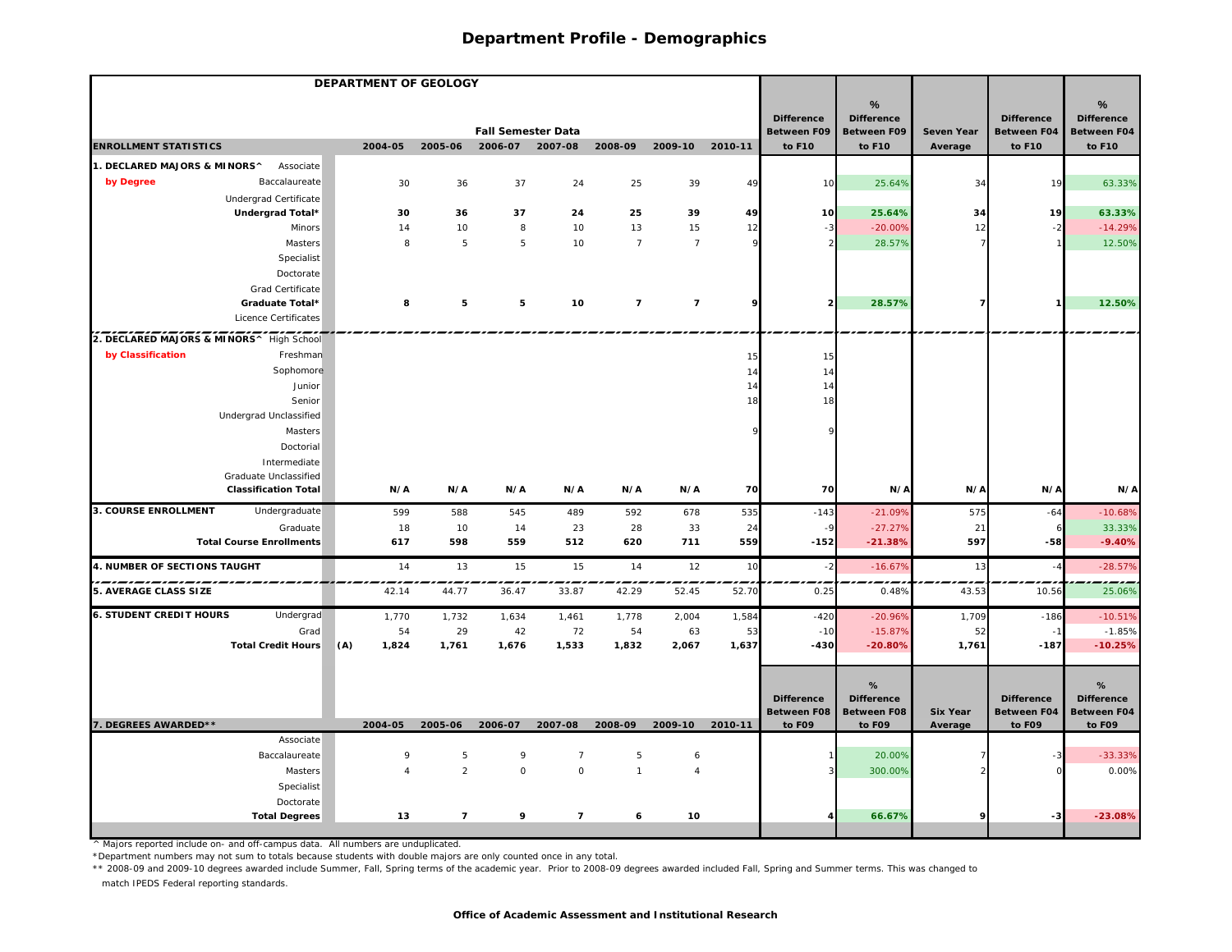# Department Profile - Demographics

| DEPARTMENT OF GEOLOGY | | | | | | | | | | | | | | | |
|---|---|---|---|---|---|---|---|---|---|---|---|---|---|---|---|
| **ENROLLMENT STATISTICS** | | | **2004-05** | **2005-06** | **2006-07** | **2007-08** (Fall Semester Data) | **2008-09** | **2009-10** | **2010-11** | **Difference Between F09 to F10** | **% Difference Between F09 to F10** | **Seven Year Average** | **Difference Between F04 to F10** | **% Difference Between F04 to F10** |
| **1. DECLARED MAJORS & MINORS^** | Associate | | | | | | | | | | | | | |
| **by Degree** | Baccalaureate | | 30 | 36 | 37 | 24 | 25 | 39 | 49 | 10 | 25.64% | 34 | 19 | 63.33% |
| | Undergrad Certificate | | | | | | | | | | | | | |
| | **Undergrad Total*** | | **30** | **36** | **37** | **24** | **25** | **39** | **49** | **10** | **25.64%** | **34** | **19** | **63.33%** |
| | Minors | | 14 | 10 | 8 | 10 | 13 | 15 | 12 | -3 | -20.00% | 12 | -2 | -14.29% |
| | Masters | | 8 | 5 | 5 | 10 | 7 | 7 | 9 | 2 | 28.57% | 7 | 1 | 12.50% |
| | Specialist | | | | | | | | | | | | | |
| | Doctorate | | | | | | | | | | | | | |
| | Grad Certificate | | | | | | | | | | | | | |
| | **Graduate Total*** | | **8** | **5** | **5** | **10** | **7** | **7** | **9** | **2** | **28.57%** | **7** | **1** | **12.50%** |
| | Licence Certificates | | | | | | | | | | | | | |
| **2. DECLARED MAJORS & MINORS^** | High School | | | | | | | | | | | | | |
| **by Classification** | Freshman | | | | | | | | 15 | 15 | | | | |
| | Sophomore | | | | | | | | 14 | 14 | | | | |
| | Junior | | | | | | | | 14 | 14 | | | | |
| | Senior | | | | | | | | 18 | 18 | | | | |
| | Undergrad Unclassified | | | | | | | | | | | | | |
| | Masters | | | | | | | | 9 | 9 | | | | |
| | Doctorial | | | | | | | | | | | | | |
| | Intermediate | | | | | | | | | | | | | |
| | Graduate Unclassified | | | | | | | | | | | | | |
| | **Classification Total** | | **N/A** | **N/A** | **N/A** | **N/A** | **N/A** | **N/A** | **70** | **70** | **N/A** | **N/A** | **N/A** | **N/A** |
| **3. COURSE ENROLLMENT** | Undergraduate | | 599 | 588 | 545 | 489 | 592 | 678 | 535 | -143 | -21.09% | 575 | -64 | -10.68% |
| | Graduate | | 18 | 10 | 14 | 23 | 28 | 33 | 24 | -9 | -27.27% | 21 | 6 | 33.33% |
| | **Total Course Enrollments** | | **617** | **598** | **559** | **512** | **620** | **711** | **559** | **-152** | **-21.38%** | **597** | **-58** | **-9.40%** |
| **4. NUMBER OF SECTIONS TAUGHT** | | | 14 | 13 | 15 | 15 | 14 | 12 | 10 | -2 | -16.67% | 13 | -4 | -28.57% |
| **5. AVERAGE CLASS SIZE** | | | 42.14 | 44.77 | 36.47 | 33.87 | 42.29 | 52.45 | 52.70 | 0.25 | 0.48% | 43.53 | 10.56 | 25.06% |
| **6. STUDENT CREDIT HOURS** | Undergrad | | 1,770 | 1,732 | 1,634 | 1,461 | 1,778 | 2,004 | 1,584 | -420 | -20.96% | 1,709 | -186 | -10.51% |
| | Grad | | 54 | 29 | 42 | 72 | 54 | 63 | 53 | -10 | -15.87% | 52 | -1 | -1.85% |
| | **Total Credit Hours** | **(A)** | **1,824** | **1,761** | **1,676** | **1,533** | **1,832** | **2,067** | **1,637** | **-430** | **-20.80%** | **1,761** | **-187** | **-10.25%** |

| **7. DEGREES AWARDED**** | | **2004-05** | **2005-06** | **2006-07** | **2007-08** | **2008-09** | **2009-10** | **2010-11** | **Difference Between F08 to F09** | **% Difference Between F08 to F09** | **Six Year Average** | **Difference Between F04 to F09** | **% Difference Between F04 to F09** |
|---|---|---|---|---|---|---|---|---|---|---|---|---|---|
| | Associate | | | | | | | | | | | | |
| | Baccalaureate | 9 | 5 | 9 | 7 | 5 | 6 | | 1 | 20.00% | 7 | -3 | -33.33% |
| | Masters | 4 | 2 | 0 | 0 | 1 | 4 | | 3 | 300.00% | 2 | 0 | 0.00% |
| | Specialist | | | | | | | | | | | | |
| | Doctorate | | | | | | | | | | | | |
| | **Total Degrees** | **13** | **7** | **9** | **7** | **6** | **10** | | **4** | **66.67%** | **9** | **-3** | **-23.08%** |

^ Majors reported include on- and off-campus data. All numbers are unduplicated.

*Department numbers may not sum to totals because students with double majors are only counted once in any total.

** 2008-09 and 2009-10 degrees awarded include Summer, Fall, Spring terms of the academic year. Prior to 2008-09 degrees awarded included Fall, Spring and Summer terms. This was changed to match IPEDS Federal reporting standards.

**Office of Academic Assessment and Institutional Research**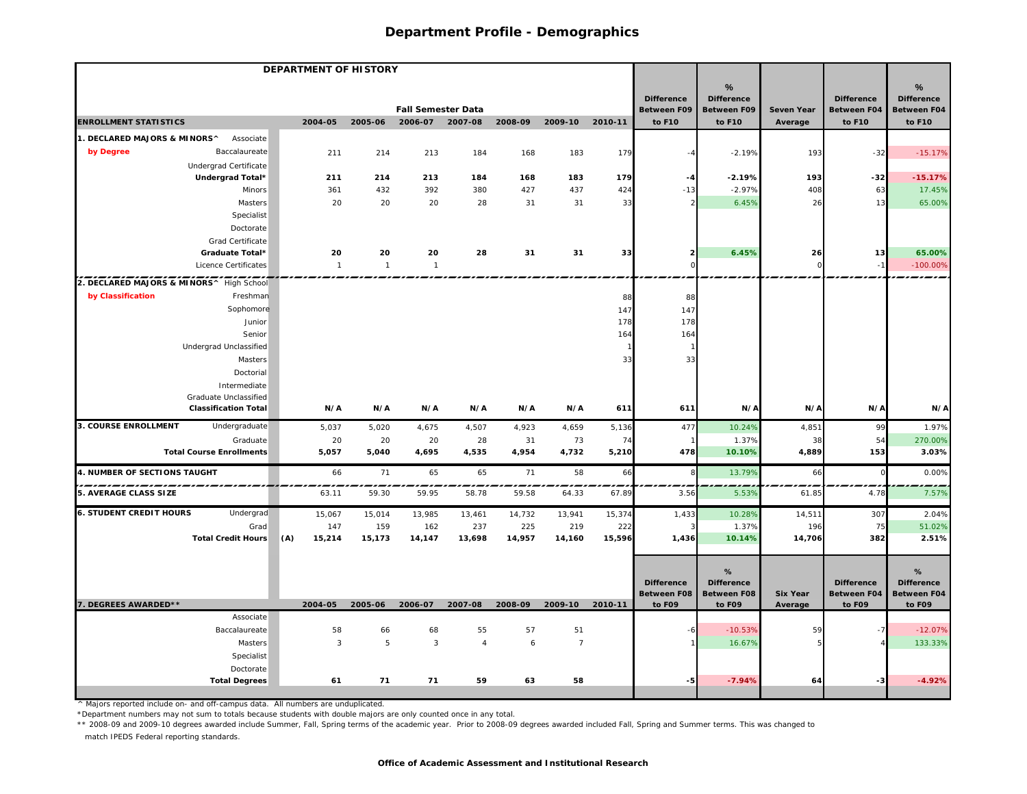# Department Profile - Demographics

| DEPARTMENT OF HISTORY | | | | Fall Semester Data | | | | | | % | | | % |
|---|---|---|---|---|---|---|---|---|---|---|---|---|---|
| **ENROLLMENT STATISTICS** | | **2004-05** | **2005-06** | **2006-07** | **2007-08** | **2008-09** | **2009-10** | **2010-11** | **Difference Between F09 to F10** | **Difference Between F09 to F10** | **Seven Year Average** | **Difference Between F04 to F10** | **Difference Between F04 to F10** |
| **1. DECLARED MAJORS & MINORS^** | Associate | | | | | | | | | | | | |
| **by Degree** | Baccalaureate | 211 | 214 | 213 | 184 | 168 | 183 | 179 | -4 | -2.19% | 193 | -32 | -15.17% |
| | Undergrad Certificate | | | | | | | | | | | | |
| | **Undergrad Total*** | **211** | **214** | **213** | **184** | **168** | **183** | **179** | **-4** | **-2.19%** | **193** | **-32** | **-15.17%** |
| | Minors | 361 | 432 | 392 | 380 | 427 | 437 | 424 | -13 | -2.97% | 408 | 63 | 17.45% |
| | Masters | 20 | 20 | 20 | 28 | 31 | 31 | 33 | 2 | 6.45% | 26 | 13 | 65.00% |
| | Specialist | | | | | | | | | | | | |
| | Doctorate | | | | | | | | | | | | |
| | Grad Certificate | | | | | | | | | | | | |
| | **Graduate Total*** | **20** | **20** | **20** | **28** | **31** | **31** | **33** | **2** | **6.45%** | **26** | **13** | **65.00%** |
| | Licence Certificates | 1 | 1 | 1 | | | | | 0 | | 0 | -1 | -100.00% |
| **2. DECLARED MAJORS & MINORS^** | High School | | | | | | | | | | | | |
| **by Classification** | Freshman | | | | | | | 88 | 88 | | | | |
| | Sophomore | | | | | | | 147 | 147 | | | | |
| | Junior | | | | | | | 178 | 178 | | | | |
| | Senior | | | | | | | 164 | 164 | | | | |
| | Undergrad Unclassified | | | | | | | 1 | 1 | | | | |
| | Masters | | | | | | | 33 | 33 | | | | |
| | Doctorial | | | | | | | | | | | | |
| | Intermediate | | | | | | | | | | | | |
| | Graduate Unclassified | | | | | | | | | | | | |
| | **Classification Total** | **N/A** | **N/A** | **N/A** | **N/A** | **N/A** | **N/A** | **611** | **611** | **N/A** | **N/A** | **N/A** | **N/A** |
| **3. COURSE ENROLLMENT** | Undergraduate | 5,037 | 5,020 | 4,675 | 4,507 | 4,923 | 4,659 | 5,136 | 477 | 10.24% | 4,851 | 99 | 1.97% |
| | Graduate | 20 | 20 | 20 | 28 | 31 | 73 | 74 | 1 | 1.37% | 38 | 54 | 270.00% |
| | **Total Course Enrollments** | **5,057** | **5,040** | **4,695** | **4,535** | **4,954** | **4,732** | **5,210** | **478** | **10.10%** | **4,889** | **153** | **3.03%** |
| **4. NUMBER OF SECTIONS TAUGHT** | | 66 | 71 | 65 | 65 | 71 | 58 | 66 | 8 | 13.79% | 66 | 0 | 0.00% |
| **5. AVERAGE CLASS SIZE** | | 63.11 | 59.30 | 59.95 | 58.78 | 59.58 | 64.33 | 67.89 | 3.56 | 5.53% | 61.85 | 4.78 | 7.57% |
| **6. STUDENT CREDIT HOURS** | Undergrad | 15,067 | 15,014 | 13,985 | 13,461 | 14,732 | 13,941 | 15,374 | 1,433 | 10.28% | 14,511 | 307 | 2.04% |
| | Grad | 147 | 159 | 162 | 237 | 225 | 219 | 222 | 3 | 1.37% | 196 | 75 | 51.02% |
| | **Total Credit Hours (A)** | **15,214** | **15,173** | **14,147** | **13,698** | **14,957** | **14,160** | **15,596** | **1,436** | **10.14%** | **14,706** | **382** | **2.51%** |

| **7. DEGREES AWARDED**** | | **2004-05** | **2005-06** | **2006-07** | **2007-08** | **2008-09** | **2009-10** | **2010-11** | **Difference Between F08 to F09** | **% Difference Between F08 to F09** | **Six Year Average** | **Difference Between F04 to F09** | **% Difference Between F04 to F09** |
|---|---|---|---|---|---|---|---|---|---|---|---|---|---|
| | Associate | | | | | | | | | | | | |
| | Baccalaureate | 58 | 66 | 68 | 55 | 57 | 51 | | -6 | -10.53% | 59 | -7 | -12.07% |
| | Masters | 3 | 5 | 3 | 4 | 6 | 7 | | 1 | 16.67% | 5 | 4 | 133.33% |
| | Specialist | | | | | | | | | | | | |
| | Doctorate | | | | | | | | | | | | |
| | **Total Degrees** | **61** | **71** | **71** | **59** | **63** | **58** | | **-5** | **-7.94%** | **64** | **-3** | **-4.92%** |

^ Majors reported include on- and off-campus data. All numbers are unduplicated.

*Department numbers may not sum to totals because students with double majors are only counted once in any total.

** 2008-09 and 2009-10 degrees awarded include Summer, Fall, Spring terms of the academic year. Prior to 2008-09 degrees awarded included Fall, Spring and Summer terms. This was changed to match IPEDS Federal reporting standards.

**Office of Academic Assessment and Institutional Research**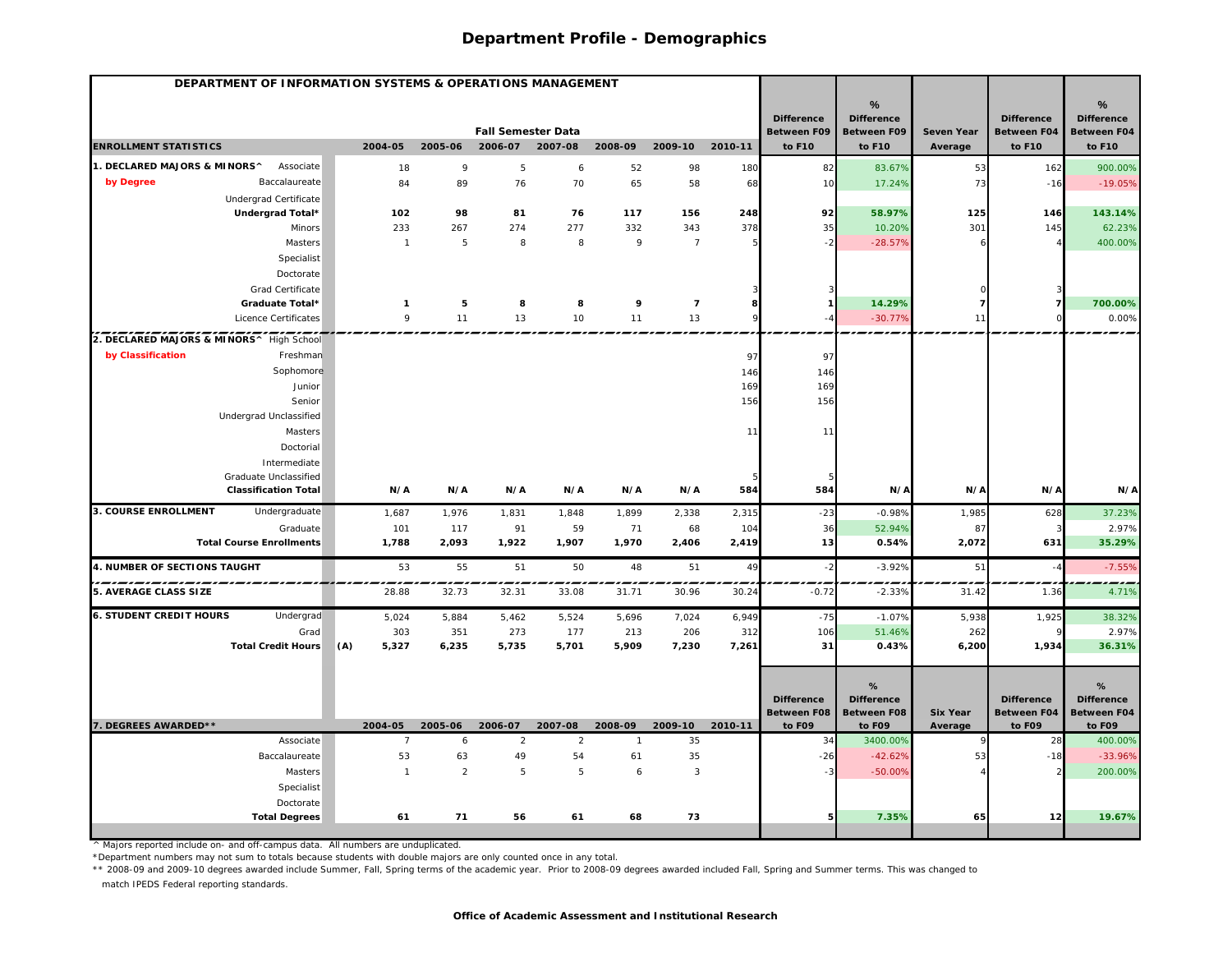## Department Profile - Demographics

| DEPARTMENT OF INFORMATION SYSTEMS & OPERATIONS MANAGEMENT | | | | | | | | | | | | | | |
|---|---|---|---|---|---|---|---|---|---|---|---|---|---|---|
| | | | Fall Semester Data | | | | | | | | | | | |
| **ENROLLMENT STATISTICS** | | | 2004-05 | 2005-06 | 2006-07 | 2007-08 | 2008-09 | 2009-10 | 2010-11 | Difference Between F09 to F10 | % Difference Between F09 to F10 | Seven Year Average | Difference Between F04 to F10 | % Difference Between F04 to F10 |
| **1. DECLARED MAJORS & MINORS^** | Associate | | 18 | 9 | 5 | 6 | 52 | 98 | 180 | 82 | 83.67% | 53 | 162 | 900.00% |
| **by Degree** | Baccalaureate | | 84 | 89 | 76 | 70 | 65 | 58 | 68 | 10 | 17.24% | 73 | -16 | -19.05% |
| | Undergrad Certificate | | | | | | | | | | | | | |
| | **Undergrad Total*** | | **102** | **98** | **81** | **76** | **117** | **156** | **248** | **92** | **58.97%** | **125** | **146** | **143.14%** |
| | Minors | | 233 | 267 | 274 | 277 | 332 | 343 | 378 | 35 | 10.20% | 301 | 145 | 62.23% |
| | Masters | | 1 | 5 | 8 | 8 | 9 | 7 | 5 | -2 | -28.57% | 6 | 4 | 400.00% |
| | Specialist | | | | | | | | | | | | | |
| | Doctorate | | | | | | | | | | | | | |
| | Grad Certificate | | | | | | | | 3 | 3 | | 0 | 3 | |
| | **Graduate Total*** | | **1** | **5** | **8** | **8** | **9** | **7** | **8** | **1** | **14.29%** | **7** | **7** | **700.00%** |
| | Licence Certificates | | 9 | 11 | 13 | 10 | 11 | 13 | 9 | -4 | -30.77% | 11 | 0 | 0.00% |
| **2. DECLARED MAJORS & MINORS^** | High School | | | | | | | | | | | | | |
| **by Classification** | Freshman | | | | | | | | 97 | 97 | | | | |
| | Sophomore | | | | | | | | 146 | 146 | | | | |
| | Junior | | | | | | | | 169 | 169 | | | | |
| | Senior | | | | | | | | 156 | 156 | | | | |
| | Undergrad Unclassified | | | | | | | | | | | | | |
| | Masters | | | | | | | | 11 | 11 | | | | |
| | Doctorial | | | | | | | | | | | | | |
| | Intermediate | | | | | | | | | | | | | |
| | Graduate Unclassified | | | | | | | | 5 | 5 | | | | |
| | **Classification Total** | | **N/A** | **N/A** | **N/A** | **N/A** | **N/A** | **N/A** | **584** | **584** | **N/A** | **N/A** | **N/A** | **N/A** |
| **3. COURSE ENROLLMENT** | Undergraduate | | 1,687 | 1,976 | 1,831 | 1,848 | 1,899 | 2,338 | 2,315 | -23 | -0.98% | 1,985 | 628 | 37.23% |
| | Graduate | | 101 | 117 | 91 | 59 | 71 | 68 | 104 | 36 | 52.94% | 87 | 3 | 2.97% |
| | **Total Course Enrollments** | | **1,788** | **2,093** | **1,922** | **1,907** | **1,970** | **2,406** | **2,419** | **13** | **0.54%** | **2,072** | **631** | **35.29%** |
| **4. NUMBER OF SECTIONS TAUGHT** | | | 53 | 55 | 51 | 50 | 48 | 51 | 49 | -2 | -3.92% | 51 | -4 | -7.55% |
| **5. AVERAGE CLASS SIZE** | | | 28.88 | 32.73 | 32.31 | 33.08 | 31.71 | 30.96 | 30.24 | -0.72 | -2.33% | 31.42 | 1.36 | 4.71% |
| **6. STUDENT CREDIT HOURS** | Undergrad | | 5,024 | 5,884 | 5,462 | 5,524 | 5,696 | 7,024 | 6,949 | -75 | -1.07% | 5,938 | 1,925 | 38.32% |
| | Grad | | 303 | 351 | 273 | 177 | 213 | 206 | 312 | 106 | 51.46% | 262 | 9 | 2.97% |
| | **Total Credit Hours** | **(A)** | **5,327** | **6,235** | **5,735** | **5,701** | **5,909** | **7,230** | **7,261** | **31** | **0.43%** | **6,200** | **1,934** | **36.31%** |
| **7. DEGREES AWARDED**** | | | 2004-05 | 2005-06 | 2006-07 | 2007-08 | 2008-09 | 2009-10 | 2010-11 | Difference Between F08 to F09 | % Difference Between F08 to F09 | Six Year Average | Difference Between F04 to F09 | % Difference Between F04 to F09 |
| | Associate | | 7 | 6 | 2 | 2 | 1 | 35 | | 34 | 3400.00% | 9 | 28 | 400.00% |
| | Baccalaureate | | 53 | 63 | 49 | 54 | 61 | 35 | | -26 | -42.62% | 53 | -18 | -33.96% |
| | Masters | | 1 | 2 | 5 | 5 | 6 | 3 | | -3 | -50.00% | 4 | 2 | 200.00% |
| | Specialist | | | | | | | | | | | | | |
| | Doctorate | | | | | | | | | | | | | |
| | **Total Degrees** | | **61** | **71** | **56** | **61** | **68** | **73** | | **5** | **7.35%** | **65** | **12** | **19.67%** |

^ Majors reported include on- and off-campus data. All numbers are unduplicated.

*Department numbers may not sum to totals because students with double majors are only counted once in any total.

** 2008-09 and 2009-10 degrees awarded include Summer, Fall, Spring terms of the academic year. Prior to 2008-09 degrees awarded included Fall, Spring and Summer terms. This was changed to match IPEDS Federal reporting standards.

**Office of Academic Assessment and Institutional Research**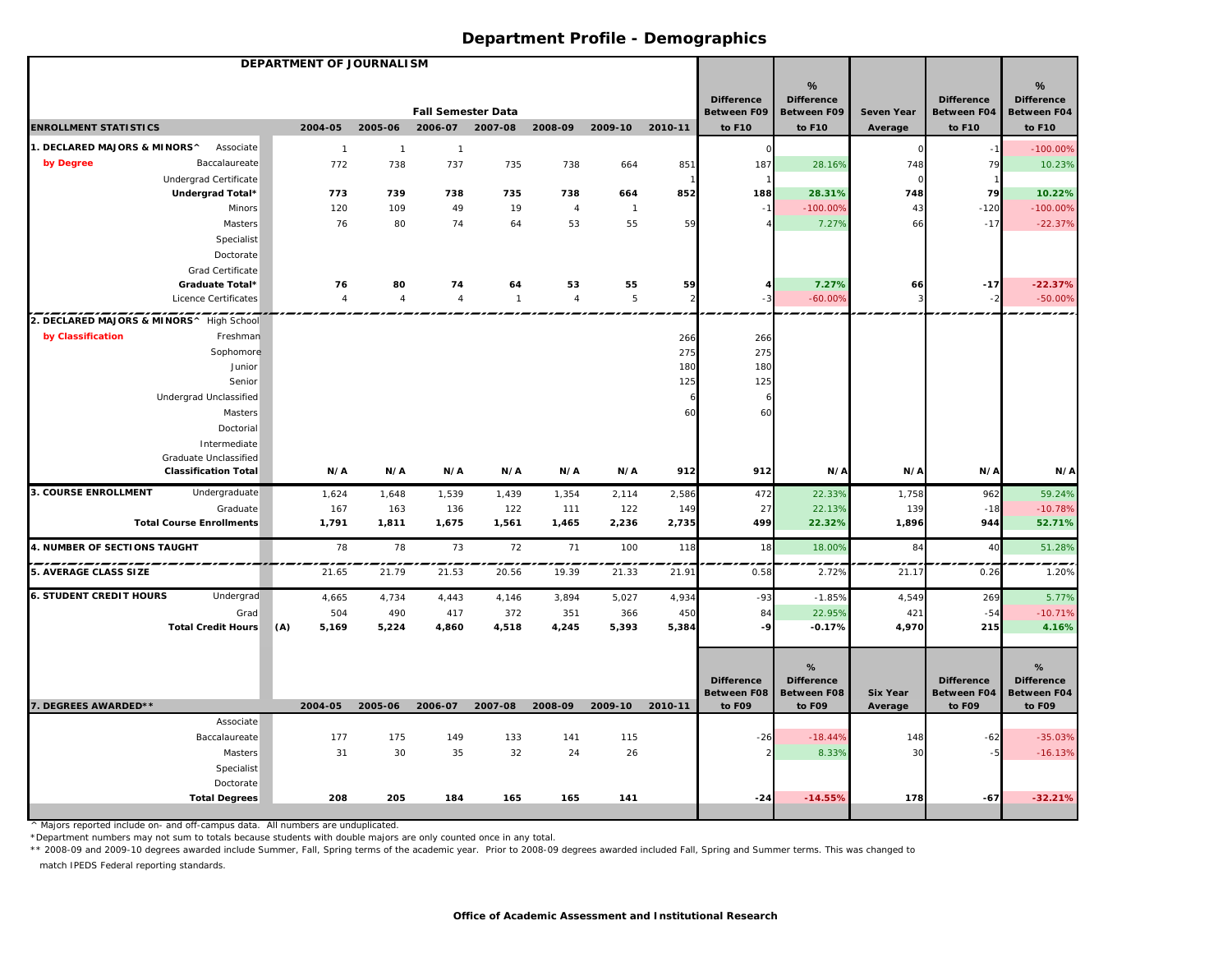# Department Profile - Demographics

**DEPARTMENT OF JOURNALISM**

| ENROLLMENT STATISTICS | | | 2004-05 | 2005-06 | 2006-07 | 2007-08 | 2008-09 | 2009-10 | 2010-11 | Difference Between F09 to F10 | % Difference Between F09 to F10 | Seven Year Average | Difference Between F04 to F10 | % Difference Between F04 to F10 |
|---|---|---|---|---|---|---|---|---|---|---|---|---|---|---|
| | | | Fall Semester Data | | | | | | | | | | | |
| **1. DECLARED MAJORS & MINORS^** | Associate | | 1 | 1 | 1 | | | | | 0 | | 0 | -1 | -100.00% |
| **by Degree** | Baccalaureate | | 772 | 738 | 737 | 735 | 738 | 664 | 851 | 187 | 28.16% | 748 | 79 | 10.23% |
| | Undergrad Certificate | | | | | | | | 1 | 1 | | 0 | 1 | |
| | **Undergrad Total*** | | **773** | **739** | **738** | **735** | **738** | **664** | **852** | **188** | **28.31%** | **748** | **79** | **10.22%** |
| | Minors | | 120 | 109 | 49 | 19 | 4 | 1 | | -1 | -100.00% | 43 | -120 | -100.00% |
| | Masters | | 76 | 80 | 74 | 64 | 53 | 55 | 59 | 4 | 7.27% | 66 | -17 | -22.37% |
| | Specialist | | | | | | | | | | | | | |
| | Doctorate | | | | | | | | | | | | | |
| | Grad Certificate | | | | | | | | | | | | | |
| | **Graduate Total*** | | **76** | **80** | **74** | **64** | **53** | **55** | **59** | **4** | **7.27%** | **66** | **-17** | **-22.37%** |
| | Licence Certificates | | 4 | 4 | 4 | 1 | 4 | 5 | 2 | -3 | -60.00% | 3 | -2 | -50.00% |
| **2. DECLARED MAJORS & MINORS^** | High School | | | | | | | | | | | | | |
| **by Classification** | Freshman | | | | | | | | 266 | 266 | | | | |
| | Sophomore | | | | | | | | 275 | 275 | | | | |
| | Junior | | | | | | | | 180 | 180 | | | | |
| | Senior | | | | | | | | 125 | 125 | | | | |
| | Undergrad Unclassified | | | | | | | | 6 | 6 | | | | |
| | Masters | | | | | | | | 60 | 60 | | | | |
| | Doctorial | | | | | | | | | | | | | |
| | Intermediate | | | | | | | | | | | | | |
| | Graduate Unclassified | | | | | | | | | | | | | |
| | **Classification Total** | | **N/A** | **N/A** | **N/A** | **N/A** | **N/A** | **N/A** | **912** | **912** | **N/A** | **N/A** | **N/A** | **N/A** |
| **3. COURSE ENROLLMENT** | Undergraduate | | 1,624 | 1,648 | 1,539 | 1,439 | 1,354 | 2,114 | 2,586 | 472 | 22.33% | 1,758 | 962 | 59.24% |
| | Graduate | | 167 | 163 | 136 | 122 | 111 | 122 | 149 | 27 | 22.13% | 139 | -18 | -10.78% |
| | **Total Course Enrollments** | | **1,791** | **1,811** | **1,675** | **1,561** | **1,465** | **2,236** | **2,735** | **499** | **22.32%** | **1,896** | **944** | **52.71%** |
| **4. NUMBER OF SECTIONS TAUGHT** | | | 78 | 78 | 73 | 72 | 71 | 100 | 118 | 18 | 18.00% | 84 | 40 | 51.28% |
| **5. AVERAGE CLASS SIZE** | | | 21.65 | 21.79 | 21.53 | 20.56 | 19.39 | 21.33 | 21.91 | 0.58 | 2.72% | 21.17 | 0.26 | 1.20% |
| **6. STUDENT CREDIT HOURS** | Undergrad | | 4,665 | 4,734 | 4,443 | 4,146 | 3,894 | 5,027 | 4,934 | -93 | -1.85% | 4,549 | 269 | 5.77% |
| | Grad | | 504 | 490 | 417 | 372 | 351 | 366 | 450 | 84 | 22.95% | 421 | -54 | -10.71% |
| | **Total Credit Hours** | (A) | **5,169** | **5,224** | **4,860** | **4,518** | **4,245** | **5,393** | **5,384** | **-9** | **-0.17%** | **4,970** | **215** | **4.16%** |

| 7. DEGREES AWARDED** | | 2004-05 | 2005-06 | 2006-07 | 2007-08 | 2008-09 | 2009-10 | 2010-11 | Difference Between F08 to F09 | % Difference Between F08 to F09 | Six Year Average | Difference Between F04 to F09 | % Difference Between F04 to F09 |
|---|---|---|---|---|---|---|---|---|---|---|---|---|---|
| | Associate | | | | | | | | | | | | |
| | Baccalaureate | 177 | 175 | 149 | 133 | 141 | 115 | | -26 | -18.44% | 148 | -62 | -35.03% |
| | Masters | 31 | 30 | 35 | 32 | 24 | 26 | | 2 | 8.33% | 30 | -5 | -16.13% |
| | Specialist | | | | | | | | | | | | |
| | Doctorate | | | | | | | | | | | | |
| | **Total Degrees** | **208** | **205** | **184** | **165** | **165** | **141** | | **-24** | **-14.55%** | **178** | **-67** | **-32.21%** |

^ Majors reported include on- and off-campus data. All numbers are unduplicated.

*Department numbers may not sum to totals because students with double majors are only counted once in any total.

** 2008-09 and 2009-10 degrees awarded include Summer, Fall, Spring terms of the academic year. Prior to 2008-09 degrees awarded included Fall, Spring and Summer terms. This was changed to match IPEDS Federal reporting standards.

**Office of Academic Assessment and Institutional Research**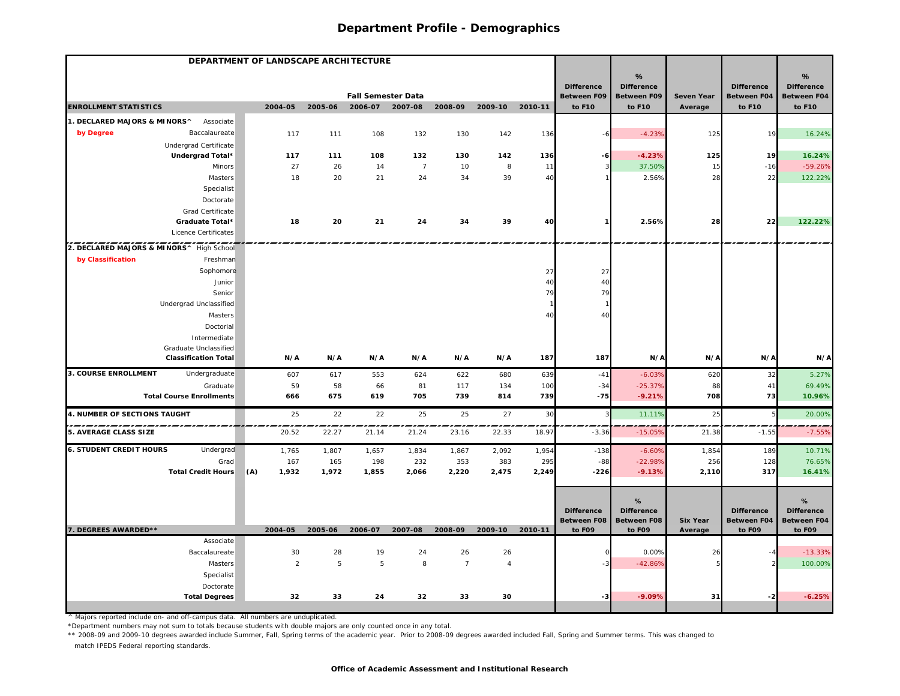## Department Profile - Demographics

| DEPARTMENT OF LANDSCAPE ARCHITECTURE | | | | | Fall Semester Data | | | | | | | | | |
|---|---|---|---|---|---|---|---|---|---|---|---|---|---|---|
| ENROLLMENT STATISTICS | | | 2004-05 | 2005-06 | 2006-07 | 2007-08 | 2008-09 | 2009-10 | 2010-11 | Difference Between F09 to F10 | % Difference Between F09 to F10 | Seven Year Average | Difference Between F04 to F10 | % Difference Between F04 to F10 |
| 1. DECLARED MAJORS & MINORS^ | Associate | | | | | | | | | | | | | |
| by Degree | Baccalaureate | | 117 | 111 | 108 | 132 | 130 | 142 | 136 | -6 | -4.23% | 125 | 19 | 16.24% |
| | Undergrad Certificate | | | | | | | | | | | | | |
| | **Undergrad Total*** | | **117** | **111** | **108** | **132** | **130** | **142** | **136** | **-6** | **-4.23%** | **125** | **19** | **16.24%** |
| | Minors | | 27 | 26 | 14 | 7 | 10 | 8 | 11 | 3 | 37.50% | 15 | -16 | -59.26% |
| | Masters | | 18 | 20 | 21 | 24 | 34 | 39 | 40 | 1 | 2.56% | 28 | 22 | 122.22% |
| | Specialist | | | | | | | | | | | | | |
| | Doctorate | | | | | | | | | | | | | |
| | Grad Certificate | | | | | | | | | | | | | |
| | **Graduate Total*** | | **18** | **20** | **21** | **24** | **34** | **39** | **40** | **1** | **2.56%** | **28** | **22** | **122.22%** |
| | Licence Certificates | | | | | | | | | | | | | |
| 2. DECLARED MAJORS & MINORS^ | High School | | | | | | | | | | | | | |
| by Classification | Freshman | | | | | | | | | | | | | |
| | Sophomore | | | | | | | | 27 | 27 | | | | |
| | Junior | | | | | | | | 40 | 40 | | | | |
| | Senior | | | | | | | | 79 | 79 | | | | |
| | Undergrad Unclassified | | | | | | | | 1 | 1 | | | | |
| | Masters | | | | | | | | 40 | 40 | | | | |
| | Doctorial | | | | | | | | | | | | | |
| | Intermediate | | | | | | | | | | | | | |
| | Graduate Unclassified | | | | | | | | | | | | | |
| | **Classification Total** | | **N/A** | **N/A** | **N/A** | **N/A** | **N/A** | **N/A** | **187** | **187** | **N/A** | **N/A** | **N/A** | **N/A** |
| 3. COURSE ENROLLMENT | Undergraduate | | 607 | 617 | 553 | 624 | 622 | 680 | 639 | -41 | -6.03% | 620 | 32 | 5.27% |
| | Graduate | | 59 | 58 | 66 | 81 | 117 | 134 | 100 | -34 | -25.37% | 88 | 41 | 69.49% |
| | **Total Course Enrollments** | | **666** | **675** | **619** | **705** | **739** | **814** | **739** | **-75** | **-9.21%** | **708** | **73** | **10.96%** |
| 4. NUMBER OF SECTIONS TAUGHT | | | 25 | 22 | 22 | 25 | 25 | 27 | 30 | 3 | 11.11% | 25 | 5 | 20.00% |
| 5. AVERAGE CLASS SIZE | | | 20.52 | 22.27 | 21.14 | 21.24 | 23.16 | 22.33 | 18.97 | -3.36 | -15.05% | 21.38 | -1.55 | -7.55% |
| 6. STUDENT CREDIT HOURS | Undergrad | | 1,765 | 1,807 | 1,657 | 1,834 | 1,867 | 2,092 | 1,954 | -138 | -6.60% | 1,854 | 189 | 10.71% |
| | Grad | | 167 | 165 | 198 | 232 | 353 | 383 | 295 | -88 | -22.98% | 256 | 128 | 76.65% |
| | **Total Credit Hours** | (A) | **1,932** | **1,972** | **1,855** | **2,066** | **2,220** | **2,475** | **2,249** | **-226** | **-9.13%** | **2,110** | **317** | **16.41%** |

| 7. DEGREES AWARDED** | | 2004-05 | 2005-06 | 2006-07 | 2007-08 | 2008-09 | 2009-10 | 2010-11 | Difference Between F08 to F09 | % Difference Between F08 to F09 | Six Year Average | Difference Between F04 to F09 | % Difference Between F04 to F09 |
|---|---|---|---|---|---|---|---|---|---|---|---|---|---|
| | Associate | | | | | | | | | | | | |
| | Baccalaureate | 30 | 28 | 19 | 24 | 26 | 26 | | 0 | 0.00% | 26 | -4 | -13.33% |
| | Masters | 2 | 5 | 5 | 8 | 7 | 4 | | -3 | -42.86% | 5 | 2 | 100.00% |
| | Specialist | | | | | | | | | | | | |
| | Doctorate | | | | | | | | | | | | |
| | **Total Degrees** | **32** | **33** | **24** | **32** | **33** | **30** | | **-3** | **-9.09%** | **31** | **-2** | **-6.25%** |

^ Majors reported include on- and off-campus data. All numbers are unduplicated.

*Department numbers may not sum to totals because students with double majors are only counted once in any total.

** 2008-09 and 2009-10 degrees awarded include Summer, Fall, Spring terms of the academic year. Prior to 2008-09 degrees awarded included Fall, Spring and Summer terms. This was changed to match IPEDS Federal reporting standards.

**Office of Academic Assessment and Institutional Research**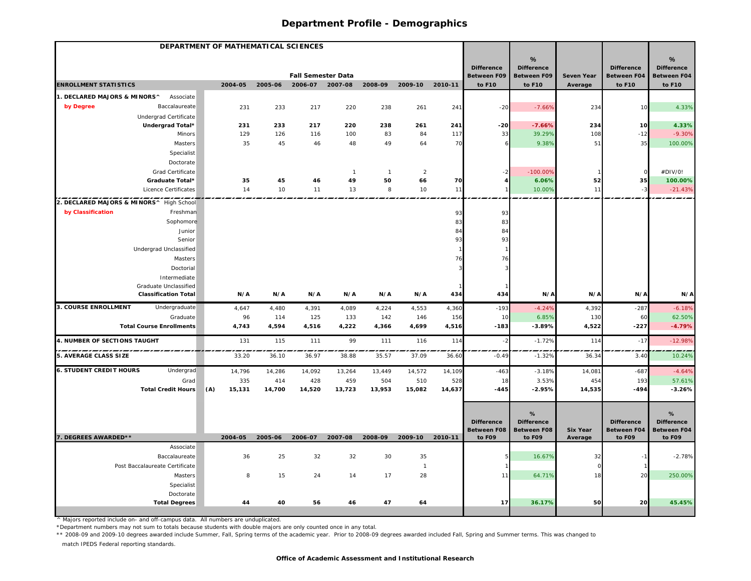# Department Profile - Demographics

**DEPARTMENT OF MATHEMATICAL SCIENCES**

| ENROLLMENT STATISTICS | | | 2004-05 | 2005-06 | 2006-07 | 2007-08 | 2008-09 | 2009-10 | 2010-11 | Difference Between F09 to F10 | % Difference Between F09 to F10 | Seven Year Average | Difference Between F04 to F10 | % Difference Between F04 to F10 |
|---|---|---|---|---|---|---|---|---|---|---|---|---|---|---|
| **1. DECLARED MAJORS & MINORS^** | Associate | | | | | | | | | | | | | |
| **by Degree** | Baccalaureate | | 231 | 233 | 217 | 220 | 238 | 261 | 241 | -20 | -7.66% | 234 | 10 | 4.33% |
| | Undergrad Certificate | | | | | | | | | | | | | |
| | **Undergrad Total*** | | **231** | **233** | **217** | **220** | **238** | **261** | **241** | **-20** | **-7.66%** | **234** | **10** | **4.33%** |
| | Minors | | 129 | 126 | 116 | 100 | 83 | 84 | 117 | 33 | 39.29% | 108 | -12 | -9.30% |
| | Masters | | 35 | 45 | 46 | 48 | 49 | 64 | 70 | 6 | 9.38% | 51 | 35 | 100.00% |
| | Specialist | | | | | | | | | | | | | |
| | Doctorate | | | | | | | | | | | | | |
| | Grad Certificate | | | | | 1 | 1 | 2 | | -2 | -100.00% | 1 | 0 | #DIV/0! |
| | **Graduate Total*** | | **35** | **45** | **46** | **49** | **50** | **66** | **70** | **4** | **6.06%** | **52** | **35** | **100.00%** |
| | Licence Certificates | | 14 | 10 | 11 | 13 | 8 | 10 | 11 | 1 | 10.00% | 11 | -3 | -21.43% |
| **2. DECLARED MAJORS & MINORS^** | High School | | | | | | | | | | | | | |
| **by Classification** | Freshman | | | | | | | | 93 | 93 | | | | |
| | Sophomore | | | | | | | | 83 | 83 | | | | |
| | Junior | | | | | | | | 84 | 84 | | | | |
| | Senior | | | | | | | | 93 | 93 | | | | |
| | Undergrad Unclassified | | | | | | | | 1 | 1 | | | | |
| | Masters | | | | | | | | 76 | 76 | | | | |
| | Doctorial | | | | | | | | 3 | 3 | | | | |
| | Intermediate | | | | | | | | | | | | | |
| | Graduate Unclassified | | | | | | | | 1 | 1 | | | | |
| | **Classification Total** | | **N/A** | **N/A** | **N/A** | **N/A** | **N/A** | **N/A** | **434** | **434** | **N/A** | **N/A** | **N/A** | **N/A** |
| **3. COURSE ENROLLMENT** | Undergraduate | | 4,647 | 4,480 | 4,391 | 4,089 | 4,224 | 4,553 | 4,360 | -193 | -4.24% | 4,392 | -287 | -6.18% |
| | Graduate | | 96 | 114 | 125 | 133 | 142 | 146 | 156 | 10 | 6.85% | 130 | 60 | 62.50% |
| | **Total Course Enrollments** | | **4,743** | **4,594** | **4,516** | **4,222** | **4,366** | **4,699** | **4,516** | **-183** | **-3.89%** | **4,522** | **-227** | **-4.79%** |
| **4. NUMBER OF SECTIONS TAUGHT** | | | 131 | 115 | 111 | 99 | 111 | 116 | 114 | -2 | -1.72% | 114 | -17 | -12.98% |
| **5. AVERAGE CLASS SIZE** | | | 33.20 | 36.10 | 36.97 | 38.88 | 35.57 | 37.09 | 36.60 | -0.49 | -1.32% | 36.34 | 3.40 | 10.24% |
| **6. STUDENT CREDIT HOURS** | Undergrad | | 14,796 | 14,286 | 14,092 | 13,264 | 13,449 | 14,572 | 14,109 | -463 | -3.18% | 14,081 | -687 | -4.64% |
| | Grad | | 335 | 414 | 428 | 459 | 504 | 510 | 528 | 18 | 3.53% | 454 | 193 | 57.61% |
| | **Total Credit Hours** | **(A)** | **15,131** | **14,700** | **14,520** | **13,723** | **13,953** | **15,082** | **14,637** | **-445** | **-2.95%** | **14,535** | **-494** | **-3.26%** |

| 7. DEGREES AWARDED** | 2004-05 | 2005-06 | 2006-07 | 2007-08 | 2008-09 | 2009-10 | 2010-11 | Difference Between F08 to F09 | % Difference Between F08 to F09 | Six Year Average | Difference Between F04 to F09 | % Difference Between F04 to F09 |
|---|---|---|---|---|---|---|---|---|---|---|---|---|
| Associate | | | | | | | | | | | | |
| Baccalaureate | 36 | 25 | 32 | 32 | 30 | 35 | | 5 | 16.67% | 32 | -1 | -2.78% |
| Post Baccalaureate Certificate | | | | | | 1 | | 1 | | 0 | 1 | |
| Masters | 8 | 15 | 24 | 14 | 17 | 28 | | 11 | 64.71% | 18 | 20 | 250.00% |
| Specialist | | | | | | | | | | | | |
| Doctorate | | | | | | | | | | | | |
| **Total Degrees** | **44** | **40** | **56** | **46** | **47** | **64** | | **17** | **36.17%** | **50** | **20** | **45.45%** |

^ Majors reported include on- and off-campus data. All numbers are unduplicated.

*Department numbers may not sum to totals because students with double majors are only counted once in any total.

** 2008-09 and 2009-10 degrees awarded include Summer, Fall, Spring terms of the academic year. Prior to 2008-09 degrees awarded included Fall, Spring and Summer terms. This was changed to match IPEDS Federal reporting standards.

**Office of Academic Assessment and Institutional Research**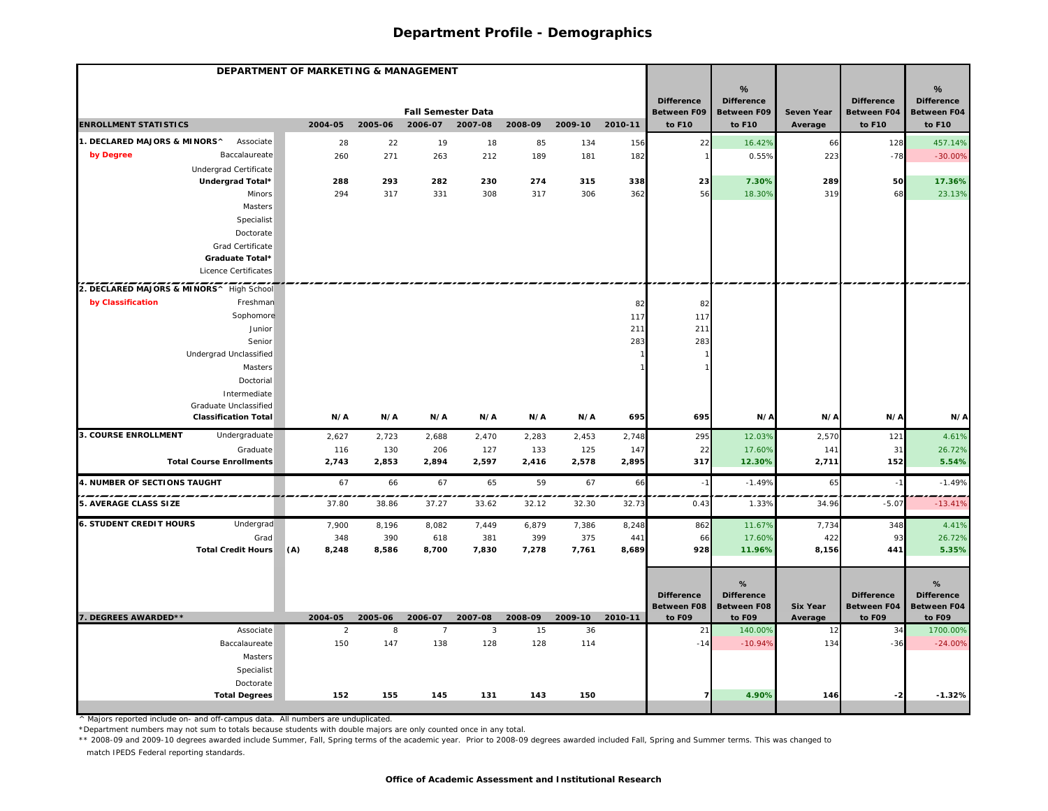# Department Profile - Demographics

| DEPARTMENT OF MARKETING & MANAGEMENT | | | | | | | | | | Difference Between F09 to F10 | % Difference Between F09 to F10 | Seven Year Average | Difference Between F04 to F10 | % Difference Between F04 to F10 |
|---|---|---|---|---|---|---|---|---|---|---|---|---|---|---|
| **ENROLLMENT STATISTICS** | | | **2004-05** | **2005-06** | **Fall Semester Data 2006-07** | **2007-08** | **2008-09** | **2009-10** | **2010-11** | | | | | |
| **1. DECLARED MAJORS & MINORS^** | Associate | | 28 | 22 | 19 | 18 | 85 | 134 | 156 | 22 | 16.42% | 66 | 128 | 457.14% |
| **by Degree** | Baccalaureate | | 260 | 271 | 263 | 212 | 189 | 181 | 182 | 1 | 0.55% | 223 | -78 | -30.00% |
| | Undergrad Certificate | | | | | | | | | | | | | |
| | **Undergrad Total*** | | **288** | **293** | **282** | **230** | **274** | **315** | **338** | **23** | **7.30%** | **289** | **50** | **17.36%** |
| | Minors | | 294 | 317 | 331 | 308 | 317 | 306 | 362 | 56 | 18.30% | 319 | 68 | 23.13% |
| | Masters | | | | | | | | | | | | | |
| | Specialist | | | | | | | | | | | | | |
| | Doctorate | | | | | | | | | | | | | |
| | Grad Certificate | | | | | | | | | | | | | |
| | **Graduate Total*** | | | | | | | | | | | | | |
| | Licence Certificates | | | | | | | | | | | | | |
| **2. DECLARED MAJORS & MINORS^** | High School | | | | | | | | | | | | | |
| **by Classification** | Freshman | | | | | | | | 82 | 82 | | | | |
| | Sophomore | | | | | | | | 117 | 117 | | | | |
| | Junior | | | | | | | | 211 | 211 | | | | |
| | Senior | | | | | | | | 283 | 283 | | | | |
| | Undergrad Unclassified | | | | | | | | 1 | 1 | | | | |
| | Masters | | | | | | | | 1 | 1 | | | | |
| | Doctorial | | | | | | | | | | | | | |
| | Intermediate | | | | | | | | | | | | | |
| | Graduate Unclassified | | | | | | | | | | | | | |
| | **Classification Total** | | **N/A** | **N/A** | **N/A** | **N/A** | **N/A** | **N/A** | **695** | **695** | **N/A** | **N/A** | **N/A** | **N/A** |
| **3. COURSE ENROLLMENT** | Undergraduate | | 2,627 | 2,723 | 2,688 | 2,470 | 2,283 | 2,453 | 2,748 | 295 | 12.03% | 2,570 | 121 | 4.61% |
| | Graduate | | 116 | 130 | 206 | 127 | 133 | 125 | 147 | 22 | 17.60% | 141 | 31 | 26.72% |
| | **Total Course Enrollments** | | **2,743** | **2,853** | **2,894** | **2,597** | **2,416** | **2,578** | **2,895** | **317** | **12.30%** | **2,711** | **152** | **5.54%** |
| **4. NUMBER OF SECTIONS TAUGHT** | | | 67 | 66 | 67 | 65 | 59 | 67 | 66 | -1 | -1.49% | 65 | -1 | -1.49% |
| **5. AVERAGE CLASS SIZE** | | | 37.80 | 38.86 | 37.27 | 33.62 | 32.12 | 32.30 | 32.73 | 0.43 | 1.33% | 34.96 | -5.07 | -13.41% |
| **6. STUDENT CREDIT HOURS** | Undergrad | | 7,900 | 8,196 | 8,082 | 7,449 | 6,879 | 7,386 | 8,248 | 862 | 11.67% | 7,734 | 348 | 4.41% |
| | Grad | | 348 | 390 | 618 | 381 | 399 | 375 | 441 | 66 | 17.60% | 422 | 93 | 26.72% |
| | **Total Credit Hours** | **(A)** | **8,248** | **8,586** | **8,700** | **7,830** | **7,278** | **7,761** | **8,689** | **928** | **11.96%** | **8,156** | **441** | **5.35%** |

| **7. DEGREES AWARDED**** | | **2004-05** | **2005-06** | **2006-07** | **2007-08** | **2008-09** | **2009-10** | **2010-11** | Difference Between F08 to F09 | % Difference Between F08 to F09 | Six Year Average | Difference Between F04 to F09 | % Difference Between F04 to F09 |
|---|---|---|---|---|---|---|---|---|---|---|---|---|---|
| | Associate | 2 | 8 | 7 | 3 | 15 | 36 | | 21 | 140.00% | 12 | 34 | 1700.00% |
| | Baccalaureate | 150 | 147 | 138 | 128 | 128 | 114 | | -14 | -10.94% | 134 | -36 | -24.00% |
| | Masters | | | | | | | | | | | | |
| | Specialist | | | | | | | | | | | | |
| | Doctorate | | | | | | | | | | | | |
| | **Total Degrees** | **152** | **155** | **145** | **131** | **143** | **150** | | **7** | **4.90%** | **146** | **-2** | **-1.32%** |

^ Majors reported include on- and off-campus data. All numbers are unduplicated.

*Department numbers may not sum to totals because students with double majors are only counted once in any total.

** 2008-09 and 2009-10 degrees awarded include Summer, Fall, Spring terms of the academic year. Prior to 2008-09 degrees awarded included Fall, Spring and Summer terms. This was changed to match IPEDS Federal reporting standards.

**Office of Academic Assessment and Institutional Research**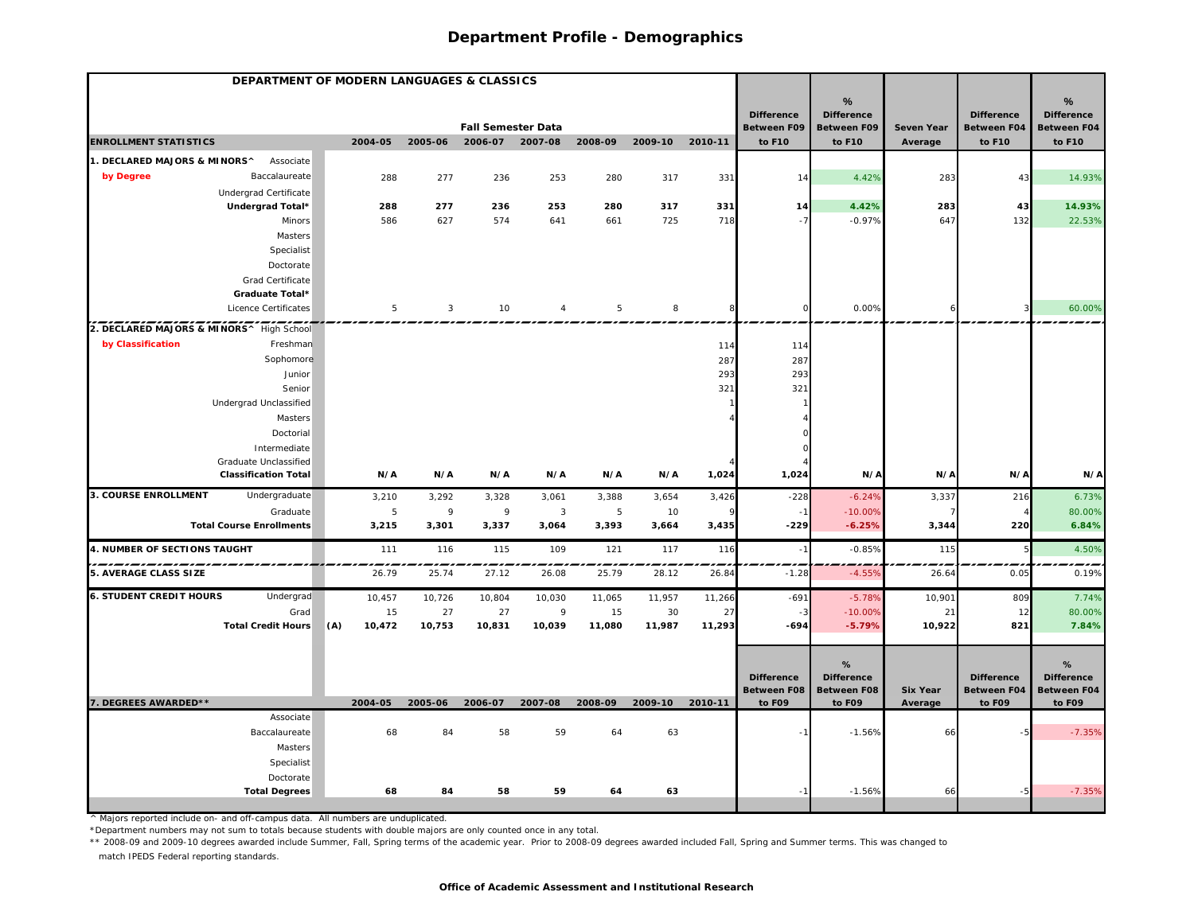# Department Profile - Demographics

| DEPARTMENT OF MODERN LANGUAGES & CLASSICS | | Fall Semester Data | | | | | | | | | | | |
|---|---|---|---|---|---|---|---|---|---|---|---|---|---|
| ENROLLMENT STATISTICS | | 2004-05 | 2005-06 | 2006-07 | 2007-08 | 2008-09 | 2009-10 | 2010-11 | Difference Between F09 to F10 | % Difference Between F09 to F10 | Seven Year Average | Difference Between F04 to F10 | % Difference Between F04 to F10 |
| 1. DECLARED MAJORS & MINORS^ | Associate | | | | | | | | | | | | |
| by Degree | Baccalaureate | 288 | 277 | 236 | 253 | 280 | 317 | 331 | 14 | 4.42% | 283 | 43 | 14.93% |
| | Undergrad Certificate | | | | | | | | | | | | |
| | **Undergrad Total*** | **288** | **277** | **236** | **253** | **280** | **317** | **331** | **14** | **4.42%** | **283** | **43** | **14.93%** |
| | Minors | 586 | 627 | 574 | 641 | 661 | 725 | 718 | -7 | -0.97% | 647 | 132 | 22.53% |
| | Masters | | | | | | | | | | | | |
| | Specialist | | | | | | | | | | | | |
| | Doctorate | | | | | | | | | | | | |
| | Grad Certificate | | | | | | | | | | | | |
| | **Graduate Total*** | | | | | | | | | | | | |
| | Licence Certificates | 5 | 3 | 10 | 4 | 5 | 8 | 8 | 0 | 0.00% | 6 | 3 | 60.00% |
| 2. DECLARED MAJORS & MINORS^ | High School | | | | | | | | | | | | |
| by Classification | Freshman | | | | | | | 114 | 114 | | | | |
| | Sophomore | | | | | | | 287 | 287 | | | | |
| | Junior | | | | | | | 293 | 293 | | | | |
| | Senior | | | | | | | 321 | 321 | | | | |
| | Undergrad Unclassified | | | | | | | 1 | 1 | | | | |
| | Masters | | | | | | | 4 | 4 | | | | |
| | Doctorial | | | | | | | | 0 | | | | |
| | Intermediate | | | | | | | | 0 | | | | |
| | Graduate Unclassified | | | | | | | 4 | 4 | | | | |
| | **Classification Total** | **N/A** | **N/A** | **N/A** | **N/A** | **N/A** | **N/A** | **1,024** | **1,024** | **N/A** | **N/A** | **N/A** | **N/A** |
| 3. COURSE ENROLLMENT | Undergraduate | 3,210 | 3,292 | 3,328 | 3,061 | 3,388 | 3,654 | 3,426 | -228 | -6.24% | 3,337 | 216 | 6.73% |
| | Graduate | 5 | 9 | 9 | 3 | 5 | 10 | 9 | -1 | -10.00% | 7 | 4 | 80.00% |
| | **Total Course Enrollments** | **3,215** | **3,301** | **3,337** | **3,064** | **3,393** | **3,664** | **3,435** | **-229** | **-6.25%** | **3,344** | **220** | **6.84%** |
| 4. NUMBER OF SECTIONS TAUGHT | | 111 | 116 | 115 | 109 | 121 | 117 | 116 | -1 | -0.85% | 115 | 5 | 4.50% |
| 5. AVERAGE CLASS SIZE | | 26.79 | 25.74 | 27.12 | 26.08 | 25.79 | 28.12 | 26.84 | -1.28 | -4.55% | 26.64 | 0.05 | 0.19% |
| 6. STUDENT CREDIT HOURS | Undergrad | 10,457 | 10,726 | 10,804 | 10,030 | 11,065 | 11,957 | 11,266 | -691 | -5.78% | 10,901 | 809 | 7.74% |
| | Grad | 15 | 27 | 27 | 9 | 15 | 30 | 27 | -3 | -10.00% | 21 | 12 | 80.00% |
| | **Total Credit Hours (A)** | **10,472** | **10,753** | **10,831** | **10,039** | **11,080** | **11,987** | **11,293** | **-694** | **-5.79%** | **10,922** | **821** | **7.84%** |

| 7. DEGREES AWARDED** | | 2004-05 | 2005-06 | 2006-07 | 2007-08 | 2008-09 | 2009-10 | 2010-11 | Difference Between F08 to F09 | % Difference Between F08 to F09 | Six Year Average | Difference Between F04 to F09 | % Difference Between F04 to F09 |
|---|---|---|---|---|---|---|---|---|---|---|---|---|---|
| | Associate | | | | | | | | | | | | |
| | Baccalaureate | 68 | 84 | 58 | 59 | 64 | 63 | | -1 | -1.56% | 66 | -5 | -7.35% |
| | Masters | | | | | | | | | | | | |
| | Specialist | | | | | | | | | | | | |
| | Doctorate | | | | | | | | | | | | |
| | **Total Degrees** | **68** | **84** | **58** | **59** | **64** | **63** | | -1 | -1.56% | 66 | -5 | -7.35% |

^ Majors reported include on- and off-campus data. All numbers are unduplicated.

*Department numbers may not sum to totals because students with double majors are only counted once in any total.

** 2008-09 and 2009-10 degrees awarded include Summer, Fall, Spring terms of the academic year. Prior to 2008-09 degrees awarded included Fall, Spring and Summer terms. This was changed to match IPEDS Federal reporting standards.

**Office of Academic Assessment and Institutional Research**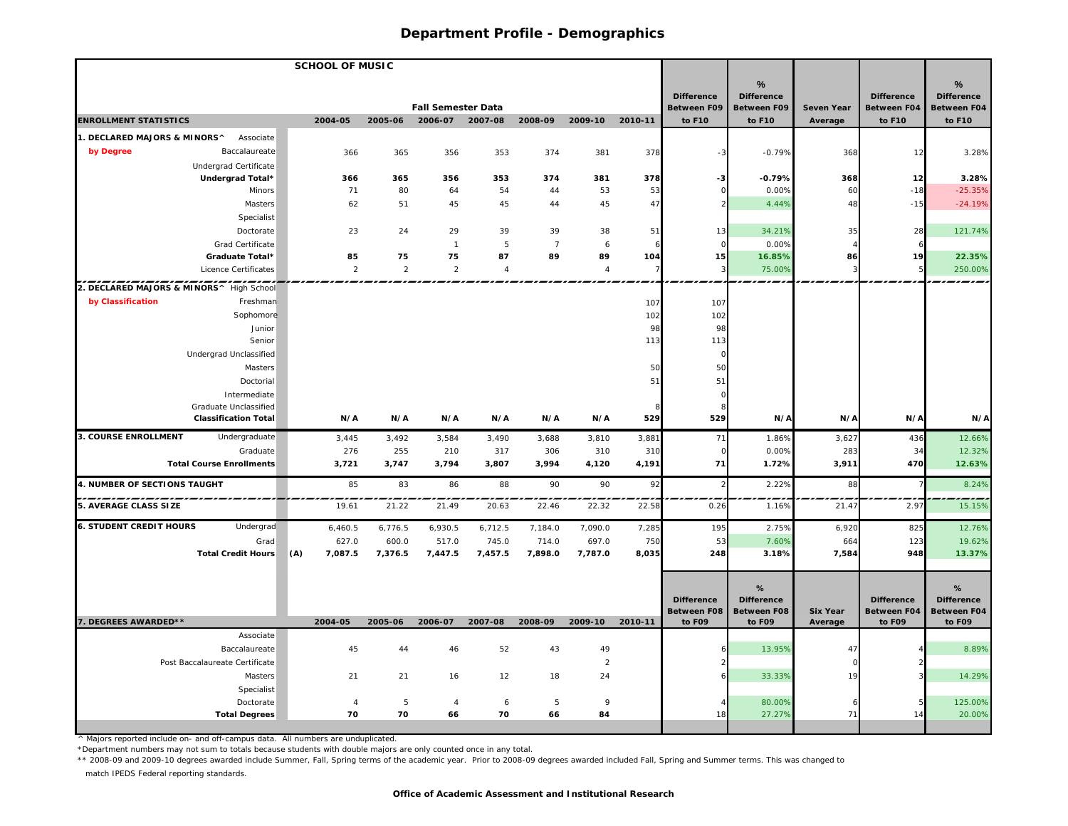# Department Profile - Demographics

**SCHOOL OF MUSIC**

| ENROLLMENT STATISTICS | | Fall Semester Data 2004-05 | 2005-06 | 2006-07 | 2007-08 | 2008-09 | 2009-10 | 2010-11 | Difference Between F09 to F10 | % Difference Between F09 to F10 | Seven Year Average | Difference Between F04 to F10 | % Difference Between F04 to F10 |
|---|---|---|---|---|---|---|---|---|---|---|---|---|---|
| **1. DECLARED MAJORS & MINORS^** | Associate | | | | | | | | | | | | |
| **by Degree** | Baccalaureate | 366 | 365 | 356 | 353 | 374 | 381 | 378 | -3 | -0.79% | 368 | 12 | 3.28% |
| | Undergrad Certificate | | | | | | | | | | | | |
| | **Undergrad Total*** | **366** | **365** | **356** | **353** | **374** | **381** | **378** | **-3** | **-0.79%** | **368** | **12** | **3.28%** |
| | Minors | 71 | 80 | 64 | 54 | 44 | 53 | 53 | 0 | 0.00% | 60 | -18 | -25.35% |
| | Masters | 62 | 51 | 45 | 45 | 44 | 45 | 47 | 2 | 4.44% | 48 | -15 | -24.19% |
| | Specialist | | | | | | | | | | | | |
| | Doctorate | 23 | 24 | 29 | 39 | 39 | 38 | 51 | 13 | 34.21% | 35 | 28 | 121.74% |
| | Grad Certificate | | | 1 | 5 | 7 | 6 | 6 | 0 | 0.00% | 4 | 6 | |
| | **Graduate Total*** | **85** | **75** | **75** | **87** | **89** | **89** | **104** | **15** | **16.85%** | **86** | **19** | **22.35%** |
| | Licence Certificates | 2 | 2 | 2 | 4 | | 4 | 7 | 3 | 75.00% | 3 | 5 | 250.00% |
| **2. DECLARED MAJORS & MINORS^** | High School | | | | | | | | | | | | |
| **by Classification** | Freshman | | | | | | | 107 | 107 | | | | |
| | Sophomore | | | | | | | 102 | 102 | | | | |
| | Junior | | | | | | | 98 | 98 | | | | |
| | Senior | | | | | | | 113 | 113 | | | | |
| | Undergrad Unclassified | | | | | | | | 0 | | | | |
| | Masters | | | | | | | 50 | 50 | | | | |
| | Doctorial | | | | | | | 51 | 51 | | | | |
| | Intermediate | | | | | | | | 0 | | | | |
| | Graduate Unclassified | | | | | | | 8 | 8 | | | | |
| | **Classification Total** | **N/A** | **N/A** | **N/A** | **N/A** | **N/A** | **N/A** | **529** | **529** | **N/A** | **N/A** | **N/A** | **N/A** |
| **3. COURSE ENROLLMENT** | Undergraduate | 3,445 | 3,492 | 3,584 | 3,490 | 3,688 | 3,810 | 3,881 | 71 | 1.86% | 3,627 | 436 | 12.66% |
| | Graduate | 276 | 255 | 210 | 317 | 306 | 310 | 310 | 0 | 0.00% | 283 | 34 | 12.32% |
| | **Total Course Enrollments** | **3,721** | **3,747** | **3,794** | **3,807** | **3,994** | **4,120** | **4,191** | **71** | **1.72%** | **3,911** | **470** | **12.63%** |
| **4. NUMBER OF SECTIONS TAUGHT** | | 85 | 83 | 86 | 88 | 90 | 90 | 92 | 2 | 2.22% | 88 | 7 | 8.24% |
| **5. AVERAGE CLASS SIZE** | | 19.61 | 21.22 | 21.49 | 20.63 | 22.46 | 22.32 | 22.58 | 0.26 | 1.16% | 21.47 | 2.97 | 15.15% |
| **6. STUDENT CREDIT HOURS** | Undergrad | 6,460.5 | 6,776.5 | 6,930.5 | 6,712.5 | 7,184.0 | 7,090.0 | 7,285 | 195 | 2.75% | 6,920 | 825 | 12.76% |
| | Grad | 627.0 | 600.0 | 517.0 | 745.0 | 714.0 | 697.0 | 750 | 53 | 7.60% | 664 | 123 | 19.62% |
| | **Total Credit Hours** (A) | **7,087.5** | **7,376.5** | **7,447.5** | **7,457.5** | **7,898.0** | **7,787.0** | **8,035** | **248** | **3.18%** | **7,584** | **948** | **13.37%** |

| 7. DEGREES AWARDED** | | 2004-05 | 2005-06 | 2006-07 | 2007-08 | 2008-09 | 2009-10 | 2010-11 | Difference Between F08 to F09 | % Difference Between F08 to F09 | Six Year Average | Difference Between F04 to F09 | % Difference Between F04 to F09 |
|---|---|---|---|---|---|---|---|---|---|---|---|---|---|
| | Associate | | | | | | | | | | | | |
| | Baccalaureate | 45 | 44 | 46 | 52 | 43 | 49 | | 6 | 13.95% | 47 | 4 | 8.89% |
| | Post Baccalaureate Certificate | | | | | | 2 | | 2 | | 0 | 2 | |
| | Masters | 21 | 21 | 16 | 12 | 18 | 24 | | 6 | 33.33% | 19 | 3 | 14.29% |
| | Specialist | | | | | | | | | | | | |
| | Doctorate | 4 | 5 | 4 | 6 | 5 | 9 | | 4 | 80.00% | 6 | 5 | 125.00% |
| | **Total Degrees** | **70** | **70** | **66** | **70** | **66** | **84** | | 18 | 27.27% | 71 | 14 | 20.00% |

^ Majors reported include on- and off-campus data. All numbers are unduplicated.

*Department numbers may not sum to totals because students with double majors are only counted once in any total.

** 2008-09 and 2009-10 degrees awarded include Summer, Fall, Spring terms of the academic year. Prior to 2008-09 degrees awarded included Fall, Spring and Summer terms. This was changed to match IPEDS Federal reporting standards.

**Office of Academic Assessment and Institutional Research**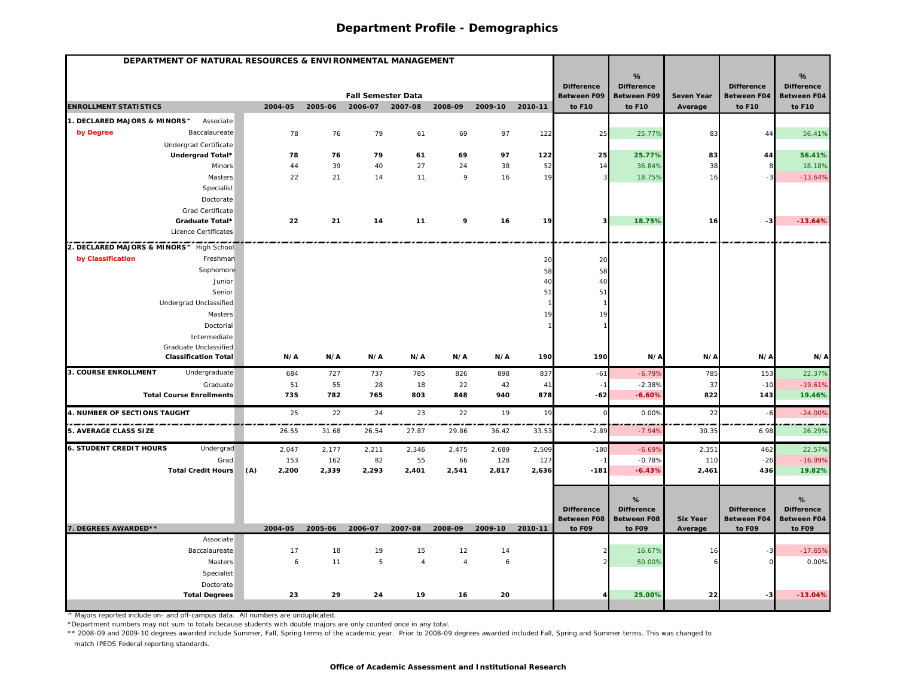# Department Profile - Demographics

**DEPARTMENT OF NATURAL RESOURCES & ENVIRONMENTAL MANAGEMENT**

| ENROLLMENT STATISTICS | | 2004-05 | 2005-06 | 2006-07 | 2007-08 | 2008-09 | 2009-10 | 2010-11 | Difference Between F09 to F10 | % Difference Between F09 to F10 | Seven Year Average | Difference Between F04 to F10 | % Difference Between F04 to F10 |
|---|---|---|---|---|---|---|---|---|---|---|---|---|---|
| | | Fall Semester Data | | | | | | | | | | | |
| **1. DECLARED MAJORS & MINORS^** | Associate | | | | | | | | | | | | |
| **by Degree** | Baccalaureate | 78 | 76 | 79 | 61 | 69 | 97 | 122 | 25 | 25.77% | 83 | 44 | 56.41% |
| | Undergrad Certificate | | | | | | | | | | | | |
| | **Undergrad Total*** | **78** | **76** | **79** | **61** | **69** | **97** | **122** | **25** | **25.77%** | **83** | **44** | **56.41%** |
| | Minors | 44 | 39 | 40 | 27 | 24 | 38 | 52 | 14 | 36.84% | 38 | 8 | 18.18% |
| | Masters | 22 | 21 | 14 | 11 | 9 | 16 | 19 | 3 | 18.75% | 16 | -3 | -13.64% |
| | Specialist | | | | | | | | | | | | |
| | Doctorate | | | | | | | | | | | | |
| | Grad Certificate | | | | | | | | | | | | |
| | **Graduate Total*** | **22** | **21** | **14** | **11** | **9** | **16** | **19** | **3** | **18.75%** | **16** | **-3** | **-13.64%** |
| | Licence Certificates | | | | | | | | | | | | |
| **2. DECLARED MAJORS & MINORS^** | High School | | | | | | | | | | | | |
| **by Classification** | Freshman | | | | | | | 20 | 20 | | | | |
| | Sophomore | | | | | | | 58 | 58 | | | | |
| | Junior | | | | | | | 40 | 40 | | | | |
| | Senior | | | | | | | 51 | 51 | | | | |
| | Undergrad Unclassified | | | | | | | 1 | 1 | | | | |
| | Masters | | | | | | | 19 | 19 | | | | |
| | Doctorial | | | | | | | 1 | 1 | | | | |
| | Intermediate | | | | | | | | | | | | |
| | Graduate Unclassified | | | | | | | | | | | | |
| | **Classification Total** | **N/A** | **N/A** | **N/A** | **N/A** | **N/A** | **N/A** | **190** | **190** | **N/A** | **N/A** | **N/A** | **N/A** |
| **3. COURSE ENROLLMENT** | Undergraduate | 684 | 727 | 737 | 785 | 826 | 898 | 837 | -61 | -6.79% | 785 | 153 | 22.37% |
| | Graduate | 51 | 55 | 28 | 18 | 22 | 42 | 41 | -1 | -2.38% | 37 | -10 | -19.61% |
| | **Total Course Enrollments** | **735** | **782** | **765** | **803** | **848** | **940** | **878** | **-62** | **-6.60%** | **822** | **143** | **19.46%** |
| **4. NUMBER OF SECTIONS TAUGHT** | | 25 | 22 | 24 | 23 | 22 | 19 | 19 | 0 | 0.00% | 22 | -6 | -24.00% |
| **5. AVERAGE CLASS SIZE** | | 26.55 | 31.68 | 26.54 | 27.87 | 29.86 | 36.42 | 33.53 | -2.89 | -7.94% | 30.35 | 6.98 | 26.29% |
| **6. STUDENT CREDIT HOURS** | Undergrad | 2,047 | 2,177 | 2,211 | 2,346 | 2,475 | 2,689 | 2,509 | -180 | -6.69% | 2,351 | 462 | 22.57% |
| | Grad | 153 | 162 | 82 | 55 | 66 | 128 | 127 | -1 | -0.78% | 110 | -26 | -16.99% |
| | **Total Credit Hours** (A) | **2,200** | **2,339** | **2,293** | **2,401** | **2,541** | **2,817** | **2,636** | **-181** | **-6.43%** | **2,461** | **436** | **19.82%** |

| 7. DEGREES AWARDED** | | 2004-05 | 2005-06 | 2006-07 | 2007-08 | 2008-09 | 2009-10 | 2010-11 | Difference Between F08 to F09 | % Difference Between F08 to F09 | Six Year Average | Difference Between F04 to F09 | % Difference Between F04 to F09 |
|---|---|---|---|---|---|---|---|---|---|---|---|---|---|
| | Associate | | | | | | | | | | | | |
| | Baccalaureate | 17 | 18 | 19 | 15 | 12 | 14 | | 2 | 16.67% | 16 | -3 | -17.65% |
| | Masters | 6 | 11 | 5 | 4 | 4 | 6 | | 2 | 50.00% | 6 | 0 | 0.00% |
| | Specialist | | | | | | | | | | | | |
| | Doctorate | | | | | | | | | | | | |
| | **Total Degrees** | **23** | **29** | **24** | **19** | **16** | **20** | | **4** | **25.00%** | **22** | **-3** | **-13.04%** |

^ Majors reported include on- and off-campus data. All numbers are unduplicated.

*Department numbers may not sum to totals because students with double majors are only counted once in any total.

** 2008-09 and 2009-10 degrees awarded include Summer, Fall, Spring terms of the academic year. Prior to 2008-09 degrees awarded included Fall, Spring and Summer terms. This was changed to match IPEDS Federal reporting standards.

**Office of Academic Assessment and Institutional Research**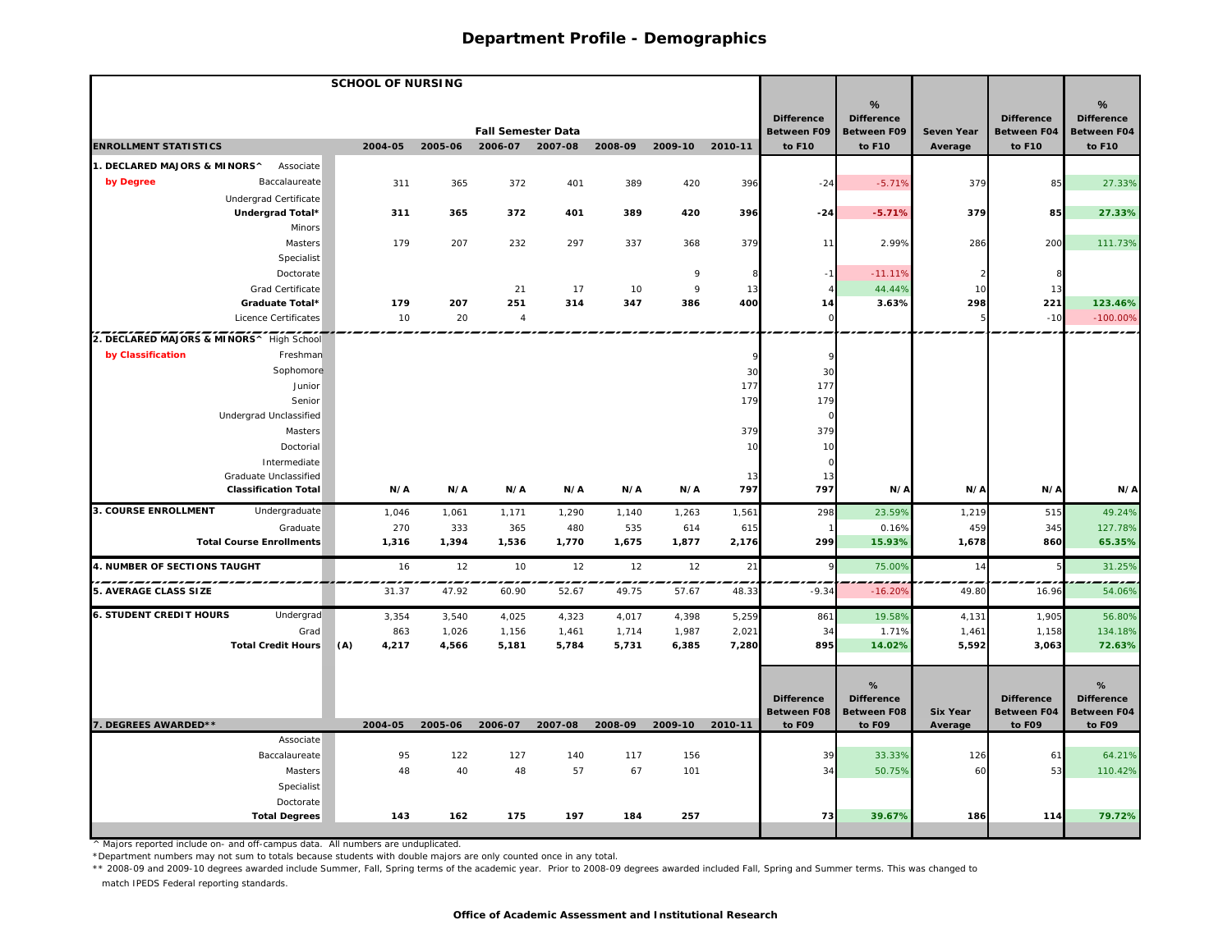# Department Profile - Demographics

**SCHOOL OF NURSING**

| ENROLLMENT STATISTICS | | 2004-05 | 2005-06 | 2006-07 | 2007-08 | 2008-09 | 2009-10 | 2010-11 | Difference Between F09 to F10 | % Difference Between F09 to F10 | Seven Year Average | Difference Between F04 to F10 | % Difference Between F04 to F10 |
|---|---|---|---|---|---|---|---|---|---|---|---|---|---|
| | | Fall Semester Data | | | | | | | | | | | |
| **1. DECLARED MAJORS & MINORS^** | Associate | | | | | | | | | | | | |
| **by Degree** | Baccalaureate | 311 | 365 | 372 | 401 | 389 | 420 | 396 | -24 | -5.71% | 379 | 85 | 27.33% |
| | Undergrad Certificate | | | | | | | | | | | | |
| | **Undergrad Total*** | **311** | **365** | **372** | **401** | **389** | **420** | **396** | **-24** | **-5.71%** | **379** | **85** | **27.33%** |
| | Minors | | | | | | | | | | | | |
| | Masters | 179 | 207 | 232 | 297 | 337 | 368 | 379 | 11 | 2.99% | 286 | 200 | 111.73% |
| | Specialist | | | | | | | | | | | | |
| | Doctorate | | | | | | 9 | 8 | -1 | -11.11% | 2 | 8 | |
| | Grad Certificate | | | 21 | 17 | 10 | 9 | 13 | 4 | 44.44% | 10 | 13 | |
| | **Graduate Total*** | **179** | **207** | **251** | **314** | **347** | **386** | **400** | **14** | **3.63%** | **298** | **221** | **123.46%** |
| | Licence Certificates | 10 | 20 | 4 | | | | | 0 | | 5 | -10 | -100.00% |
| **2. DECLARED MAJORS & MINORS^** | High School | | | | | | | | | | | | |
| **by Classification** | Freshman | | | | | | | 9 | 9 | | | | |
| | Sophomore | | | | | | | 30 | 30 | | | | |
| | Junior | | | | | | | 177 | 177 | | | | |
| | Senior | | | | | | | 179 | 179 | | | | |
| | Undergrad Unclassified | | | | | | | | 0 | | | | |
| | Masters | | | | | | | 379 | 379 | | | | |
| | Doctorial | | | | | | | 10 | 10 | | | | |
| | Intermediate | | | | | | | | 0 | | | | |
| | Graduate Unclassified | | | | | | | 13 | 13 | | | | |
| | **Classification Total** | **N/A** | **N/A** | **N/A** | **N/A** | **N/A** | **N/A** | **797** | **797** | **N/A** | **N/A** | **N/A** | **N/A** |
| **3. COURSE ENROLLMENT** | Undergraduate | 1,046 | 1,061 | 1,171 | 1,290 | 1,140 | 1,263 | 1,561 | 298 | 23.59% | 1,219 | 515 | 49.24% |
| | Graduate | 270 | 333 | 365 | 480 | 535 | 614 | 615 | 1 | 0.16% | 459 | 345 | 127.78% |
| | **Total Course Enrollments** | **1,316** | **1,394** | **1,536** | **1,770** | **1,675** | **1,877** | **2,176** | **299** | **15.93%** | **1,678** | **860** | **65.35%** |
| **4. NUMBER OF SECTIONS TAUGHT** | | 16 | 12 | 10 | 12 | 12 | 12 | 21 | 9 | 75.00% | 14 | 5 | 31.25% |
| **5. AVERAGE CLASS SIZE** | | 31.37 | 47.92 | 60.90 | 52.67 | 49.75 | 57.67 | 48.33 | -9.34 | -16.20% | 49.80 | 16.96 | 54.06% |
| **6. STUDENT CREDIT HOURS** | Undergrad | 3,354 | 3,540 | 4,025 | 4,323 | 4,017 | 4,398 | 5,259 | 861 | 19.58% | 4,131 | 1,905 | 56.80% |
| | Grad | 863 | 1,026 | 1,156 | 1,461 | 1,714 | 1,987 | 2,021 | 34 | 1.71% | 1,461 | 1,158 | 134.18% |
| | **Total Credit Hours (A)** | **4,217** | **4,566** | **5,181** | **5,784** | **5,731** | **6,385** | **7,280** | **895** | **14.02%** | **5,592** | **3,063** | **72.63%** |

| 7. DEGREES AWARDED** | 2004-05 | 2005-06 | 2006-07 | 2007-08 | 2008-09 | 2009-10 | 2010-11 | Difference Between F08 to F09 | % Difference Between F08 to F09 | Six Year Average | Difference Between F04 to F09 | % Difference Between F04 to F09 |
|---|---|---|---|---|---|---|---|---|---|---|---|---|
| Associate | | | | | | | | | | | | |
| Baccalaureate | 95 | 122 | 127 | 140 | 117 | 156 | | 39 | 33.33% | 126 | 61 | 64.21% |
| Masters | 48 | 40 | 48 | 57 | 67 | 101 | | 34 | 50.75% | 60 | 53 | 110.42% |
| Specialist | | | | | | | | | | | | |
| Doctorate | | | | | | | | | | | | |
| **Total Degrees** | **143** | **162** | **175** | **197** | **184** | **257** | | **73** | **39.67%** | **186** | **114** | **79.72%** |

^ Majors reported include on- and off-campus data. All numbers are unduplicated.

*Department numbers may not sum to totals because students with double majors are only counted once in any total.

** 2008-09 and 2009-10 degrees awarded include Summer, Fall, Spring terms of the academic year. Prior to 2008-09 degrees awarded included Fall, Spring and Summer terms. This was changed to match IPEDS Federal reporting standards.

**Office of Academic Assessment and Institutional Research**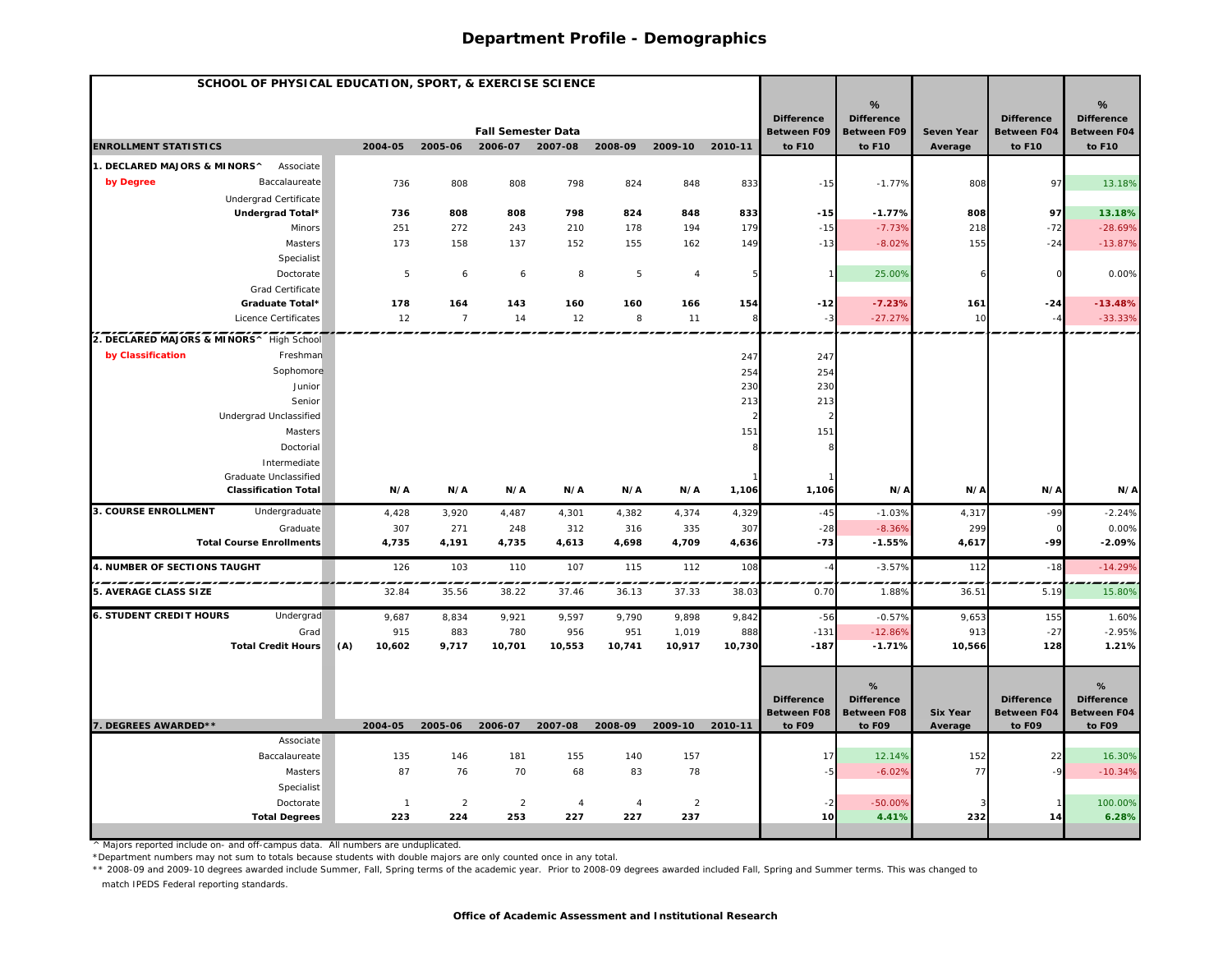# Department Profile - Demographics

| SCHOOL OF PHYSICAL EDUCATION, SPORT, & EXERCISE SCIENCE | | | | | | | | | | | | | | |
|---|---|---|---|---|---|---|---|---|---|---|---|---|---|---|
| | | | | | Fall Semester Data | | | | | | | | | |
| **ENROLLMENT STATISTICS** | | | **2004-05** | **2005-06** | **2006-07** | **2007-08** | **2008-09** | **2009-10** | **2010-11** | **Difference Between F09 to F10** | **% Difference Between F09 to F10** | **Seven Year Average** | **Difference Between F04 to F10** | **% Difference Between F04 to F10** |
| **1. DECLARED MAJORS & MINORS^** | Associate | | | | | | | | | | | | | |
| **by Degree** | Baccalaureate | | 736 | 808 | 808 | 798 | 824 | 848 | 833 | -15 | -1.77% | 808 | 97 | 13.18% |
| | Undergrad Certificate | | | | | | | | | | | | | |
| | **Undergrad Total*** | | **736** | **808** | **808** | **798** | **824** | **848** | **833** | **-15** | **-1.77%** | **808** | **97** | **13.18%** |
| | Minors | | 251 | 272 | 243 | 210 | 178 | 194 | 179 | -15 | -7.73% | 218 | -72 | -28.69% |
| | Masters | | 173 | 158 | 137 | 152 | 155 | 162 | 149 | -13 | -8.02% | 155 | -24 | -13.87% |
| | Specialist | | | | | | | | | | | | | |
| | Doctorate | | 5 | 6 | 6 | 8 | 5 | 4 | 5 | 1 | 25.00% | 6 | 0 | 0.00% |
| | Grad Certificate | | | | | | | | | | | | | |
| | **Graduate Total*** | | **178** | **164** | **143** | **160** | **160** | **166** | **154** | **-12** | **-7.23%** | **161** | **-24** | **-13.48%** |
| | Licence Certificates | | 12 | 7 | 14 | 12 | 8 | 11 | 8 | -3 | -27.27% | 10 | -4 | -33.33% |
| **2. DECLARED MAJORS & MINORS^** | High School | | | | | | | | | | | | | |
| **by Classification** | Freshman | | | | | | | | 247 | 247 | | | | |
| | Sophomore | | | | | | | | 254 | 254 | | | | |
| | Junior | | | | | | | | 230 | 230 | | | | |
| | Senior | | | | | | | | 213 | 213 | | | | |
| | Undergrad Unclassified | | | | | | | | 2 | 2 | | | | |
| | Masters | | | | | | | | 151 | 151 | | | | |
| | Doctorial | | | | | | | | 8 | 8 | | | | |
| | Intermediate | | | | | | | | | | | | | |
| | Graduate Unclassified | | | | | | | | 1 | 1 | | | | |
| | **Classification Total** | | **N/A** | **N/A** | **N/A** | **N/A** | **N/A** | **N/A** | **1,106** | **1,106** | **N/A** | **N/A** | **N/A** | **N/A** |
| **3. COURSE ENROLLMENT** | Undergraduate | | 4,428 | 3,920 | 4,487 | 4,301 | 4,382 | 4,374 | 4,329 | -45 | -1.03% | 4,317 | -99 | -2.24% |
| | Graduate | | 307 | 271 | 248 | 312 | 316 | 335 | 307 | -28 | -8.36% | 299 | 0 | 0.00% |
| | **Total Course Enrollments** | | **4,735** | **4,191** | **4,735** | **4,613** | **4,698** | **4,709** | **4,636** | **-73** | **-1.55%** | **4,617** | **-99** | **-2.09%** |
| **4. NUMBER OF SECTIONS TAUGHT** | | | 126 | 103 | 110 | 107 | 115 | 112 | 108 | -4 | -3.57% | 112 | -18 | -14.29% |
| **5. AVERAGE CLASS SIZE** | | | 32.84 | 35.56 | 38.22 | 37.46 | 36.13 | 37.33 | 38.03 | 0.70 | 1.88% | 36.51 | 5.19 | 15.80% |
| **6. STUDENT CREDIT HOURS** | Undergrad | | 9,687 | 8,834 | 9,921 | 9,597 | 9,790 | 9,898 | 9,842 | -56 | -0.57% | 9,653 | 155 | 1.60% |
| | Grad | | 915 | 883 | 780 | 956 | 951 | 1,019 | 888 | -131 | -12.86% | 913 | -27 | -2.95% |
| | **Total Credit Hours** | **(A)** | **10,602** | **9,717** | **10,701** | **10,553** | **10,741** | **10,917** | **10,730** | **-187** | **-1.71%** | **10,566** | **128** | **1.21%** |

| **7. DEGREES AWARDED**** | | **2004-05** | **2005-06** | **2006-07** | **2007-08** | **2008-09** | **2009-10** | **2010-11** | **Difference Between F08 to F09** | **% Difference Between F08 to F09** | **Six Year Average** | **Difference Between F04 to F09** | **% Difference Between F04 to F09** |
|---|---|---|---|---|---|---|---|---|---|---|---|---|---|
| | Associate | | | | | | | | | | | | |
| | Baccalaureate | 135 | 146 | 181 | 155 | 140 | 157 | | 17 | 12.14% | 152 | 22 | 16.30% |
| | Masters | 87 | 76 | 70 | 68 | 83 | 78 | | -5 | -6.02% | 77 | -9 | -10.34% |
| | Specialist | | | | | | | | | | | | |
| | Doctorate | 1 | 2 | 2 | 4 | 4 | 2 | | -2 | -50.00% | 3 | 1 | 100.00% |
| | **Total Degrees** | **223** | **224** | **253** | **227** | **227** | **237** | | **10** | **4.41%** | **232** | **14** | **6.28%** |

^ Majors reported include on- and off-campus data. All numbers are unduplicated.

*Department numbers may not sum to totals because students with double majors are only counted once in any total.

** 2008-09 and 2009-10 degrees awarded include Summer, Fall, Spring terms of the academic year. Prior to 2008-09 degrees awarded included Fall, Spring and Summer terms. This was changed to match IPEDS Federal reporting standards.

**Office of Academic Assessment and Institutional Research**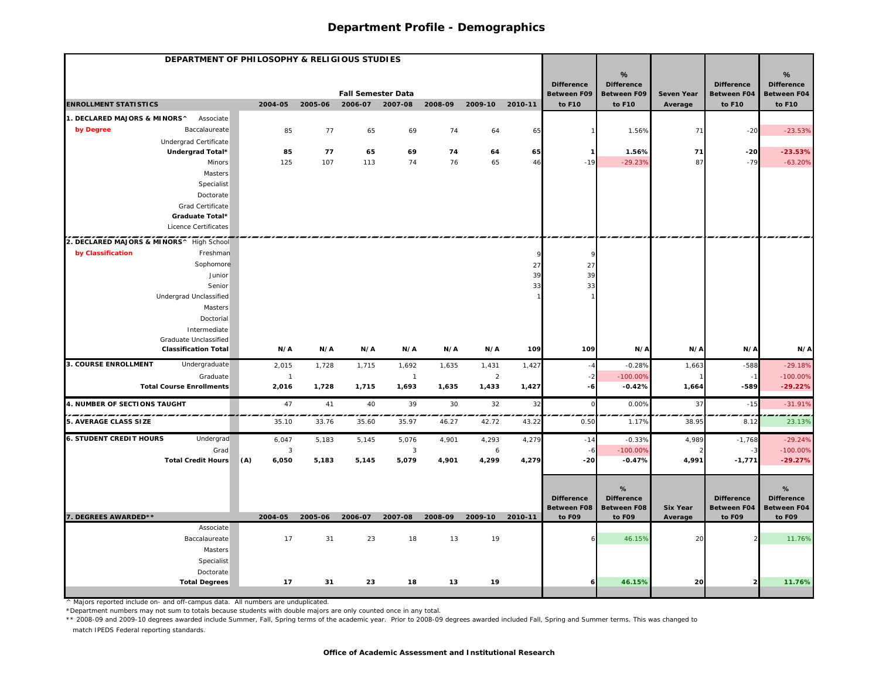# Department Profile - Demographics

| DEPARTMENT OF PHILOSOPHY & RELIGIOUS STUDIES | | | Fall Semester Data | | | | | | | Difference Between F09 to F10 | % Difference Between F09 to F10 | Seven Year Average | Difference Between F04 to F10 | % Difference Between F04 to F10 |
|---|---|---|---|---|---|---|---|---|---|---|---|---|---|---|
| **ENROLLMENT STATISTICS** | | | 2004-05 | 2005-06 | 2006-07 | 2007-08 | 2008-09 | 2009-10 | 2010-11 | | | | | |
| **1. DECLARED MAJORS & MINORS^** | Associate | | | | | | | | | | | | | |
| **by Degree** | Baccalaureate | | 85 | 77 | 65 | 69 | 74 | 64 | 65 | 1 | 1.56% | 71 | -20 | -23.53% |
| | Undergrad Certificate | | | | | | | | | | | | | |
| | **Undergrad Total*** | | **85** | **77** | **65** | **69** | **74** | **64** | **65** | **1** | **1.56%** | **71** | **-20** | **-23.53%** |
| | Minors | | 125 | 107 | 113 | 74 | 76 | 65 | 46 | -19 | -29.23% | 87 | -79 | -63.20% |
| | Masters | | | | | | | | | | | | | |
| | Specialist | | | | | | | | | | | | | |
| | Doctorate | | | | | | | | | | | | | |
| | Grad Certificate | | | | | | | | | | | | | |
| | **Graduate Total*** | | | | | | | | | | | | | |
| | Licence Certificates | | | | | | | | | | | | | |
| **2. DECLARED MAJORS & MINORS^** | High School | | | | | | | | | | | | | |
| **by Classification** | Freshman | | | | | | | | 9 | 9 | | | | |
| | Sophomore | | | | | | | | 27 | 27 | | | | |
| | Junior | | | | | | | | 39 | 39 | | | | |
| | Senior | | | | | | | | 33 | 33 | | | | |
| | Undergrad Unclassified | | | | | | | | 1 | 1 | | | | |
| | Masters | | | | | | | | | | | | | |
| | Doctorial | | | | | | | | | | | | | |
| | Intermediate | | | | | | | | | | | | | |
| | Graduate Unclassified | | | | | | | | | | | | | |
| | **Classification Total** | | **N/A** | **N/A** | **N/A** | **N/A** | **N/A** | **N/A** | **109** | **109** | **N/A** | **N/A** | **N/A** | **N/A** |
| **3. COURSE ENROLLMENT** | Undergraduate | | 2,015 | 1,728 | 1,715 | 1,692 | 1,635 | 1,431 | 1,427 | -4 | -0.28% | 1,663 | -588 | -29.18% |
| | Graduate | | 1 | | | 1 | | 2 | | -2 | -100.00% | 1 | -1 | -100.00% |
| | **Total Course Enrollments** | | **2,016** | **1,728** | **1,715** | **1,693** | **1,635** | **1,433** | **1,427** | **-6** | **-0.42%** | **1,664** | **-589** | **-29.22%** |
| **4. NUMBER OF SECTIONS TAUGHT** | | | 47 | 41 | 40 | 39 | 30 | 32 | 32 | 0 | 0.00% | 37 | -15 | -31.91% |
| **5. AVERAGE CLASS SIZE** | | | 35.10 | 33.76 | 35.60 | 35.97 | 46.27 | 42.72 | 43.22 | 0.50 | 1.17% | 38.95 | 8.12 | 23.13% |
| **6. STUDENT CREDIT HOURS** | Undergrad | | 6,047 | 5,183 | 5,145 | 5,076 | 4,901 | 4,293 | 4,279 | -14 | -0.33% | 4,989 | -1,768 | -29.24% |
| | Grad | | 3 | | | 3 | | 6 | | -6 | -100.00% | 2 | -3 | -100.00% |
| | **Total Credit Hours** | **(A)** | **6,050** | **5,183** | **5,145** | **5,079** | **4,901** | **4,299** | **4,279** | **-20** | **-0.47%** | **4,991** | **-1,771** | **-29.27%** |

| | | 2004-05 | 2005-06 | 2006-07 | 2007-08 | 2008-09 | 2009-10 | 2010-11 | Difference Between F08 to F09 | % Difference Between F08 to F09 | Six Year Average | Difference Between F04 to F09 | % Difference Between F04 to F09 |
|---|---|---|---|---|---|---|---|---|---|---|---|---|---|
| **7. DEGREES AWARDED**** | | | | | | | | | | | | | |
| | Associate | | | | | | | | | | | | |
| | Baccalaureate | 17 | 31 | 23 | 18 | 13 | 19 | | 6 | 46.15% | 20 | 2 | 11.76% |
| | Masters | | | | | | | | | | | | |
| | Specialist | | | | | | | | | | | | |
| | Doctorate | | | | | | | | | | | | |
| | **Total Degrees** | **17** | **31** | **23** | **18** | **13** | **19** | | **6** | **46.15%** | **20** | **2** | **11.76%** |

^ Majors reported include on- and off-campus data. All numbers are unduplicated.

*Department numbers may not sum to totals because students with double majors are only counted once in any total.

** 2008-09 and 2009-10 degrees awarded include Summer, Fall, Spring terms of the academic year. Prior to 2008-09 degrees awarded included Fall, Spring and Summer terms. This was changed to match IPEDS Federal reporting standards.

**Office of Academic Assessment and Institutional Research**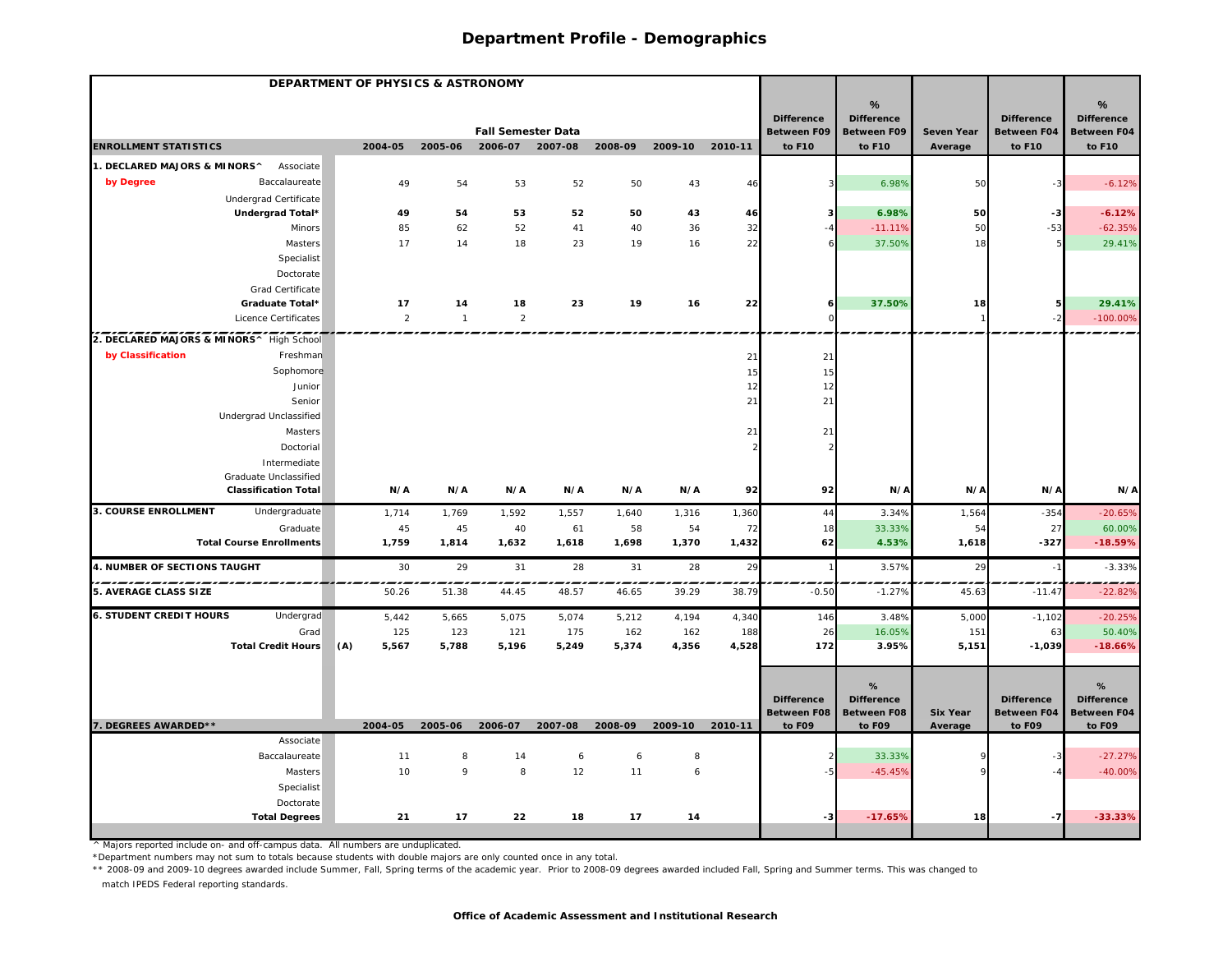# Department Profile - Demographics

**DEPARTMENT OF PHYSICS & ASTRONOMY**

| ENROLLMENT STATISTICS | | | 2004-05 | 2005-06 | 2006-07 | 2007-08 | 2008-09 | 2009-10 | 2010-11 | Difference Between F09 to F10 | % Difference Between F09 to F10 | Seven Year Average | Difference Between F04 to F10 | % Difference Between F04 to F10 |
|---|---|---|---|---|---|---|---|---|---|---|---|---|---|---|
| **1. DECLARED MAJORS & MINORS^** | Associate | | | | | | | | | | | | | |
| **by Degree** | Baccalaureate | | 49 | 54 | 53 | 52 | 50 | 43 | 46 | 3 | 6.98% | 50 | -3 | -6.12% |
| | Undergrad Certificate | | | | | | | | | | | | | |
| | **Undergrad Total*** | | **49** | **54** | **53** | **52** | **50** | **43** | **46** | **3** | **6.98%** | **50** | **-3** | **-6.12%** |
| | Minors | | 85 | 62 | 52 | 41 | 40 | 36 | 32 | -4 | -11.11% | 50 | -53 | -62.35% |
| | Masters | | 17 | 14 | 18 | 23 | 19 | 16 | 22 | 6 | 37.50% | 18 | 5 | 29.41% |
| | Specialist | | | | | | | | | | | | | |
| | Doctorate | | | | | | | | | | | | | |
| | Grad Certificate | | | | | | | | | | | | | |
| | **Graduate Total*** | | **17** | **14** | **18** | **23** | **19** | **16** | **22** | **6** | **37.50%** | **18** | **5** | **29.41%** |
| | Licence Certificates | | 2 | 1 | 2 | | | | | 0 | | 1 | -2 | -100.00% |
| **2. DECLARED MAJORS & MINORS^** | High School | | | | | | | | | | | | | |
| **by Classification** | Freshman | | | | | | | | 21 | 21 | | | | |
| | Sophomore | | | | | | | | 15 | 15 | | | | |
| | Junior | | | | | | | | 12 | 12 | | | | |
| | Senior | | | | | | | | 21 | 21 | | | | |
| | Undergrad Unclassified | | | | | | | | | | | | | |
| | Masters | | | | | | | | 21 | 21 | | | | |
| | Doctorial | | | | | | | | 2 | 2 | | | | |
| | Intermediate | | | | | | | | | | | | | |
| | Graduate Unclassified | | | | | | | | | | | | | |
| | **Classification Total** | | **N/A** | **N/A** | **N/A** | **N/A** | **N/A** | **N/A** | **92** | **92** | **N/A** | **N/A** | **N/A** | **N/A** |
| **3. COURSE ENROLLMENT** | Undergraduate | | 1,714 | 1,769 | 1,592 | 1,557 | 1,640 | 1,316 | 1,360 | 44 | 3.34% | 1,564 | -354 | -20.65% |
| | Graduate | | 45 | 45 | 40 | 61 | 58 | 54 | 72 | 18 | 33.33% | 54 | 27 | 60.00% |
| | **Total Course Enrollments** | | **1,759** | **1,814** | **1,632** | **1,618** | **1,698** | **1,370** | **1,432** | **62** | **4.53%** | **1,618** | **-327** | **-18.59%** |
| **4. NUMBER OF SECTIONS TAUGHT** | | | 30 | 29 | 31 | 28 | 31 | 28 | 29 | 1 | 3.57% | 29 | -1 | -3.33% |
| **5. AVERAGE CLASS SIZE** | | | 50.26 | 51.38 | 44.45 | 48.57 | 46.65 | 39.29 | 38.79 | -0.50 | -1.27% | 45.63 | -11.47 | -22.82% |
| **6. STUDENT CREDIT HOURS** | Undergrad | | 5,442 | 5,665 | 5,075 | 5,074 | 5,212 | 4,194 | 4,340 | 146 | 3.48% | 5,000 | -1,102 | -20.25% |
| | Grad | | 125 | 123 | 121 | 175 | 162 | 162 | 188 | 26 | 16.05% | 151 | 63 | 50.40% |
| | **Total Credit Hours** | **(A)** | **5,567** | **5,788** | **5,196** | **5,249** | **5,374** | **4,356** | **4,528** | **172** | **3.95%** | **5,151** | **-1,039** | **-18.66%** |

| 7. DEGREES AWARDED** | 2004-05 | 2005-06 | 2006-07 | 2007-08 | 2008-09 | 2009-10 | 2010-11 | Difference Between F08 to F09 | % Difference Between F08 to F09 | Six Year Average | Difference Between F04 to F09 | % Difference Between F04 to F09 |
|---|---|---|---|---|---|---|---|---|---|---|---|---|
| Associate | | | | | | | | | | | | |
| Baccalaureate | 11 | 8 | 14 | 6 | 6 | 8 | | 2 | 33.33% | 9 | -3 | -27.27% |
| Masters | 10 | 9 | 8 | 12 | 11 | 6 | | -5 | -45.45% | 9 | -4 | -40.00% |
| Specialist | | | | | | | | | | | | |
| Doctorate | | | | | | | | | | | | |
| **Total Degrees** | **21** | **17** | **22** | **18** | **17** | **14** | | **-3** | **-17.65%** | **18** | **-7** | **-33.33%** |

^ Majors reported include on- and off-campus data. All numbers are unduplicated.

*Department numbers may not sum to totals because students with double majors are only counted once in any total.

** 2008-09 and 2009-10 degrees awarded include Summer, Fall, Spring terms of the academic year. Prior to 2008-09 degrees awarded included Fall, Spring and Summer terms. This was changed to match IPEDS Federal reporting standards.

**Office of Academic Assessment and Institutional Research**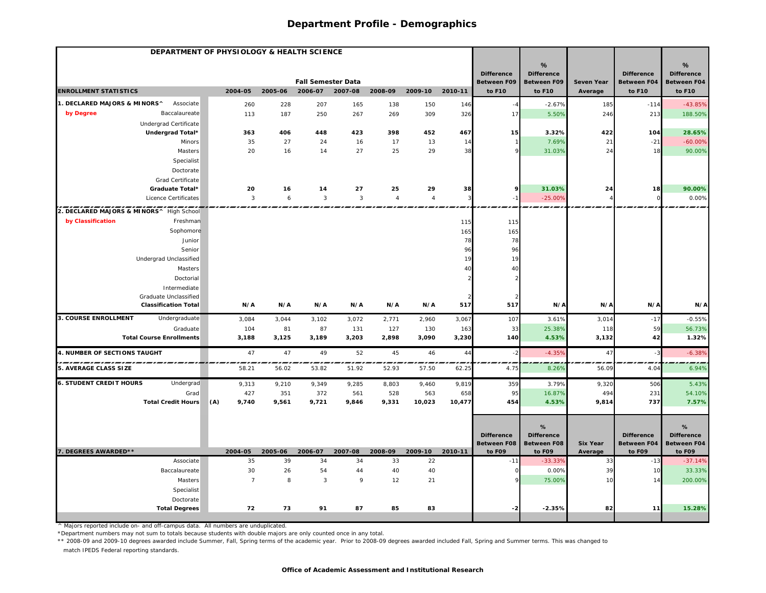# Department Profile - Demographics

| DEPARTMENT OF PHYSIOLOGY & HEALTH SCIENCE | | | | | | | | | | | | | |
|---|---|---|---|---|---|---|---|---|---|---|---|---|---|
| ENROLLMENT STATISTICS | | 2004-05 | 2005-06 | 2006-07 (Fall Semester Data) | 2007-08 | 2008-09 | 2009-10 | 2010-11 | Difference Between F09 to F10 | % Difference Between F09 to F10 | Seven Year Average | Difference Between F04 to F10 | % Difference Between F04 to F10 |
| **1. DECLARED MAJORS & MINORS^ by Degree** | Associate | 260 | 228 | 207 | 165 | 138 | 150 | 146 | -4 | -2.67% | 185 | -114 | -43.85% |
| | Baccalaureate | 113 | 187 | 250 | 267 | 269 | 309 | 326 | 17 | 5.50% | 246 | 213 | 188.50% |
| | Undergrad Certificate | | | | | | | | | | | | |
| | **Undergrad Total*** | **363** | **406** | **448** | **423** | **398** | **452** | **467** | **15** | **3.32%** | **422** | **104** | **28.65%** |
| | Minors | 35 | 27 | 24 | 16 | 17 | 13 | 14 | 1 | 7.69% | 21 | -21 | -60.00% |
| | Masters | 20 | 16 | 14 | 27 | 25 | 29 | 38 | 9 | 31.03% | 24 | 18 | 90.00% |
| | Specialist | | | | | | | | | | | | |
| | Doctorate | | | | | | | | | | | | |
| | Grad Certificate | | | | | | | | | | | | |
| | **Graduate Total*** | **20** | **16** | **14** | **27** | **25** | **29** | **38** | **9** | **31.03%** | **24** | **18** | **90.00%** |
| | Licence Certificates | 3 | 6 | 3 | 3 | 4 | 4 | 3 | -1 | -25.00% | 4 | 0 | 0.00% |
| **2. DECLARED MAJORS & MINORS^ by Classification** | High School | | | | | | | | | | | | |
| | Freshman | | | | | | | 115 | 115 | | | | |
| | Sophomore | | | | | | | 165 | 165 | | | | |
| | Junior | | | | | | | 78 | 78 | | | | |
| | Senior | | | | | | | 96 | 96 | | | | |
| | Undergrad Unclassified | | | | | | | 19 | 19 | | | | |
| | Masters | | | | | | | 40 | 40 | | | | |
| | Doctorial | | | | | | | 2 | 2 | | | | |
| | Intermediate | | | | | | | | | | | | |
| | Graduate Unclassified | | | | | | | 2 | 2 | | | | |
| | **Classification Total** | **N/A** | **N/A** | **N/A** | **N/A** | **N/A** | **N/A** | **517** | **517** | **N/A** | **N/A** | **N/A** | **N/A** |
| **3. COURSE ENROLLMENT** | Undergraduate | 3,084 | 3,044 | 3,102 | 3,072 | 2,771 | 2,960 | 3,067 | 107 | 3.61% | 3,014 | -17 | -0.55% |
| | Graduate | 104 | 81 | 87 | 131 | 127 | 130 | 163 | 33 | 25.38% | 118 | 59 | 56.73% |
| | **Total Course Enrollments** | **3,188** | **3,125** | **3,189** | **3,203** | **2,898** | **3,090** | **3,230** | **140** | **4.53%** | **3,132** | **42** | **1.32%** |
| **4. NUMBER OF SECTIONS TAUGHT** | | 47 | 47 | 49 | 52 | 45 | 46 | 44 | -2 | -4.35% | 47 | -3 | -6.38% |
| **5. AVERAGE CLASS SIZE** | | 58.21 | 56.02 | 53.82 | 51.92 | 52.93 | 57.50 | 62.25 | 4.75 | 8.26% | 56.09 | 4.04 | 6.94% |
| **6. STUDENT CREDIT HOURS** | Undergrad | 9,313 | 9,210 | 9,349 | 9,285 | 8,803 | 9,460 | 9,819 | 359 | 3.79% | 9,320 | 506 | 5.43% |
| | Grad | 427 | 351 | 372 | 561 | 528 | 563 | 658 | 95 | 16.87% | 494 | 231 | 54.10% |
| | **Total Credit Hours (A)** | **9,740** | **9,561** | **9,721** | **9,846** | **9,331** | **10,023** | **10,477** | **454** | **4.53%** | **9,814** | **737** | **7.57%** |

| 7. DEGREES AWARDED** | | 2004-05 | 2005-06 | 2006-07 | 2007-08 | 2008-09 | 2009-10 | 2010-11 | Difference Between F08 to F09 | % Difference Between F08 to F09 | Six Year Average | Difference Between F04 to F09 | % Difference Between F04 to F09 |
|---|---|---|---|---|---|---|---|---|---|---|---|---|---|
| | Associate | 35 | 39 | 34 | 34 | 33 | 22 | | -11 | -33.33% | 33 | -13 | -37.14% |
| | Baccalaureate | 30 | 26 | 54 | 44 | 40 | 40 | | 0 | 0.00% | 39 | 10 | 33.33% |
| | Masters | 7 | 8 | 3 | 9 | 12 | 21 | | 9 | 75.00% | 10 | 14 | 200.00% |
| | Specialist | | | | | | | | | | | | |
| | Doctorate | | | | | | | | | | | | |
| | **Total Degrees** | **72** | **73** | **91** | **87** | **85** | **83** | | **-2** | **-2.35%** | **82** | **11** | **15.28%** |

^ Majors reported include on- and off-campus data. All numbers are unduplicated.

*Department numbers may not sum to totals because students with double majors are only counted once in any total.

** 2008-09 and 2009-10 degrees awarded include Summer, Fall, Spring terms of the academic year. Prior to 2008-09 degrees awarded included Fall, Spring and Summer terms. This was changed to match IPEDS Federal reporting standards.

**Office of Academic Assessment and Institutional Research**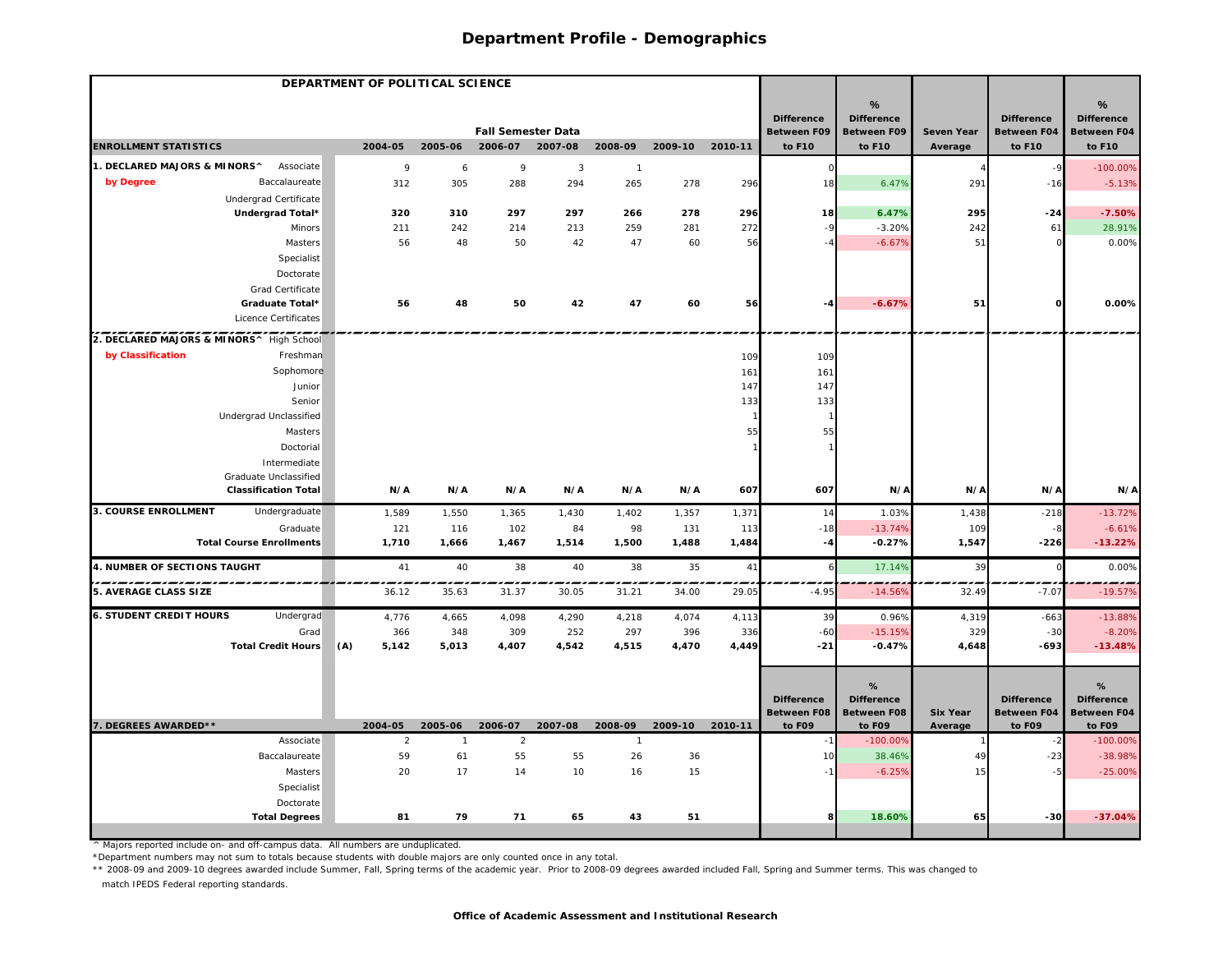# Department Profile - Demographics

| DEPARTMENT OF POLITICAL SCIENCE | | | | | | | | | | | | | | | |
|---|---|---|---|---|---|---|---|---|---|---|---|---|---|---|---|
| ENROLLMENT STATISTICS | | | 2004-05 | 2005-06 | 2006-07 | 2007-08 | 2008-09 | 2009-10 | 2010-11 | Difference Between F09 to F10 | % Difference Between F09 to F10 | Seven Year Average | Difference Between F04 to F10 | % Difference Between F04 to F10 |
| **1. DECLARED MAJORS & MINORS^** | Associate | | 9 | 6 | 9 | 3 | 1 | | | 0 | | 4 | -9 | -100.00% |
| **by Degree** | Baccalaureate | | 312 | 305 | 288 | 294 | 265 | 278 | 296 | 18 | 6.47% | 291 | -16 | -5.13% |
| | Undergrad Certificate | | | | | | | | | | | | | |
| | **Undergrad Total*** | | **320** | **310** | **297** | **297** | **266** | **278** | **296** | **18** | **6.47%** | **295** | **-24** | **-7.50%** |
| | Minors | | 211 | 242 | 214 | 213 | 259 | 281 | 272 | -9 | -3.20% | 242 | 61 | 28.91% |
| | Masters | | 56 | 48 | 50 | 42 | 47 | 60 | 56 | -4 | -6.67% | 51 | 0 | 0.00% |
| | Specialist | | | | | | | | | | | | | |
| | Doctorate | | | | | | | | | | | | | |
| | Grad Certificate | | | | | | | | | | | | | |
| | **Graduate Total*** | | **56** | **48** | **50** | **42** | **47** | **60** | **56** | **-4** | **-6.67%** | **51** | **0** | **0.00%** |
| | Licence Certificates | | | | | | | | | | | | | |
| **2. DECLARED MAJORS & MINORS^** | High School | | | | | | | | | | | | | |
| **by Classification** | Freshman | | | | | | | | 109 | 109 | | | | |
| | Sophomore | | | | | | | | 161 | 161 | | | | |
| | Junior | | | | | | | | 147 | 147 | | | | |
| | Senior | | | | | | | | 133 | 133 | | | | |
| | Undergrad Unclassified | | | | | | | | 1 | 1 | | | | |
| | Masters | | | | | | | | 55 | 55 | | | | |
| | Doctorial | | | | | | | | 1 | 1 | | | | |
| | Intermediate | | | | | | | | | | | | | |
| | Graduate Unclassified | | | | | | | | | | | | | |
| | **Classification Total** | | **N/A** | **N/A** | **N/A** | **N/A** | **N/A** | **N/A** | **607** | **607** | **N/A** | **N/A** | **N/A** | **N/A** |
| **3. COURSE ENROLLMENT** | Undergraduate | | 1,589 | 1,550 | 1,365 | 1,430 | 1,402 | 1,357 | 1,371 | 14 | 1.03% | 1,438 | -218 | -13.72% |
| | Graduate | | 121 | 116 | 102 | 84 | 98 | 131 | 113 | -18 | -13.74% | 109 | -8 | -6.61% |
| | **Total Course Enrollments** | | **1,710** | **1,666** | **1,467** | **1,514** | **1,500** | **1,488** | **1,484** | **-4** | **-0.27%** | **1,547** | **-226** | **-13.22%** |
| **4. NUMBER OF SECTIONS TAUGHT** | | | 41 | 40 | 38 | 40 | 38 | 35 | 41 | 6 | 17.14% | 39 | 0 | 0.00% |
| **5. AVERAGE CLASS SIZE** | | | 36.12 | 35.63 | 31.37 | 30.05 | 31.21 | 34.00 | 29.05 | -4.95 | -14.56% | 32.49 | -7.07 | -19.57% |
| **6. STUDENT CREDIT HOURS** | Undergrad | | 4,776 | 4,665 | 4,098 | 4,290 | 4,218 | 4,074 | 4,113 | 39 | 0.96% | 4,319 | -663 | -13.88% |
| | Grad | | 366 | 348 | 309 | 252 | 297 | 396 | 336 | -60 | -15.15% | 329 | -30 | -8.20% |
| | **Total Credit Hours** | (A) | **5,142** | **5,013** | **4,407** | **4,542** | **4,515** | **4,470** | **4,449** | **-21** | **-0.47%** | **4,648** | **-693** | **-13.48%** |

| 7. DEGREES AWARDED** | | 2004-05 | 2005-06 | 2006-07 | 2007-08 | 2008-09 | 2009-10 | 2010-11 | Difference Between F08 to F09 | % Difference Between F08 to F09 | Six Year Average | Difference Between F04 to F09 | % Difference Between F04 to F09 |
|---|---|---|---|---|---|---|---|---|---|---|---|---|---|
| | Associate | 2 | 1 | 2 | | 1 | | | -1 | -100.00% | 1 | -2 | -100.00% |
| | Baccalaureate | 59 | 61 | 55 | 55 | 26 | 36 | | 10 | 38.46% | 49 | -23 | -38.98% |
| | Masters | 20 | 17 | 14 | 10 | 16 | 15 | | -1 | -6.25% | 15 | -5 | -25.00% |
| | Specialist | | | | | | | | | | | | |
| | Doctorate | | | | | | | | | | | | |
| | **Total Degrees** | **81** | **79** | **71** | **65** | **43** | **51** | | **8** | **18.60%** | **65** | **-30** | **-37.04%** |

^ Majors reported include on- and off-campus data. All numbers are unduplicated.

*Department numbers may not sum to totals because students with double majors are only counted once in any total.

** 2008-09 and 2009-10 degrees awarded include Summer, Fall, Spring terms of the academic year. Prior to 2008-09 degrees awarded included Fall, Spring and Summer terms. This was changed to match IPEDS Federal reporting standards.

**Office of Academic Assessment and Institutional Research**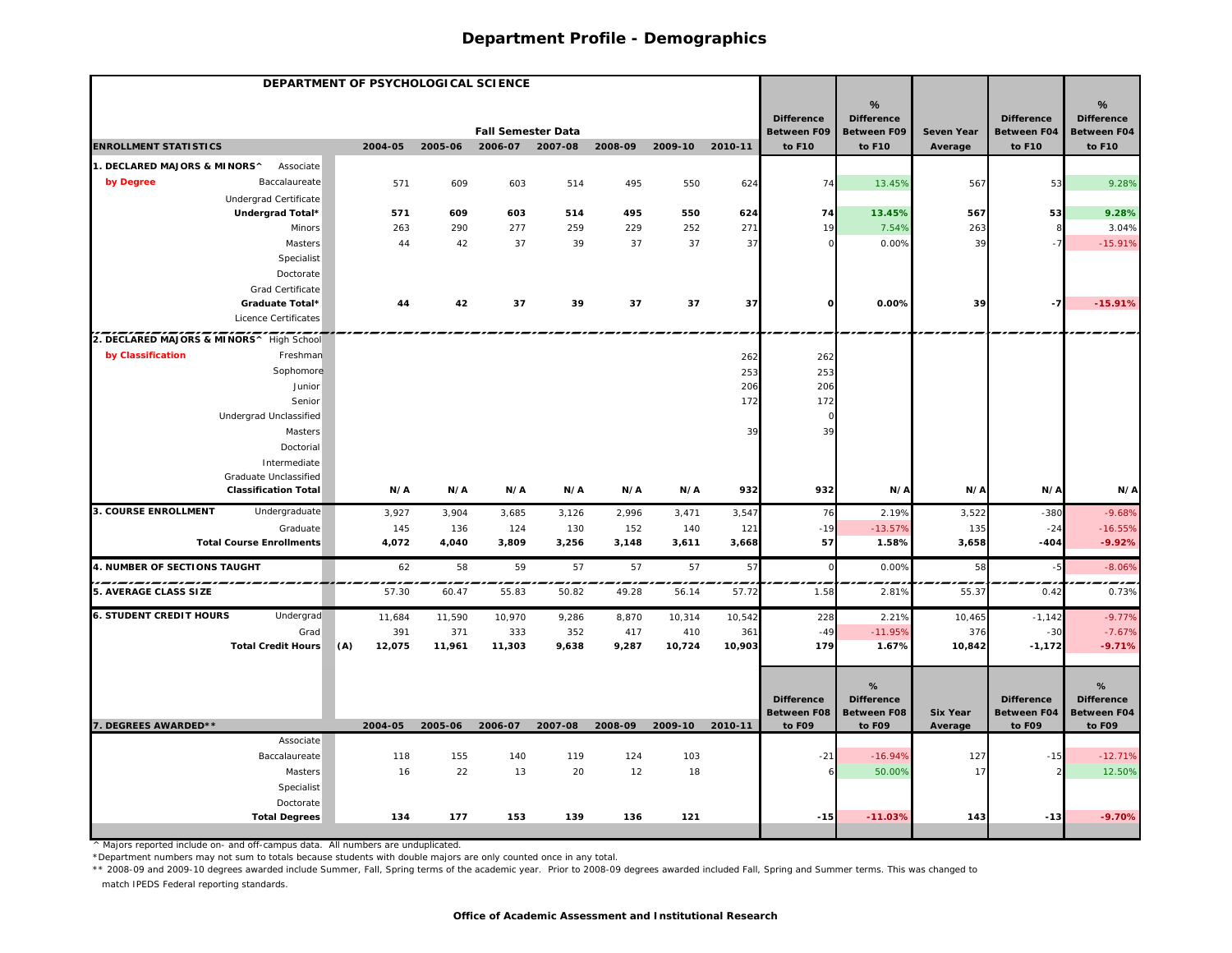# Department Profile - Demographics

| DEPARTMENT OF PSYCHOLOGICAL SCIENCE | | | | Fall Semester Data | | | | | Difference Between F09 to F10 | % Difference Between F09 to F10 | Seven Year Average | Difference Between F04 to F10 | % Difference Between F04 to F10 |
|---|---|---|---|---|---|---|---|---|---|---|---|---|---|
| **ENROLLMENT STATISTICS** | | 2004-05 | 2005-06 | 2006-07 | 2007-08 | 2008-09 | 2009-10 | 2010-11 | | | | | |
| **1. DECLARED MAJORS & MINORS^ by Degree** | Associate | | | | | | | | | | | | |
| | Baccalaureate | 571 | 609 | 603 | 514 | 495 | 550 | 624 | 74 | 13.45% | 567 | 53 | 9.28% |
| | Undergrad Certificate | | | | | | | | | | | | |
| | **Undergrad Total*** | **571** | **609** | **603** | **514** | **495** | **550** | **624** | **74** | **13.45%** | **567** | **53** | **9.28%** |
| | Minors | 263 | 290 | 277 | 259 | 229 | 252 | 271 | 19 | 7.54% | 263 | 8 | 3.04% |
| | Masters | 44 | 42 | 37 | 39 | 37 | 37 | 37 | 0 | 0.00% | 39 | -7 | -15.91% |
| | Specialist | | | | | | | | | | | | |
| | Doctorate | | | | | | | | | | | | |
| | Grad Certificate | | | | | | | | | | | | |
| | **Graduate Total*** | **44** | **42** | **37** | **39** | **37** | **37** | **37** | **0** | **0.00%** | **39** | **-7** | **-15.91%** |
| | Licence Certificates | | | | | | | | | | | | |
| **2. DECLARED MAJORS & MINORS^ by Classification** | High School | | | | | | | | | | | | |
| | Freshman | | | | | | | 262 | 262 | | | | |
| | Sophomore | | | | | | | 253 | 253 | | | | |
| | Junior | | | | | | | 206 | 206 | | | | |
| | Senior | | | | | | | 172 | 172 | | | | |
| | Undergrad Unclassified | | | | | | | | 0 | | | | |
| | Masters | | | | | | | 39 | 39 | | | | |
| | Doctorial | | | | | | | | | | | | |
| | Intermediate | | | | | | | | | | | | |
| | Graduate Unclassified | | | | | | | | | | | | |
| | **Classification Total** | **N/A** | **N/A** | **N/A** | **N/A** | **N/A** | **N/A** | **932** | **932** | **N/A** | **N/A** | **N/A** | **N/A** |
| **3. COURSE ENROLLMENT** | Undergraduate | 3,927 | 3,904 | 3,685 | 3,126 | 2,996 | 3,471 | 3,547 | 76 | 2.19% | 3,522 | -380 | -9.68% |
| | Graduate | 145 | 136 | 124 | 130 | 152 | 140 | 121 | -19 | -13.57% | 135 | -24 | -16.55% |
| | **Total Course Enrollments** | **4,072** | **4,040** | **3,809** | **3,256** | **3,148** | **3,611** | **3,668** | **57** | **1.58%** | **3,658** | **-404** | **-9.92%** |
| **4. NUMBER OF SECTIONS TAUGHT** | | 62 | 58 | 59 | 57 | 57 | 57 | 57 | 0 | 0.00% | 58 | -5 | -8.06% |
| **5. AVERAGE CLASS SIZE** | | 57.30 | 60.47 | 55.83 | 50.82 | 49.28 | 56.14 | 57.72 | 1.58 | 2.81% | 55.37 | 0.42 | 0.73% |
| **6. STUDENT CREDIT HOURS** | Undergrad | 11,684 | 11,590 | 10,970 | 9,286 | 8,870 | 10,314 | 10,542 | 228 | 2.21% | 10,465 | -1,142 | -9.77% |
| | Grad | 391 | 371 | 333 | 352 | 417 | 410 | 361 | -49 | -11.95% | 376 | -30 | -7.67% |
| | **Total Credit Hours (A)** | **12,075** | **11,961** | **11,303** | **9,638** | **9,287** | **10,724** | **10,903** | **179** | **1.67%** | **10,842** | **-1,172** | **-9.71%** |

| **7. DEGREES AWARDED**** | | 2004-05 | 2005-06 | 2006-07 | 2007-08 | 2008-09 | 2009-10 | 2010-11 | Difference Between F08 to F09 | % Difference Between F08 to F09 | Six Year Average | Difference Between F04 to F09 | % Difference Between F04 to F09 |
|---|---|---|---|---|---|---|---|---|---|---|---|---|---|
| | Associate | | | | | | | | | | | | |
| | Baccalaureate | 118 | 155 | 140 | 119 | 124 | 103 | | -21 | -16.94% | 127 | -15 | -12.71% |
| | Masters | 16 | 22 | 13 | 20 | 12 | 18 | | 6 | 50.00% | 17 | 2 | 12.50% |
| | Specialist | | | | | | | | | | | | |
| | Doctorate | | | | | | | | | | | | |
| | **Total Degrees** | **134** | **177** | **153** | **139** | **136** | **121** | | **-15** | **-11.03%** | **143** | **-13** | **-9.70%** |

^ Majors reported include on- and off-campus data. All numbers are unduplicated.

*Department numbers may not sum to totals because students with double majors are only counted once in any total.

** 2008-09 and 2009-10 degrees awarded include Summer, Fall, Spring terms of the academic year. Prior to 2008-09 degrees awarded included Fall, Spring and Summer terms. This was changed to match IPEDS Federal reporting standards.

**Office of Academic Assessment and Institutional Research**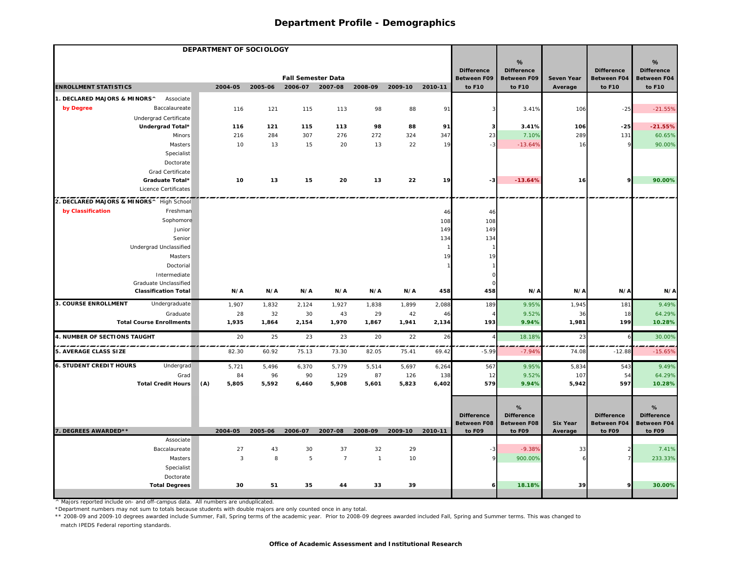# Department Profile - Demographics

| DEPARTMENT OF SOCIOLOGY | | | | | | | | | | | | | | |
|---|---|---|---|---|---|---|---|---|---|---|---|---|---|---|
| | | Fall Semester Data | | | | | | | | | | | | |
| ENROLLMENT STATISTICS | | | 2004-05 | 2005-06 | 2006-07 | 2007-08 | 2008-09 | 2009-10 | 2010-11 | Difference Between F09 to F10 | % Difference Between F09 to F10 | Seven Year Average | Difference Between F04 to F10 | % Difference Between F04 to F10 |
| 1. DECLARED MAJORS & MINORS^ | Associate | | | | | | | | | | | | | |
| by Degree | Baccalaureate | | 116 | 121 | 115 | 113 | 98 | 88 | 91 | 3 | 3.41% | 106 | -25 | -21.55% |
| | Undergrad Certificate | | | | | | | | | | | | | |
| | **Undergrad Total*** | | **116** | **121** | **115** | **113** | **98** | **88** | **91** | **3** | **3.41%** | **106** | **-25** | **-21.55%** |
| | Minors | | 216 | 284 | 307 | 276 | 272 | 324 | 347 | 23 | 7.10% | 289 | 131 | 60.65% |
| | Masters | | 10 | 13 | 15 | 20 | 13 | 22 | 19 | -3 | -13.64% | 16 | 9 | 90.00% |
| | Specialist | | | | | | | | | | | | | |
| | Doctorate | | | | | | | | | | | | | |
| | Grad Certificate | | | | | | | | | | | | | |
| | **Graduate Total*** | | **10** | **13** | **15** | **20** | **13** | **22** | **19** | **-3** | **-13.64%** | **16** | **9** | **90.00%** |
| | Licence Certificates | | | | | | | | | | | | | |
| 2. DECLARED MAJORS & MINORS^ | High School | | | | | | | | | | | | | |
| by Classification | Freshman | | | | | | | | 46 | 46 | | | | |
| | Sophomore | | | | | | | | 108 | 108 | | | | |
| | Junior | | | | | | | | 149 | 149 | | | | |
| | Senior | | | | | | | | 134 | 134 | | | | |
| | Undergrad Unclassified | | | | | | | | 1 | 1 | | | | |
| | Masters | | | | | | | | 19 | 19 | | | | |
| | Doctorial | | | | | | | | 1 | 1 | | | | |
| | Intermediate | | | | | | | | | 0 | | | | |
| | Graduate Unclassified | | | | | | | | | 0 | | | | |
| | **Classification Total** | | **N/A** | **N/A** | **N/A** | **N/A** | **N/A** | **N/A** | **458** | **458** | **N/A** | **N/A** | **N/A** | **N/A** |
| 3. COURSE ENROLLMENT | Undergraduate | | 1,907 | 1,832 | 2,124 | 1,927 | 1,838 | 1,899 | 2,088 | 189 | 9.95% | 1,945 | 181 | 9.49% |
| | Graduate | | 28 | 32 | 30 | 43 | 29 | 42 | 46 | 4 | 9.52% | 36 | 18 | 64.29% |
| | **Total Course Enrollments** | | **1,935** | **1,864** | **2,154** | **1,970** | **1,867** | **1,941** | **2,134** | **193** | **9.94%** | **1,981** | **199** | **10.28%** |
| 4. NUMBER OF SECTIONS TAUGHT | | | 20 | 25 | 23 | 23 | 20 | 22 | 26 | 4 | 18.18% | 23 | 6 | 30.00% |
| 5. AVERAGE CLASS SIZE | | | 82.30 | 60.92 | 75.13 | 73.30 | 82.05 | 75.41 | 69.42 | -5.99 | -7.94% | 74.08 | -12.88 | -15.65% |
| 6. STUDENT CREDIT HOURS | Undergrad | | 5,721 | 5,496 | 6,370 | 5,779 | 5,514 | 5,697 | 6,264 | 567 | 9.95% | 5,834 | 543 | 9.49% |
| | Grad | | 84 | 96 | 90 | 129 | 87 | 126 | 138 | 12 | 9.52% | 107 | 54 | 64.29% |
| | **Total Credit Hours** | (A) | **5,805** | **5,592** | **6,460** | **5,908** | **5,601** | **5,823** | **6,402** | **579** | **9.94%** | **5,942** | **597** | **10.28%** |
| 7. DEGREES AWARDED** | | | 2004-05 | 2005-06 | 2006-07 | 2007-08 | 2008-09 | 2009-10 | 2010-11 | Difference Between F08 to F09 | % Difference Between F08 to F09 | Six Year Average | Difference Between F04 to F09 | % Difference Between F04 to F09 |
| | Associate | | | | | | | | | | | | | |
| | Baccalaureate | | 27 | 43 | 30 | 37 | 32 | 29 | | -3 | -9.38% | 33 | 2 | 7.41% |
| | Masters | | 3 | 8 | 5 | 7 | 1 | 10 | | 9 | 900.00% | 6 | 7 | 233.33% |
| | Specialist | | | | | | | | | | | | | |
| | Doctorate | | | | | | | | | | | | | |
| | **Total Degrees** | | **30** | **51** | **35** | **44** | **33** | **39** | | **6** | **18.18%** | **39** | **9** | **30.00%** |

^ Majors reported include on- and off-campus data. All numbers are unduplicated.

*Department numbers may not sum to totals because students with double majors are only counted once in any total.

** 2008-09 and 2009-10 degrees awarded include Summer, Fall, Spring terms of the academic year. Prior to 2008-09 degrees awarded included Fall, Spring and Summer terms. This was changed to match IPEDS Federal reporting standards.

**Office of Academic Assessment and Institutional Research**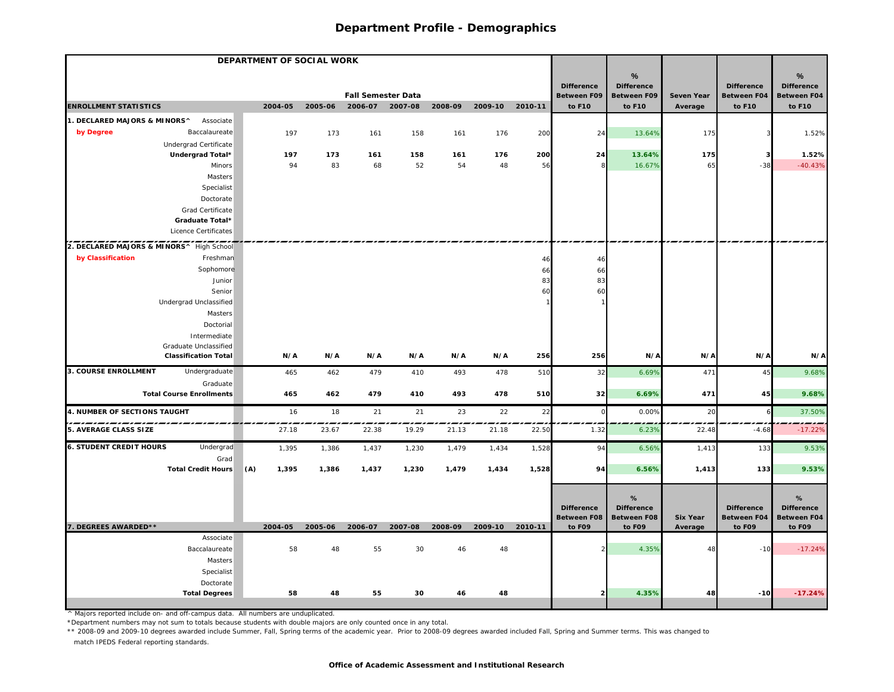# Department Profile - Demographics

| DEPARTMENT OF SOCIAL WORK | | | | | | | | | | | | | | |
|---|---|---|---|---|---|---|---|---|---|---|---|---|---|---|
| **ENROLLMENT STATISTICS** | | **2004-05** | **2005-06** | **2006-07** | **2007-08** | **2008-09** | **2009-10** | **2010-11** | **Difference Between F09 to F10** | **% Difference Between F09 to F10** | **Seven Year Average** | **Difference Between F04 to F10** | **% Difference Between F04 to F10** |
| | | Fall Semester Data | | | | | | | | | | | |
| **1. DECLARED MAJORS & MINORS^** | Associate | | | | | | | | | | | | |
| **by Degree** | Baccalaureate | 197 | 173 | 161 | 158 | 161 | 176 | 200 | 24 | 13.64% | 175 | 3 | 1.52% |
| | Undergrad Certificate | | | | | | | | | | | | |
| | **Undergrad Total*** | **197** | **173** | **161** | **158** | **161** | **176** | **200** | **24** | **13.64%** | **175** | **3** | **1.52%** |
| | Minors | 94 | 83 | 68 | 52 | 54 | 48 | 56 | 8 | 16.67% | 65 | -38 | -40.43% |
| | Masters | | | | | | | | | | | | |
| | Specialist | | | | | | | | | | | | |
| | Doctorate | | | | | | | | | | | | |
| | Grad Certificate | | | | | | | | | | | | |
| | **Graduate Total*** | | | | | | | | | | | | |
| | Licence Certificates | | | | | | | | | | | | |
| **2. DECLARED MAJORS & MINORS^** | High School | | | | | | | | | | | | |
| **by Classification** | Freshman | | | | | | | 46 | 46 | | | | |
| | Sophomore | | | | | | | 66 | 66 | | | | |
| | Junior | | | | | | | 83 | 83 | | | | |
| | Senior | | | | | | | 60 | 60 | | | | |
| | Undergrad Unclassified | | | | | | | 1 | 1 | | | | |
| | Masters | | | | | | | | | | | | |
| | Doctorial | | | | | | | | | | | | |
| | Intermediate | | | | | | | | | | | | |
| | Graduate Unclassified | | | | | | | | | | | | |
| | **Classification Total** | **N/A** | **N/A** | **N/A** | **N/A** | **N/A** | **N/A** | **256** | **256** | **N/A** | **N/A** | **N/A** | **N/A** |
| **3. COURSE ENROLLMENT** | Undergraduate | 465 | 462 | 479 | 410 | 493 | 478 | 510 | 32 | 6.69% | 471 | 45 | 9.68% |
| | Graduate | | | | | | | | | | | | |
| | **Total Course Enrollments** | **465** | **462** | **479** | **410** | **493** | **478** | **510** | **32** | **6.69%** | **471** | **45** | **9.68%** |
| **4. NUMBER OF SECTIONS TAUGHT** | | 16 | 18 | 21 | 21 | 23 | 22 | 22 | 0 | 0.00% | 20 | 6 | 37.50% |
| **5. AVERAGE CLASS SIZE** | | 27.18 | 23.67 | 22.38 | 19.29 | 21.13 | 21.18 | 22.50 | 1.32 | 6.23% | 22.48 | -4.68 | -17.22% |
| **6. STUDENT CREDIT HOURS** | Undergrad | 1,395 | 1,386 | 1,437 | 1,230 | 1,479 | 1,434 | 1,528 | 94 | 6.56% | 1,413 | 133 | 9.53% |
| | Grad | | | | | | | | | | | | |
| | **Total Credit Hours** (A) | **1,395** | **1,386** | **1,437** | **1,230** | **1,479** | **1,434** | **1,528** | **94** | **6.56%** | **1,413** | **133** | **9.53%** |

| **7. DEGREES AWARDED**** | | **2004-05** | **2005-06** | **2006-07** | **2007-08** | **2008-09** | **2009-10** | **2010-11** | **Difference Between F08 to F09** | **% Difference Between F08 to F09** | **Six Year Average** | **Difference Between F04 to F09** | **% Difference Between F04 to F09** |
|---|---|---|---|---|---|---|---|---|---|---|---|---|---|
| | Associate | | | | | | | | | | | | |
| | Baccalaureate | 58 | 48 | 55 | 30 | 46 | 48 | | 2 | 4.35% | 48 | -10 | -17.24% |
| | Masters | | | | | | | | | | | | |
| | Specialist | | | | | | | | | | | | |
| | Doctorate | | | | | | | | | | | | |
| | **Total Degrees** | **58** | **48** | **55** | **30** | **46** | **48** | | **2** | **4.35%** | **48** | **-10** | **-17.24%** |

^ Majors reported include on- and off-campus data. All numbers are unduplicated.

*Department numbers may not sum to totals because students with double majors are only counted once in any total.

** 2008-09 and 2009-10 degrees awarded include Summer, Fall, Spring terms of the academic year. Prior to 2008-09 degrees awarded included Fall, Spring and Summer terms. This was changed to match IPEDS Federal reporting standards.

**Office of Academic Assessment and Institutional Research**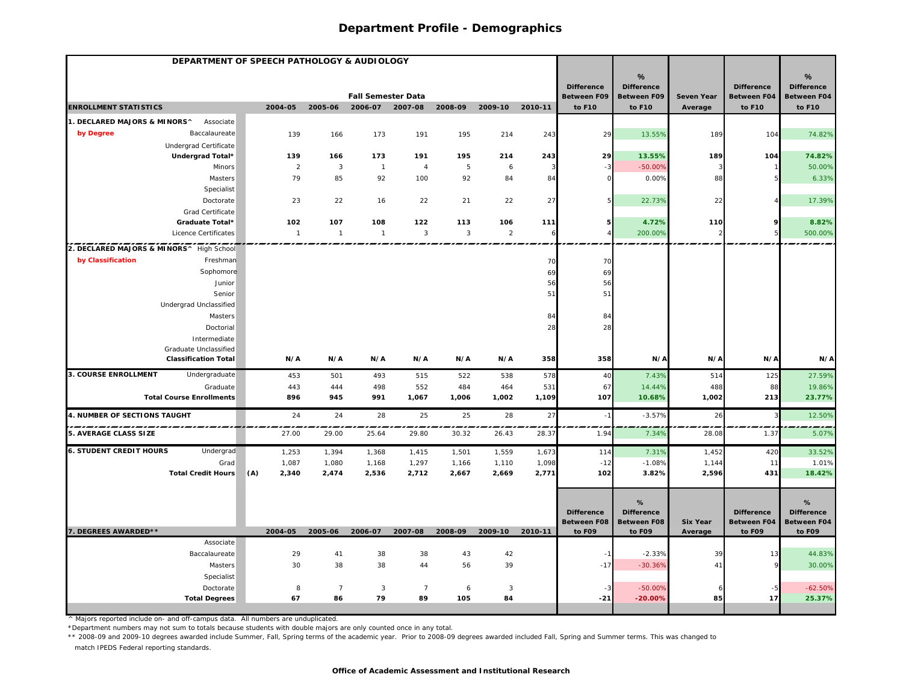# Department Profile - Demographics

| DEPARTMENT OF SPEECH PATHOLOGY & AUDIOLOGY | | | | | | | | | | | | | | |
|---|---|---|---|---|---|---|---|---|---|---|---|---|---|---|
| ENROLLMENT STATISTICS | | 2004-05 | 2005-06 | 2006-07 | 2007-08 | 2008-09 | 2009-10 | 2010-11 | Difference Between F09 to F10 | % Difference Between F09 to F10 | Seven Year Average | Difference Between F04 to F10 | % Difference Between F04 to F10 |
| **1. DECLARED MAJORS & MINORS^ by Degree** | Associate | | | | | | | | | | | | |
| | Baccalaureate | 139 | 166 | 173 | 191 | 195 | 214 | 243 | 29 | 13.55% | 189 | 104 | 74.82% |
| | Undergrad Certificate | | | | | | | | | | | | |
| | **Undergrad Total*** | **139** | **166** | **173** | **191** | **195** | **214** | **243** | **29** | **13.55%** | **189** | **104** | **74.82%** |
| | Minors | 2 | 3 | 1 | 4 | 5 | 6 | 3 | -3 | -50.00% | 3 | 1 | 50.00% |
| | Masters | 79 | 85 | 92 | 100 | 92 | 84 | 84 | 0 | 0.00% | 88 | 5 | 6.33% |
| | Specialist | | | | | | | | | | | | |
| | Doctorate | 23 | 22 | 16 | 22 | 21 | 22 | 27 | 5 | 22.73% | 22 | 4 | 17.39% |
| | Grad Certificate | | | | | | | | | | | | |
| | **Graduate Total*** | **102** | **107** | **108** | **122** | **113** | **106** | **111** | **5** | **4.72%** | **110** | **9** | **8.82%** |
| | Licence Certificates | 1 | 1 | 1 | 3 | 3 | 2 | 6 | 4 | 200.00% | 2 | 5 | 500.00% |
| **2. DECLARED MAJORS & MINORS^ by Classification** | High School | | | | | | | | | | | | |
| | Freshman | | | | | | | 70 | 70 | | | | |
| | Sophomore | | | | | | | 69 | 69 | | | | |
| | Junior | | | | | | | 56 | 56 | | | | |
| | Senior | | | | | | | 51 | 51 | | | | |
| | Undergrad Unclassified | | | | | | | | | | | | |
| | Masters | | | | | | | 84 | 84 | | | | |
| | Doctorial | | | | | | | 28 | 28 | | | | |
| | Intermediate | | | | | | | | | | | | |
| | Graduate Unclassified | | | | | | | | | | | | |
| | **Classification Total** | **N/A** | **N/A** | **N/A** | **N/A** | **N/A** | **N/A** | **358** | **358** | **N/A** | **N/A** | **N/A** | **N/A** |
| **3. COURSE ENROLLMENT** | Undergraduate | 453 | 501 | 493 | 515 | 522 | 538 | 578 | 40 | 7.43% | 514 | 125 | 27.59% |
| | Graduate | 443 | 444 | 498 | 552 | 484 | 464 | 531 | 67 | 14.44% | 488 | 88 | 19.86% |
| | **Total Course Enrollments** | **896** | **945** | **991** | **1,067** | **1,006** | **1,002** | **1,109** | **107** | **10.68%** | **1,002** | **213** | **23.77%** |
| **4. NUMBER OF SECTIONS TAUGHT** | | 24 | 24 | 28 | 25 | 25 | 28 | 27 | -1 | -3.57% | 26 | 3 | 12.50% |
| **5. AVERAGE CLASS SIZE** | | 27.00 | 29.00 | 25.64 | 29.80 | 30.32 | 26.43 | 28.37 | 1.94 | 7.34% | 28.08 | 1.37 | 5.07% |
| **6. STUDENT CREDIT HOURS** | Undergrad | 1,253 | 1,394 | 1,368 | 1,415 | 1,501 | 1,559 | 1,673 | 114 | 7.31% | 1,452 | 420 | 33.52% |
| | Grad | 1,087 | 1,080 | 1,168 | 1,297 | 1,166 | 1,110 | 1,098 | -12 | -1.08% | 1,144 | 11 | 1.01% |
| | **Total Credit Hours** (A) | **2,340** | **2,474** | **2,536** | **2,712** | **2,667** | **2,669** | **2,771** | **102** | **3.82%** | **2,596** | **431** | **18.42%** |

| 7. DEGREES AWARDED** | | 2004-05 | 2005-06 | 2006-07 | 2007-08 | 2008-09 | 2009-10 | 2010-11 | Difference Between F08 to F09 | % Difference Between F08 to F09 | Six Year Average | Difference Between F04 to F09 | % Difference Between F04 to F09 |
|---|---|---|---|---|---|---|---|---|---|---|---|---|---|
| | Associate | | | | | | | | | | | | |
| | Baccalaureate | 29 | 41 | 38 | 38 | 43 | 42 | | -1 | -2.33% | 39 | 13 | 44.83% |
| | Masters | 30 | 38 | 38 | 44 | 56 | 39 | | -17 | -30.36% | 41 | 9 | 30.00% |
| | Specialist | | | | | | | | | | | | |
| | Doctorate | 8 | 7 | 3 | 7 | 6 | 3 | | -3 | -50.00% | 6 | -5 | -62.50% |
| | **Total Degrees** | **67** | **86** | **79** | **89** | **105** | **84** | | **-21** | **-20.00%** | **85** | **17** | **25.37%** |

^ Majors reported include on- and off-campus data. All numbers are unduplicated.

*Department numbers may not sum to totals because students with double majors are only counted once in any total.

** 2008-09 and 2009-10 degrees awarded include Summer, Fall, Spring terms of the academic year. Prior to 2008-09 degrees awarded included Fall, Spring and Summer terms. This was changed to match IPEDS Federal reporting standards.

**Office of Academic Assessment and Institutional Research**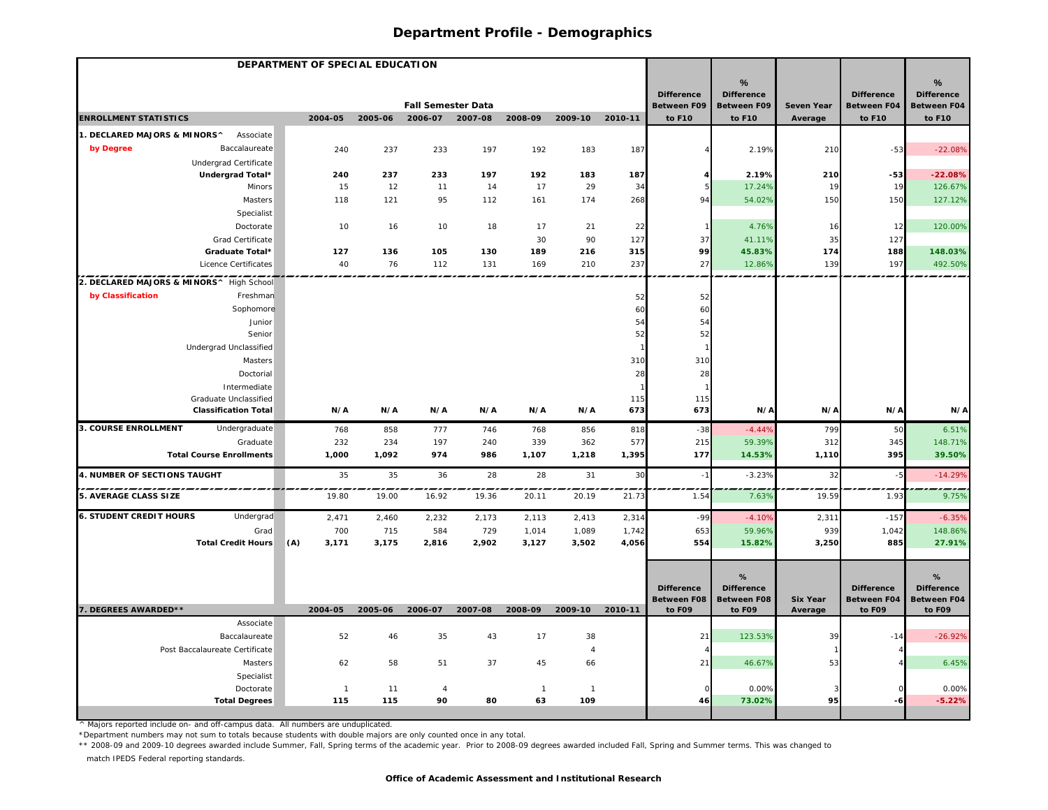## Department Profile - Demographics

**DEPARTMENT OF SPECIAL EDUCATION**

| ENROLLMENT STATISTICS | | 2004-05 | 2005-06 | 2006-07 | 2007-08 | 2008-09 | 2009-10 | 2010-11 | Difference Between F09 to F10 | % Difference Between F09 to F10 | Seven Year Average | Difference Between F04 to F10 | % Difference Between F04 to F10 |
|---|---|---|---|---|---|---|---|---|---|---|---|---|---|
| | | Fall Semester Data | | | | | | | | | | | |
| **1. DECLARED MAJORS & MINORS^ by Degree** | Associate | | | | | | | | | | | | |
| | Baccalaureate | 240 | 237 | 233 | 197 | 192 | 183 | 187 | 4 | 2.19% | 210 | -53 | -22.08% |
| | Undergrad Certificate | | | | | | | | | | | | |
| | **Undergrad Total*** | **240** | **237** | **233** | **197** | **192** | **183** | **187** | **4** | **2.19%** | **210** | **-53** | **-22.08%** |
| | Minors | 15 | 12 | 11 | 14 | 17 | 29 | 34 | 5 | 17.24% | 19 | 19 | 126.67% |
| | Masters | 118 | 121 | 95 | 112 | 161 | 174 | 268 | 94 | 54.02% | 150 | 150 | 127.12% |
| | Specialist | | | | | | | | | | | | |
| | Doctorate | 10 | 16 | 10 | 18 | 17 | 21 | 22 | 1 | 4.76% | 16 | 12 | 120.00% |
| | Grad Certificate | | | | | 30 | 90 | 127 | 37 | 41.11% | 35 | 127 | |
| | **Graduate Total*** | **127** | **136** | **105** | **130** | **189** | **216** | **315** | **99** | **45.83%** | **174** | **188** | **148.03%** |
| | Licence Certificates | 40 | 76 | 112 | 131 | 169 | 210 | 237 | 27 | 12.86% | 139 | 197 | 492.50% |
| **2. DECLARED MAJORS & MINORS^ by Classification** | High School | | | | | | | | | | | | |
| | Freshman | | | | | | | 52 | 52 | | | | |
| | Sophomore | | | | | | | 60 | 60 | | | | |
| | Junior | | | | | | | 54 | 54 | | | | |
| | Senior | | | | | | | 52 | 52 | | | | |
| | Undergrad Unclassified | | | | | | | 1 | 1 | | | | |
| | Masters | | | | | | | 310 | 310 | | | | |
| | Doctorial | | | | | | | 28 | 28 | | | | |
| | Intermediate | | | | | | | 1 | 1 | | | | |
| | Graduate Unclassified | | | | | | | 115 | 115 | | | | |
| | **Classification Total** | **N/A** | **N/A** | **N/A** | **N/A** | **N/A** | **N/A** | **673** | **673** | **N/A** | **N/A** | **N/A** | **N/A** |
| **3. COURSE ENROLLMENT** | Undergraduate | 768 | 858 | 777 | 746 | 768 | 856 | 818 | -38 | -4.44% | 799 | 50 | 6.51% |
| | Graduate | 232 | 234 | 197 | 240 | 339 | 362 | 577 | 215 | 59.39% | 312 | 345 | 148.71% |
| | **Total Course Enrollments** | **1,000** | **1,092** | **974** | **986** | **1,107** | **1,218** | **1,395** | **177** | **14.53%** | **1,110** | **395** | **39.50%** |
| **4. NUMBER OF SECTIONS TAUGHT** | | 35 | 35 | 36 | 28 | 28 | 31 | 30 | -1 | -3.23% | 32 | -5 | -14.29% |
| **5. AVERAGE CLASS SIZE** | | 19.80 | 19.00 | 16.92 | 19.36 | 20.11 | 20.19 | 21.73 | 1.54 | 7.63% | 19.59 | 1.93 | 9.75% |
| **6. STUDENT CREDIT HOURS** | Undergrad | 2,471 | 2,460 | 2,232 | 2,173 | 2,113 | 2,413 | 2,314 | -99 | -4.10% | 2,311 | -157 | -6.35% |
| | Grad | 700 | 715 | 584 | 729 | 1,014 | 1,089 | 1,742 | 653 | 59.96% | 939 | 1,042 | 148.86% |
| | **Total Credit Hours (A)** | **3,171** | **3,175** | **2,816** | **2,902** | **3,127** | **3,502** | **4,056** | **554** | **15.82%** | **3,250** | **885** | **27.91%** |

| 7. DEGREES AWARDED** | | 2004-05 | 2005-06 | 2006-07 | 2007-08 | 2008-09 | 2009-10 | 2010-11 | Difference Between F08 to F09 | % Difference Between F08 to F09 | Six Year Average | Difference Between F04 to F09 | % Difference Between F04 to F09 |
|---|---|---|---|---|---|---|---|---|---|---|---|---|---|
| | Associate | | | | | | | | | | | | |
| | Baccalaureate | 52 | 46 | 35 | 43 | 17 | 38 | | 21 | 123.53% | 39 | -14 | -26.92% |
| | Post Baccalaureate Certificate | | | | | | 4 | | 4 | | 1 | 4 | |
| | Masters | 62 | 58 | 51 | 37 | 45 | 66 | | 21 | 46.67% | 53 | 4 | 6.45% |
| | Specialist | | | | | | | | | | | | |
| | Doctorate | 1 | 11 | 4 | | 1 | 1 | | 0 | 0.00% | 3 | 0 | 0.00% |
| | **Total Degrees** | **115** | **115** | **90** | **80** | **63** | **109** | | **46** | **73.02%** | **95** | **-6** | **-5.22%** |

^ Majors reported include on- and off-campus data. All numbers are unduplicated.

*Department numbers may not sum to totals because students with double majors are only counted once in any total.

** 2008-09 and 2009-10 degrees awarded include Summer, Fall, Spring terms of the academic year. Prior to 2008-09 degrees awarded included Fall, Spring and Summer terms. This was changed to match IPEDS Federal reporting standards.

**Office of Academic Assessment and Institutional Research**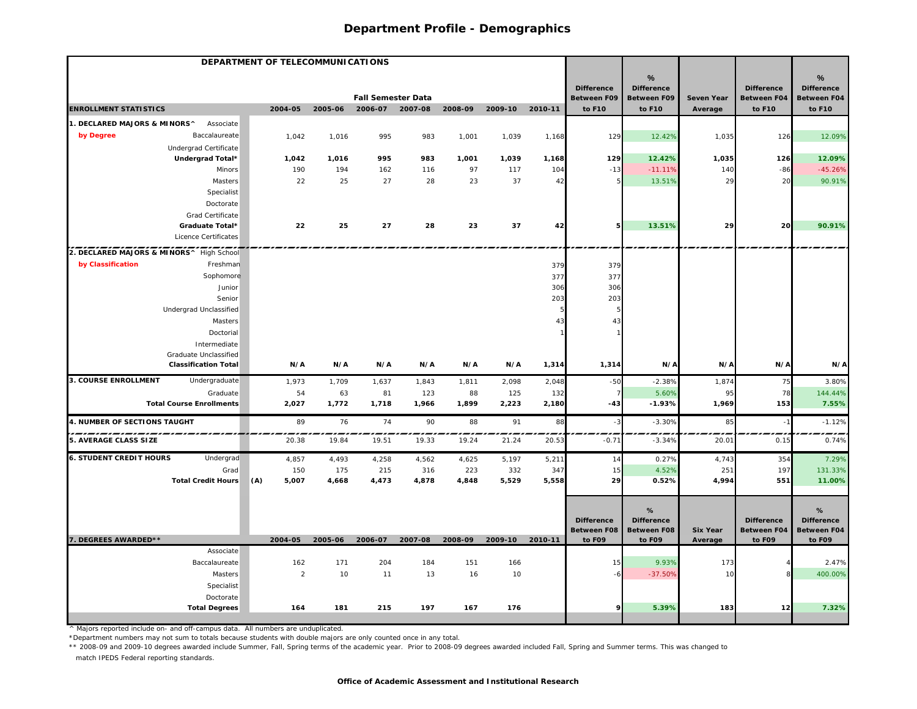# Department Profile - Demographics

## DEPARTMENT OF TELECOMMUNICATIONS

| ENROLLMENT STATISTICS | | Fall Semester Data 2004-05 | 2005-06 | 2006-07 | 2007-08 | 2008-09 | 2009-10 | 2010-11 | Difference Between F09 to F10 | % Difference Between F09 to F10 | Seven Year Average | Difference Between F04 to F10 | % Difference Between F04 to F10 |
|---|---|---|---|---|---|---|---|---|---|---|---|---|---|
| **1. DECLARED MAJORS & MINORS^** | Associate | | | | | | | | | | | | |
| **by Degree** | Baccalaureate | 1,042 | 1,016 | 995 | 983 | 1,001 | 1,039 | 1,168 | 129 | 12.42% | 1,035 | 126 | 12.09% |
| | Undergrad Certificate | | | | | | | | | | | | |
| | **Undergrad Total*** | **1,042** | **1,016** | **995** | **983** | **1,001** | **1,039** | **1,168** | **129** | **12.42%** | **1,035** | **126** | **12.09%** |
| | Minors | 190 | 194 | 162 | 116 | 97 | 117 | 104 | -13 | -11.11% | 140 | -86 | -45.26% |
| | Masters | 22 | 25 | 27 | 28 | 23 | 37 | 42 | 5 | 13.51% | 29 | 20 | 90.91% |
| | Specialist | | | | | | | | | | | | |
| | Doctorate | | | | | | | | | | | | |
| | Grad Certificate | | | | | | | | | | | | |
| | **Graduate Total*** | **22** | **25** | **27** | **28** | **23** | **37** | **42** | **5** | **13.51%** | **29** | **20** | **90.91%** |
| | Licence Certificates | | | | | | | | | | | | |
| **2. DECLARED MAJORS & MINORS^** | High School | | | | | | | | | | | | |
| **by Classification** | Freshman | | | | | | | 379 | 379 | | | | |
| | Sophomore | | | | | | | 377 | 377 | | | | |
| | Junior | | | | | | | 306 | 306 | | | | |
| | Senior | | | | | | | 203 | 203 | | | | |
| | Undergrad Unclassified | | | | | | | 5 | 5 | | | | |
| | Masters | | | | | | | 43 | 43 | | | | |
| | Doctorial | | | | | | | 1 | 1 | | | | |
| | Intermediate | | | | | | | | | | | | |
| | Graduate Unclassified | | | | | | | | | | | | |
| | **Classification Total** | **N/A** | **N/A** | **N/A** | **N/A** | **N/A** | **N/A** | **1,314** | **1,314** | **N/A** | **N/A** | **N/A** | **N/A** |
| **3. COURSE ENROLLMENT** | Undergraduate | 1,973 | 1,709 | 1,637 | 1,843 | 1,811 | 2,098 | 2,048 | -50 | -2.38% | 1,874 | 75 | 3.80% |
| | Graduate | 54 | 63 | 81 | 123 | 88 | 125 | 132 | 7 | 5.60% | 95 | 78 | 144.44% |
| | **Total Course Enrollments** | **2,027** | **1,772** | **1,718** | **1,966** | **1,899** | **2,223** | **2,180** | **-43** | **-1.93%** | **1,969** | **153** | **7.55%** |
| **4. NUMBER OF SECTIONS TAUGHT** | | 89 | 76 | 74 | 90 | 88 | 91 | 88 | -3 | -3.30% | 85 | -1 | -1.12% |
| **5. AVERAGE CLASS SIZE** | | 20.38 | 19.84 | 19.51 | 19.33 | 19.24 | 21.24 | 20.53 | -0.71 | -3.34% | 20.01 | 0.15 | 0.74% |
| **6. STUDENT CREDIT HOURS** | Undergrad | 4,857 | 4,493 | 4,258 | 4,562 | 4,625 | 5,197 | 5,211 | 14 | 0.27% | 4,743 | 354 | 7.29% |
| | Grad | 150 | 175 | 215 | 316 | 223 | 332 | 347 | 15 | 4.52% | 251 | 197 | 131.33% |
| | **Total Credit Hours (A)** | **5,007** | **4,668** | **4,473** | **4,878** | **4,848** | **5,529** | **5,558** | **29** | **0.52%** | **4,994** | **551** | **11.00%** |

| 7. DEGREES AWARDED** | 2004-05 | 2005-06 | 2006-07 | 2007-08 | 2008-09 | 2009-10 | 2010-11 | Difference Between F08 to F09 | % Difference Between F08 to F09 | Six Year Average | Difference Between F04 to F09 | % Difference Between F04 to F09 |
|---|---|---|---|---|---|---|---|---|---|---|---|---|
| Associate | | | | | | | | | | | | |
| Baccalaureate | 162 | 171 | 204 | 184 | 151 | 166 | | 15 | 9.93% | 173 | 4 | 2.47% |
| Masters | 2 | 10 | 11 | 13 | 16 | 10 | | -6 | -37.50% | 10 | 8 | 400.00% |
| Specialist | | | | | | | | | | | | |
| Doctorate | | | | | | | | | | | | |
| **Total Degrees** | **164** | **181** | **215** | **197** | **167** | **176** | | **9** | **5.39%** | **183** | **12** | **7.32%** |

^ Majors reported include on- and off-campus data. All numbers are unduplicated.

*Department numbers may not sum to totals because students with double majors are only counted once in any total.

** 2008-09 and 2009-10 degrees awarded include Summer, Fall, Spring terms of the academic year. Prior to 2008-09 degrees awarded included Fall, Spring and Summer terms. This was changed to match IPEDS Federal reporting standards.

**Office of Academic Assessment and Institutional Research**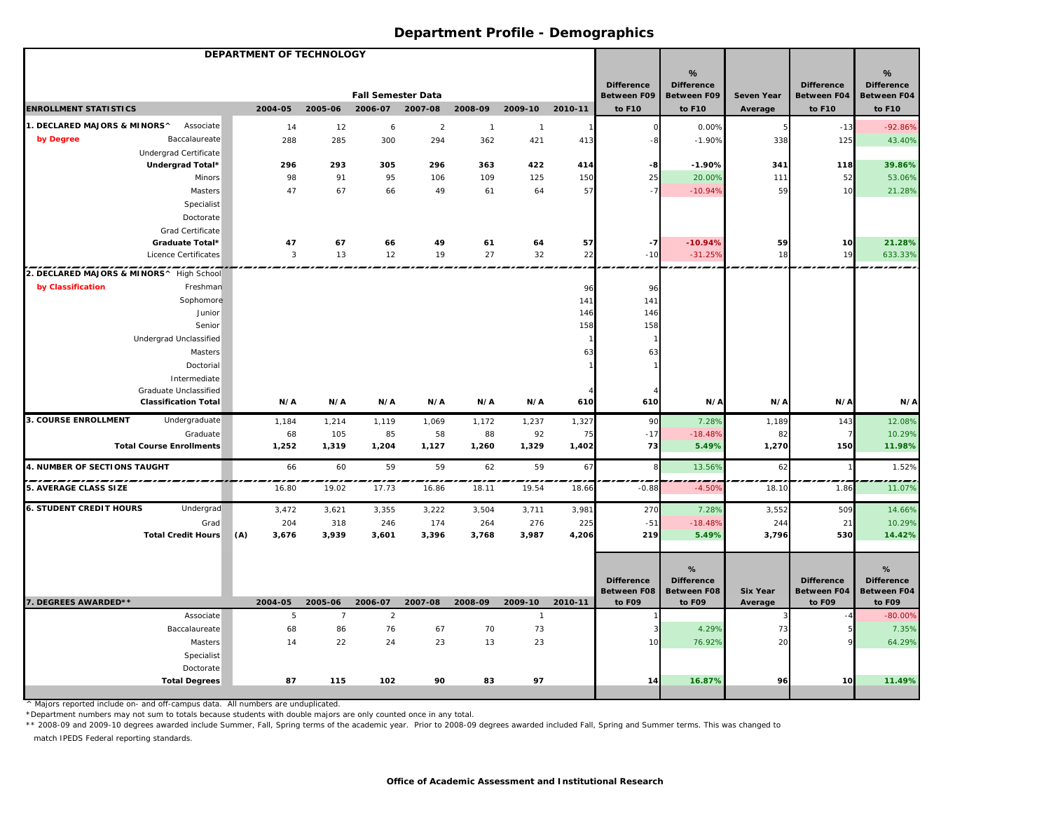# Department Profile - Demographics

| DEPARTMENT OF TECHNOLOGY | | | | | | | | | | | | | | |
|---|---|---|---|---|---|---|---|---|---|---|---|---|---|---|
| | | Fall Semester Data | | | | | | | Difference Between F09 to F10 | % Difference Between F09 to F10 | Seven Year Average | Difference Between F04 to F10 | % Difference Between F04 to F10 |
| **ENROLLMENT STATISTICS** | | 2004-05 | 2005-06 | 2006-07 | 2007-08 | 2008-09 | 2009-10 | 2010-11 | | | | | |
| **1. DECLARED MAJORS & MINORS^** | Associate | 14 | 12 | 6 | 2 | 1 | 1 | 1 | 0 | 0.00% | 5 | -13 | -92.86% |
| **by Degree** | Baccalaureate | 288 | 285 | 300 | 294 | 362 | 421 | 413 | -8 | -1.90% | 338 | 125 | 43.40% |
| | Undergrad Certificate | | | | | | | | | | | | |
| | **Undergrad Total*** | **296** | **293** | **305** | **296** | **363** | **422** | **414** | **-8** | **-1.90%** | **341** | **118** | **39.86%** |
| | Minors | 98 | 91 | 95 | 106 | 109 | 125 | 150 | 25 | 20.00% | 111 | 52 | 53.06% |
| | Masters | 47 | 67 | 66 | 49 | 61 | 64 | 57 | -7 | -10.94% | 59 | 10 | 21.28% |
| | Specialist | | | | | | | | | | | | |
| | Doctorate | | | | | | | | | | | | |
| | Grad Certificate | | | | | | | | | | | | |
| | **Graduate Total*** | **47** | **67** | **66** | **49** | **61** | **64** | **57** | **-7** | **-10.94%** | **59** | **10** | **21.28%** |
| | Licence Certificates | 3 | 13 | 12 | 19 | 27 | 32 | 22 | -10 | -31.25% | 18 | 19 | 633.33% |
| **2. DECLARED MAJORS & MINORS^** | High School | | | | | | | | | | | | |
| **by Classification** | Freshman | | | | | | | 96 | 96 | | | | |
| | Sophomore | | | | | | | 141 | 141 | | | | |
| | Junior | | | | | | | 146 | 146 | | | | |
| | Senior | | | | | | | 158 | 158 | | | | |
| | Undergrad Unclassified | | | | | | | 1 | 1 | | | | |
| | Masters | | | | | | | 63 | 63 | | | | |
| | Doctorial | | | | | | | 1 | 1 | | | | |
| | Intermediate | | | | | | | | | | | | |
| | Graduate Unclassified | | | | | | | 4 | 4 | | | | |
| | **Classification Total** | **N/A** | **N/A** | **N/A** | **N/A** | **N/A** | **N/A** | **610** | **610** | **N/A** | **N/A** | **N/A** | **N/A** |
| **3. COURSE ENROLLMENT** | Undergraduate | 1,184 | 1,214 | 1,119 | 1,069 | 1,172 | 1,237 | 1,327 | 90 | 7.28% | 1,189 | 143 | 12.08% |
| | Graduate | 68 | 105 | 85 | 58 | 88 | 92 | 75 | -17 | -18.48% | 82 | 7 | 10.29% |
| | **Total Course Enrollments** | **1,252** | **1,319** | **1,204** | **1,127** | **1,260** | **1,329** | **1,402** | **73** | **5.49%** | **1,270** | **150** | **11.98%** |
| **4. NUMBER OF SECTIONS TAUGHT** | | 66 | 60 | 59 | 59 | 62 | 59 | 67 | 8 | 13.56% | 62 | 1 | 1.52% |
| **5. AVERAGE CLASS SIZE** | | 16.80 | 19.02 | 17.73 | 16.86 | 18.11 | 19.54 | 18.66 | -0.88 | -4.50% | 18.10 | 1.86 | 11.07% |
| **6. STUDENT CREDIT HOURS** | Undergrad | 3,472 | 3,621 | 3,355 | 3,222 | 3,504 | 3,711 | 3,981 | 270 | 7.28% | 3,552 | 509 | 14.66% |
| | Grad | 204 | 318 | 246 | 174 | 264 | 276 | 225 | -51 | -18.48% | 244 | 21 | 10.29% |
| | **Total Credit Hours** (A) | **3,676** | **3,939** | **3,601** | **3,396** | **3,768** | **3,987** | **4,206** | **219** | **5.49%** | **3,796** | **530** | **14.42%** |

| | | | | | | | | | Difference Between F08 to F09 | % Difference Between F08 to F09 | Six Year Average | Difference Between F04 to F09 | % Difference Between F04 to F09 |
|---|---|---|---|---|---|---|---|---|---|---|---|---|---|
| **7. DEGREES AWARDED**** | | 2004-05 | 2005-06 | 2006-07 | 2007-08 | 2008-09 | 2009-10 | 2010-11 | | | | | |
| | Associate | 5 | 7 | 2 | | | 1 | | 1 | | 3 | -4 | -80.00% |
| | Baccalaureate | 68 | 86 | 76 | 67 | 70 | 73 | | 3 | 4.29% | 73 | 5 | 7.35% |
| | Masters | 14 | 22 | 24 | 23 | 13 | 23 | | 10 | 76.92% | 20 | 9 | 64.29% |
| | Specialist | | | | | | | | | | | | |
| | Doctorate | | | | | | | | | | | | |
| | **Total Degrees** | **87** | **115** | **102** | **90** | **83** | **97** | | **14** | **16.87%** | **96** | **10** | **11.49%** |

^ Majors reported include on- and off-campus data. All numbers are unduplicated.

*Department numbers may not sum to totals because students with double majors are only counted once in any total.

** 2008-09 and 2009-10 degrees awarded include Summer, Fall, Spring terms of the academic year. Prior to 2008-09 degrees awarded included Fall, Spring and Summer terms. This was changed to match IPEDS Federal reporting standards.

**Office of Academic Assessment and Institutional Research**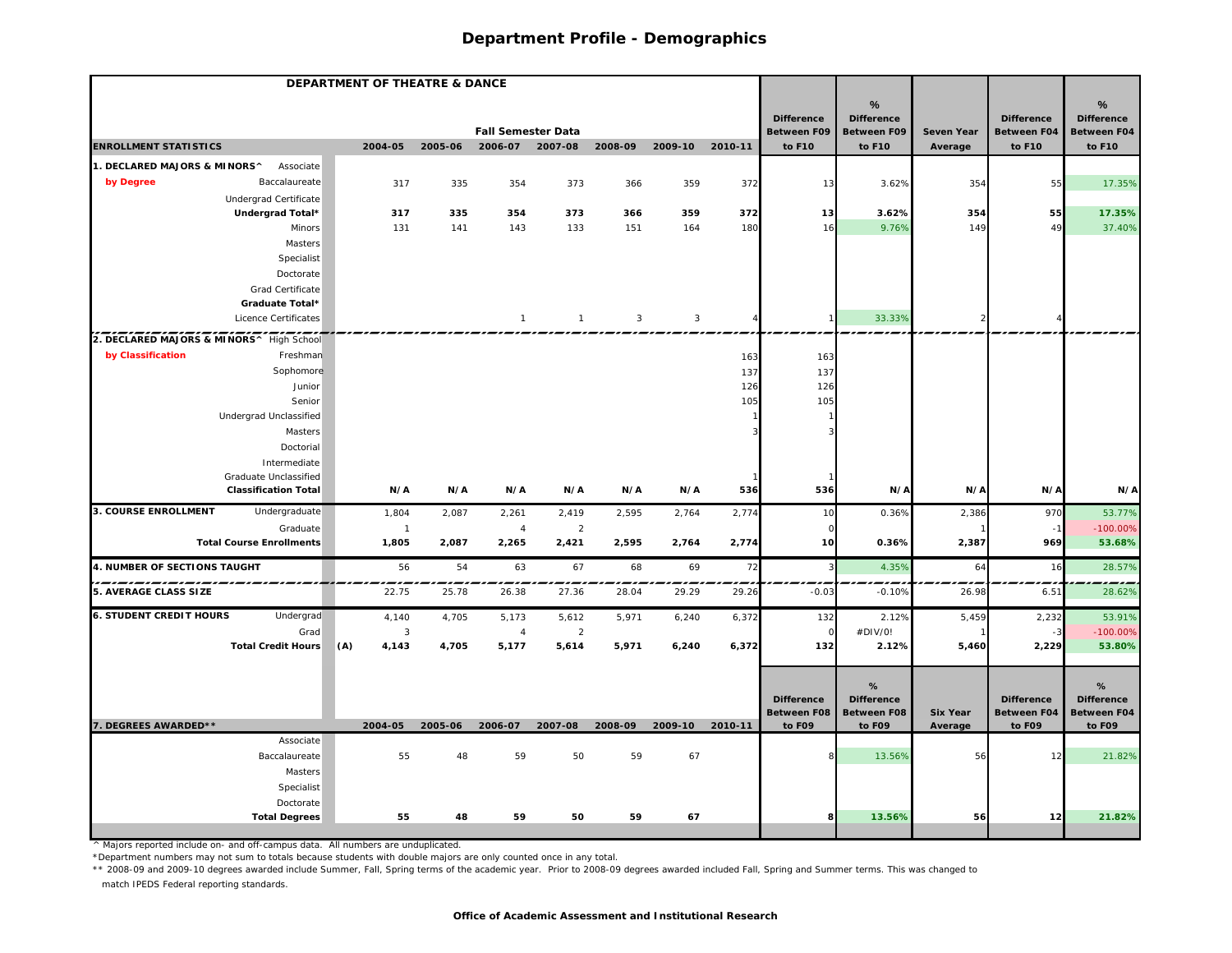# Department Profile - Demographics

**DEPARTMENT OF THEATRE & DANCE**

| ENROLLMENT STATISTICS | | | 2004-05 | 2005-06 | 2006-07 | 2007-08 | 2008-09 | 2009-10 | 2010-11 | Difference Between F09 to F10 | % Difference Between F09 to F10 | Seven Year Average | Difference Between F04 to F10 | % Difference Between F04 to F10 |
|---|---|---|---|---|---|---|---|---|---|---|---|---|---|---|
| | | | Fall Semester Data | | | | | | | | | | | |
| **1. DECLARED MAJORS & MINORS^** | Associate | | | | | | | | | | | | | |
| **by Degree** | Baccalaureate | | 317 | 335 | 354 | 373 | 366 | 359 | 372 | 13 | 3.62% | 354 | 55 | 17.35% |
| | Undergrad Certificate | | | | | | | | | | | | | |
| | **Undergrad Total*** | | **317** | **335** | **354** | **373** | **366** | **359** | **372** | **13** | **3.62%** | **354** | **55** | **17.35%** |
| | Minors | | 131 | 141 | 143 | 133 | 151 | 164 | 180 | 16 | 9.76% | 149 | 49 | 37.40% |
| | Masters | | | | | | | | | | | | | |
| | Specialist | | | | | | | | | | | | | |
| | Doctorate | | | | | | | | | | | | | |
| | Grad Certificate | | | | | | | | | | | | | |
| | **Graduate Total*** | | | | | | | | | | | | | |
| | Licence Certificates | | | | 1 | 1 | 3 | 3 | 4 | 1 | 33.33% | 2 | 4 | |
| **2. DECLARED MAJORS & MINORS^** | High School | | | | | | | | | | | | | |
| **by Classification** | Freshman | | | | | | | | 163 | 163 | | | | |
| | Sophomore | | | | | | | | 137 | 137 | | | | |
| | Junior | | | | | | | | 126 | 126 | | | | |
| | Senior | | | | | | | | 105 | 105 | | | | |
| | Undergrad Unclassified | | | | | | | | 1 | 1 | | | | |
| | Masters | | | | | | | | 3 | 3 | | | | |
| | Doctorial | | | | | | | | | | | | | |
| | Intermediate | | | | | | | | | | | | | |
| | Graduate Unclassified | | | | | | | | 1 | 1 | | | | |
| | **Classification Total** | | **N/A** | **N/A** | **N/A** | **N/A** | **N/A** | **N/A** | **536** | **536** | **N/A** | **N/A** | **N/A** | **N/A** |
| **3. COURSE ENROLLMENT** | Undergraduate | | 1,804 | 2,087 | 2,261 | 2,419 | 2,595 | 2,764 | 2,774 | 10 | 0.36% | 2,386 | 970 | 53.77% |
| | Graduate | | 1 | | 4 | 2 | | | | 0 | | 1 | -1 | -100.00% |
| | **Total Course Enrollments** | | **1,805** | **2,087** | **2,265** | **2,421** | **2,595** | **2,764** | **2,774** | **10** | **0.36%** | **2,387** | **969** | **53.68%** |
| **4. NUMBER OF SECTIONS TAUGHT** | | | 56 | 54 | 63 | 67 | 68 | 69 | 72 | 3 | 4.35% | 64 | 16 | 28.57% |
| **5. AVERAGE CLASS SIZE** | | | 22.75 | 25.78 | 26.38 | 27.36 | 28.04 | 29.29 | 29.26 | -0.03 | -0.10% | 26.98 | 6.51 | 28.62% |
| **6. STUDENT CREDIT HOURS** | Undergrad | | 4,140 | 4,705 | 5,173 | 5,612 | 5,971 | 6,240 | 6,372 | 132 | 2.12% | 5,459 | 2,232 | 53.91% |
| | Grad | | 3 | | 4 | 2 | | | | 0 | #DIV/0! | 1 | -3 | -100.00% |
| | **Total Credit Hours** | (A) | **4,143** | **4,705** | **5,177** | **5,614** | **5,971** | **6,240** | **6,372** | **132** | **2.12%** | **5,460** | **2,229** | **53.80%** |

| 7. DEGREES AWARDED** | | 2004-05 | 2005-06 | 2006-07 | 2007-08 | 2008-09 | 2009-10 | 2010-11 | Difference Between F08 to F09 | % Difference Between F08 to F09 | Six Year Average | Difference Between F04 to F09 | % Difference Between F04 to F09 |
|---|---|---|---|---|---|---|---|---|---|---|---|---|---|
| | Associate | | | | | | | | | | | | |
| | Baccalaureate | 55 | 48 | 59 | 50 | 59 | 67 | | 8 | 13.56% | 56 | 12 | 21.82% |
| | Masters | | | | | | | | | | | | |
| | Specialist | | | | | | | | | | | | |
| | Doctorate | | | | | | | | | | | | |
| | **Total Degrees** | **55** | **48** | **59** | **50** | **59** | **67** | | **8** | **13.56%** | **56** | **12** | **21.82%** |

^ Majors reported include on- and off-campus data. All numbers are unduplicated.

*Department numbers may not sum to totals because students with double majors are only counted once in any total.

** 2008-09 and 2009-10 degrees awarded include Summer, Fall, Spring terms of the academic year. Prior to 2008-09 degrees awarded included Fall, Spring and Summer terms. This was changed to match IPEDS Federal reporting standards.

**Office of Academic Assessment and Institutional Research**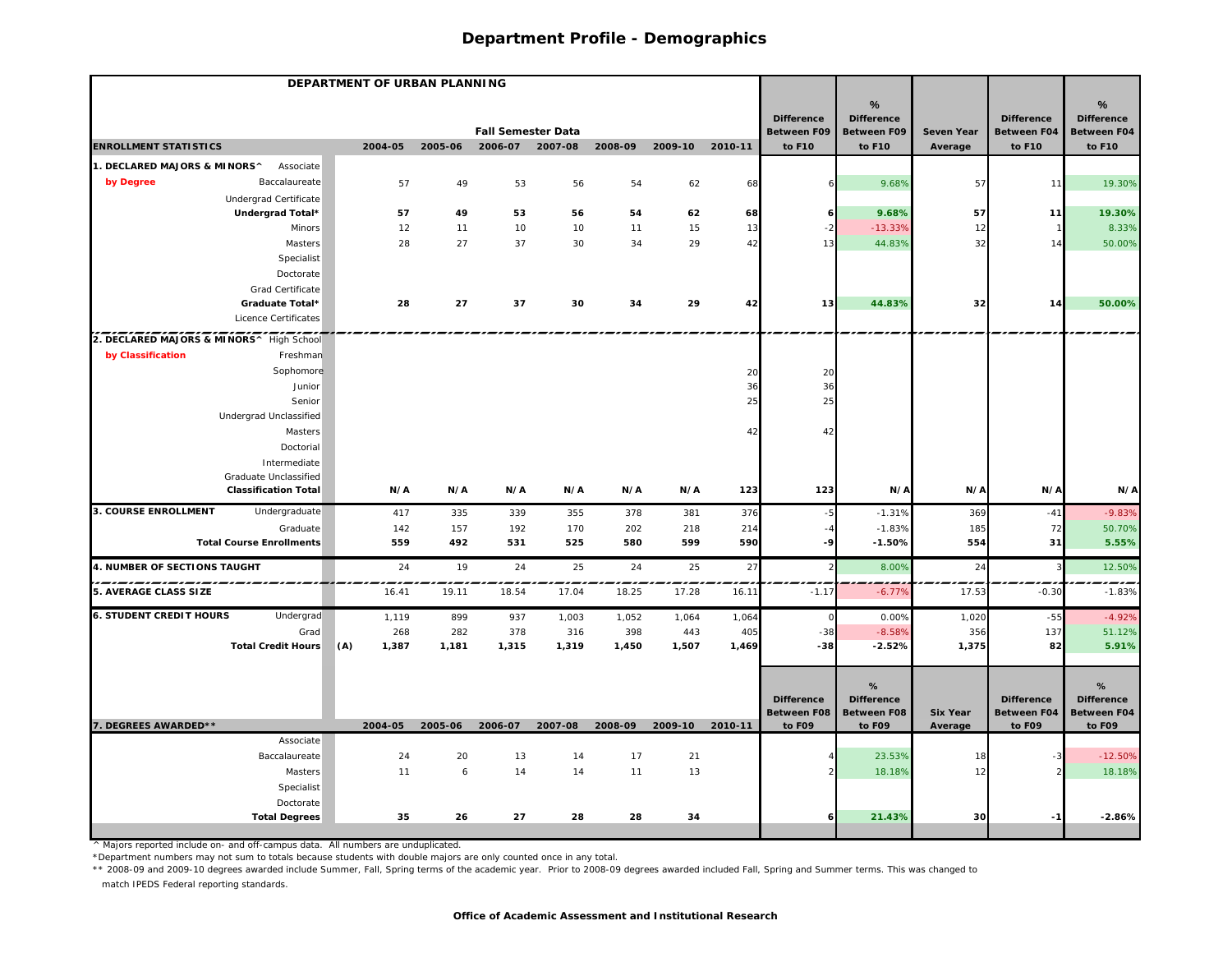# Department Profile - Demographics

**DEPARTMENT OF URBAN PLANNING**

| ENROLLMENT STATISTICS | | 2004-05 | 2005-06 | 2006-07 | 2007-08 | 2008-09 | 2009-10 | 2010-11 | Difference Between F09 to F10 | % Difference Between F09 to F10 | Seven Year Average | Difference Between F04 to F10 | % Difference Between F04 to F10 |
|---|---|---|---|---|---|---|---|---|---|---|---|---|---|
| | | | | Fall Semester Data | | | | | | | | | |
| **1. DECLARED MAJORS & MINORS^ by Degree** | Associate | | | | | | | | | | | | |
| | Baccalaureate | 57 | 49 | 53 | 56 | 54 | 62 | 68 | 6 | 9.68% | 57 | 11 | 19.30% |
| | Undergrad Certificate | | | | | | | | | | | | |
| | **Undergrad Total*** | **57** | **49** | **53** | **56** | **54** | **62** | **68** | **6** | **9.68%** | **57** | **11** | **19.30%** |
| | Minors | 12 | 11 | 10 | 10 | 11 | 15 | 13 | -2 | -13.33% | 12 | 1 | 8.33% |
| | Masters | 28 | 27 | 37 | 30 | 34 | 29 | 42 | 13 | 44.83% | 32 | 14 | 50.00% |
| | Specialist | | | | | | | | | | | | |
| | Doctorate | | | | | | | | | | | | |
| | Grad Certificate | | | | | | | | | | | | |
| | **Graduate Total*** | **28** | **27** | **37** | **30** | **34** | **29** | **42** | **13** | **44.83%** | **32** | **14** | **50.00%** |
| | Licence Certificates | | | | | | | | | | | | |
| **2. DECLARED MAJORS & MINORS^ by Classification** | High School | | | | | | | | | | | | |
| | Freshman | | | | | | | | | | | | |
| | Sophomore | | | | | | | 20 | 20 | | | | |
| | Junior | | | | | | | 36 | 36 | | | | |
| | Senior | | | | | | | 25 | 25 | | | | |
| | Undergrad Unclassified | | | | | | | | | | | | |
| | Masters | | | | | | | 42 | 42 | | | | |
| | Doctorial | | | | | | | | | | | | |
| | Intermediate | | | | | | | | | | | | |
| | Graduate Unclassified | | | | | | | | | | | | |
| | **Classification Total** | **N/A** | **N/A** | **N/A** | **N/A** | **N/A** | **N/A** | **123** | **123** | **N/A** | **N/A** | **N/A** | **N/A** |
| **3. COURSE ENROLLMENT** | Undergraduate | 417 | 335 | 339 | 355 | 378 | 381 | 376 | -5 | -1.31% | 369 | -41 | -9.83% |
| | Graduate | 142 | 157 | 192 | 170 | 202 | 218 | 214 | -4 | -1.83% | 185 | 72 | 50.70% |
| | **Total Course Enrollments** | **559** | **492** | **531** | **525** | **580** | **599** | **590** | **-9** | **-1.50%** | **554** | **31** | **5.55%** |
| **4. NUMBER OF SECTIONS TAUGHT** | | 24 | 19 | 24 | 25 | 24 | 25 | 27 | 2 | 8.00% | 24 | 3 | 12.50% |
| **5. AVERAGE CLASS SIZE** | | 16.41 | 19.11 | 18.54 | 17.04 | 18.25 | 17.28 | 16.11 | -1.17 | -6.77% | 17.53 | -0.30 | -1.83% |
| **6. STUDENT CREDIT HOURS** | Undergrad | 1,119 | 899 | 937 | 1,003 | 1,052 | 1,064 | 1,064 | 0 | 0.00% | 1,020 | -55 | -4.92% |
| | Grad | 268 | 282 | 378 | 316 | 398 | 443 | 405 | -38 | -8.58% | 356 | 137 | 51.12% |
| | **Total Credit Hours** (A) | **1,387** | **1,181** | **1,315** | **1,319** | **1,450** | **1,507** | **1,469** | **-38** | **-2.52%** | **1,375** | **82** | **5.91%** |

| 7. DEGREES AWARDED** | | 2004-05 | 2005-06 | 2006-07 | 2007-08 | 2008-09 | 2009-10 | 2010-11 | Difference Between F08 to F09 | % Difference Between F08 to F09 | Six Year Average | Difference Between F04 to F09 | % Difference Between F04 to F09 |
|---|---|---|---|---|---|---|---|---|---|---|---|---|---|
| | Associate | | | | | | | | | | | | |
| | Baccalaureate | 24 | 20 | 13 | 14 | 17 | 21 | | 4 | 23.53% | 18 | -3 | -12.50% |
| | Masters | 11 | 6 | 14 | 14 | 11 | 13 | | 2 | 18.18% | 12 | 2 | 18.18% |
| | Specialist | | | | | | | | | | | | |
| | Doctorate | | | | | | | | | | | | |
| | **Total Degrees** | **35** | **26** | **27** | **28** | **28** | **34** | | **6** | **21.43%** | **30** | **-1** | **-2.86%** |

^ Majors reported include on- and off-campus data. All numbers are unduplicated.

*Department numbers may not sum to totals because students with double majors are only counted once in any total.

** 2008-09 and 2009-10 degrees awarded include Summer, Fall, Spring terms of the academic year. Prior to 2008-09 degrees awarded included Fall, Spring and Summer terms. This was changed to match IPEDS Federal reporting standards.

**Office of Academic Assessment and Institutional Research**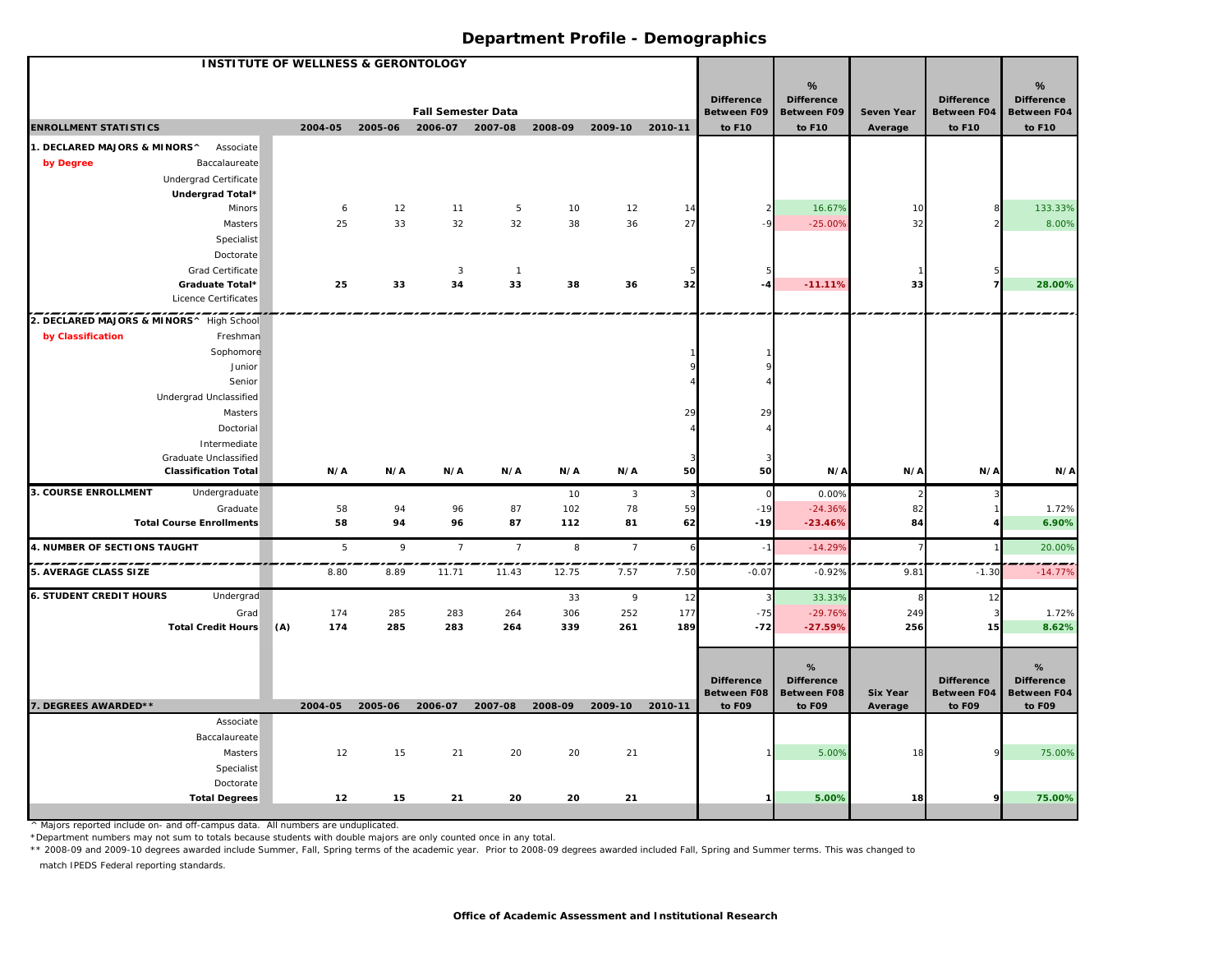# Department Profile - Demographics

## INSTITUTE OF WELLNESS & GERONTOLOGY

| ENROLLMENT STATISTICS | | 2004-05 | 2005-06 | 2006-07 | 2007-08 | 2008-09 | 2009-10 | 2010-11 | Difference Between F09 to F10 | % Difference Between F09 to F10 | Seven Year Average | Difference Between F04 to F10 | % Difference Between F04 to F10 |
|---|---|---|---|---|---|---|---|---|---|---|---|---|---|
| | | Fall Semester Data | | | | | | | | | | | |
| **1. DECLARED MAJORS & MINORS^ by Degree** | Associate | | | | | | | | | | | | |
| | Baccalaureate | | | | | | | | | | | | |
| | Undergrad Certificate | | | | | | | | | | | | |
| | **Undergrad Total*** | | | | | | | | | | | | |
| | Minors | 6 | 12 | 11 | 5 | 10 | 12 | 14 | 2 | 16.67% | 10 | 8 | 133.33% |
| | Masters | 25 | 33 | 32 | 32 | 38 | 36 | 27 | -9 | -25.00% | 32 | 2 | 8.00% |
| | Specialist | | | | | | | | | | | | |
| | Doctorate | | | | | | | | | | | | |
| | Grad Certificate | | | 3 | 1 | | | 5 | 5 | | 1 | 5 | |
| | **Graduate Total*** | **25** | **33** | **34** | **33** | **38** | **36** | **32** | **-4** | **-11.11%** | **33** | **7** | **28.00%** |
| | Licence Certificates | | | | | | | | | | | | |
| **2. DECLARED MAJORS & MINORS^ by Classification** | High School | | | | | | | | | | | | |
| | Freshman | | | | | | | | | | | | |
| | Sophomore | | | | | | | 1 | 1 | | | | |
| | Junior | | | | | | | 9 | 9 | | | | |
| | Senior | | | | | | | 4 | 4 | | | | |
| | Undergrad Unclassified | | | | | | | | | | | | |
| | Masters | | | | | | | 29 | 29 | | | | |
| | Doctorial | | | | | | | 4 | 4 | | | | |
| | Intermediate | | | | | | | | | | | | |
| | Graduate Unclassified | | | | | | | 3 | 3 | | | | |
| | **Classification Total** | **N/A** | **N/A** | **N/A** | **N/A** | **N/A** | **N/A** | **50** | **50** | **N/A** | **N/A** | **N/A** | **N/A** |
| **3. COURSE ENROLLMENT** | Undergraduate | | | | | 10 | 3 | 3 | 0 | 0.00% | 2 | 3 | |
| | Graduate | 58 | 94 | 96 | 87 | 102 | 78 | 59 | -19 | -24.36% | 82 | 1 | 1.72% |
| | **Total Course Enrollments** | **58** | **94** | **96** | **87** | **112** | **81** | **62** | **-19** | **-23.46%** | **84** | **4** | **6.90%** |
| **4. NUMBER OF SECTIONS TAUGHT** | | 5 | 9 | 7 | 7 | 8 | 7 | 6 | -1 | -14.29% | 7 | 1 | 20.00% |
| **5. AVERAGE CLASS SIZE** | | 8.80 | 8.89 | 11.71 | 11.43 | 12.75 | 7.57 | 7.50 | -0.07 | -0.92% | 9.81 | -1.30 | -14.77% |
| **6. STUDENT CREDIT HOURS** | Undergrad | | | | | 33 | 9 | 12 | 3 | 33.33% | 8 | 12 | |
| | Grad | 174 | 285 | 283 | 264 | 306 | 252 | 177 | -75 | -29.76% | 249 | 3 | 1.72% |
| | **Total Credit Hours** (A) | **174** | **285** | **283** | **264** | **339** | **261** | **189** | **-72** | **-27.59%** | **256** | **15** | **8.62%** |

| 7. DEGREES AWARDED** | | 2004-05 | 2005-06 | 2006-07 | 2007-08 | 2008-09 | 2009-10 | 2010-11 | Difference Between F08 to F09 | % Difference Between F08 to F09 | Six Year Average | Difference Between F04 to F09 | % Difference Between F04 to F09 |
|---|---|---|---|---|---|---|---|---|---|---|---|---|---|
| | Associate | | | | | | | | | | | | |
| | Baccalaureate | | | | | | | | | | | | |
| | Masters | 12 | 15 | 21 | 20 | 20 | 21 | | 1 | 5.00% | 18 | 9 | 75.00% |
| | Specialist | | | | | | | | | | | | |
| | Doctorate | | | | | | | | | | | | |
| | **Total Degrees** | **12** | **15** | **21** | **20** | **20** | **21** | | **1** | **5.00%** | **18** | **9** | **75.00%** |

^ Majors reported include on- and off-campus data. All numbers are unduplicated.

*Department numbers may not sum to totals because students with double majors are only counted once in any total.

** 2008-09 and 2009-10 degrees awarded include Summer, Fall, Spring terms of the academic year. Prior to 2008-09 degrees awarded included Fall, Spring and Summer terms. This was changed to match IPEDS Federal reporting standards.

**Office of Academic Assessment and Institutional Research**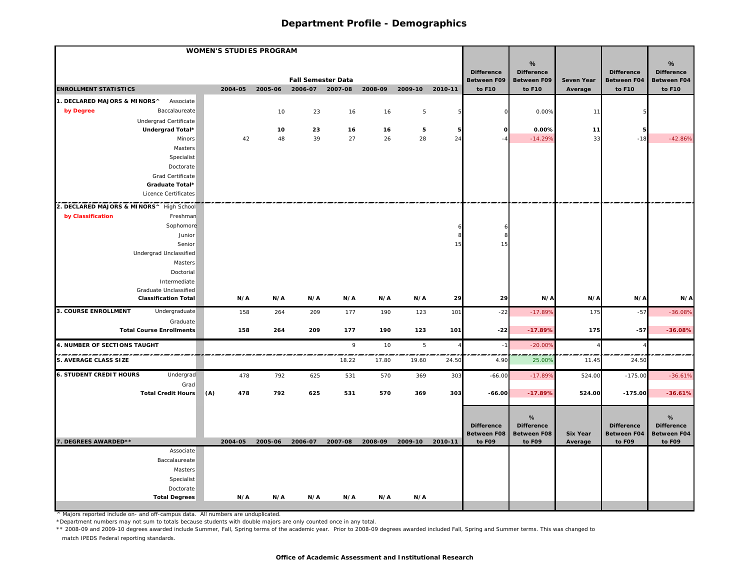# Department Profile - Demographics

| WOMEN'S STUDIES PROGRAM | | | | | | | | | | | | | | |
|---|---|---|---|---|---|---|---|---|---|---|---|---|---|---|
| **ENROLLMENT STATISTICS** | | | **2004-05** | **2005-06** | **2006-07** | **2007-08** (Fall Semester Data) | **2008-09** | **2009-10** | **2010-11** | **Difference Between F09 to F10** | **% Difference Between F09 to F10** | **Seven Year Average** | **Difference Between F04 to F10** | **% Difference Between F04 to F10** |
| **1. DECLARED MAJORS & MINORS^** | Associate | | | | | | | | | | | | | |
| **by Degree** | Baccalaureate | | | 10 | 23 | 16 | 16 | 5 | 5 | 0 | 0.00% | 11 | 5 | |
| | Undergrad Certificate | | | | | | | | | | | | | |
| | **Undergrad Total*** | | | **10** | **23** | **16** | **16** | **5** | **5** | **0** | **0.00%** | **11** | **5** | |
| | Minors | | 42 | 48 | 39 | 27 | 26 | 28 | 24 | -4 | -14.29% | 33 | -18 | -42.86% |
| | Masters | | | | | | | | | | | | | |
| | Specialist | | | | | | | | | | | | | |
| | Doctorate | | | | | | | | | | | | | |
| | Grad Certificate | | | | | | | | | | | | | |
| | **Graduate Total*** | | | | | | | | | | | | | |
| | Licence Certificates | | | | | | | | | | | | | |
| **2. DECLARED MAJORS & MINORS^** | High School | | | | | | | | | | | | | |
| **by Classification** | Freshman | | | | | | | | | | | | | |
| | Sophomore | | | | | | | | 6 | 6 | | | | |
| | Junior | | | | | | | | 8 | 8 | | | | |
| | Senior | | | | | | | | 15 | 15 | | | | |
| | Undergrad Unclassified | | | | | | | | | | | | | |
| | Masters | | | | | | | | | | | | | |
| | Doctorial | | | | | | | | | | | | | |
| | Intermediate | | | | | | | | | | | | | |
| | Graduate Unclassified | | | | | | | | | | | | | |
| | **Classification Total** | | **N/A** | **N/A** | **N/A** | **N/A** | **N/A** | **N/A** | **29** | **29** | **N/A** | **N/A** | **N/A** | **N/A** |
| **3. COURSE ENROLLMENT** | Undergraduate | | 158 | 264 | 209 | 177 | 190 | 123 | 101 | -22 | -17.89% | 175 | -57 | -36.08% |
| | Graduate | | | | | | | | | | | | | |
| | **Total Course Enrollments** | | **158** | **264** | **209** | **177** | **190** | **123** | **101** | **-22** | **-17.89%** | **175** | **-57** | **-36.08%** |
| **4. NUMBER OF SECTIONS TAUGHT** | | | | | | 9 | 10 | 5 | 4 | -1 | -20.00% | 4 | 4 | |
| **5. AVERAGE CLASS SIZE** | | | | | | 18.22 | 17.80 | 19.60 | 24.50 | 4.90 | 25.00% | 11.45 | 24.50 | |
| **6. STUDENT CREDIT HOURS** | Undergrad | | 478 | 792 | 625 | 531 | 570 | 369 | 303 | -66.00 | -17.89% | 524.00 | -175.00 | -36.61% |
| | Grad | | | | | | | | | | | | | |
| | **Total Credit Hours** | **(A)** | **478** | **792** | **625** | **531** | **570** | **369** | **303** | **-66.00** | **-17.89%** | **524.00** | **-175.00** | **-36.61%** |
| **7. DEGREES AWARDED**** | | | **2004-05** | **2005-06** | **2006-07** | **2007-08** | **2008-09** | **2009-10** | **2010-11** | **Difference Between F08 to F09** | **% Difference Between F08 to F09** | **Six Year Average** | **Difference Between F04 to F09** | **% Difference Between F04 to F09** |
| | Associate | | | | | | | | | | | | | |
| | Baccalaureate | | | | | | | | | | | | | |
| | Masters | | | | | | | | | | | | | |
| | Specialist | | | | | | | | | | | | | |
| | Doctorate | | | | | | | | | | | | | |
| | **Total Degrees** | | **N/A** | **N/A** | **N/A** | **N/A** | **N/A** | **N/A** | | | | | | |

^ Majors reported include on- and off-campus data. All numbers are unduplicated.

*Department numbers may not sum to totals because students with double majors are only counted once in any total.

** 2008-09 and 2009-10 degrees awarded include Summer, Fall, Spring terms of the academic year. Prior to 2008-09 degrees awarded included Fall, Spring and Summer terms. This was changed to match IPEDS Federal reporting standards.

**Office of Academic Assessment and Institutional Research**